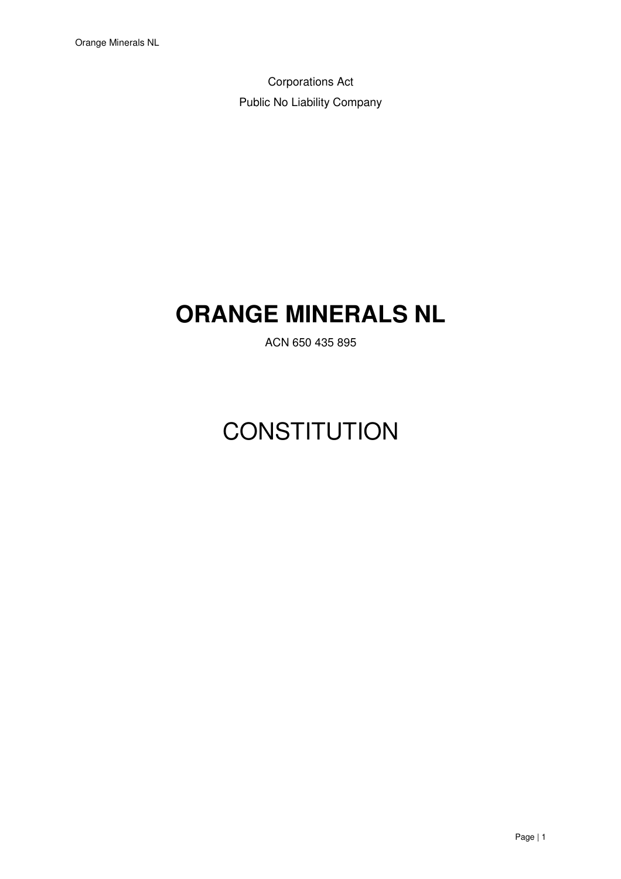Corporations Act

Public No Liability Company

# ORANGE MINERALS NL

ACN 650 435 895

# CONSTITUTION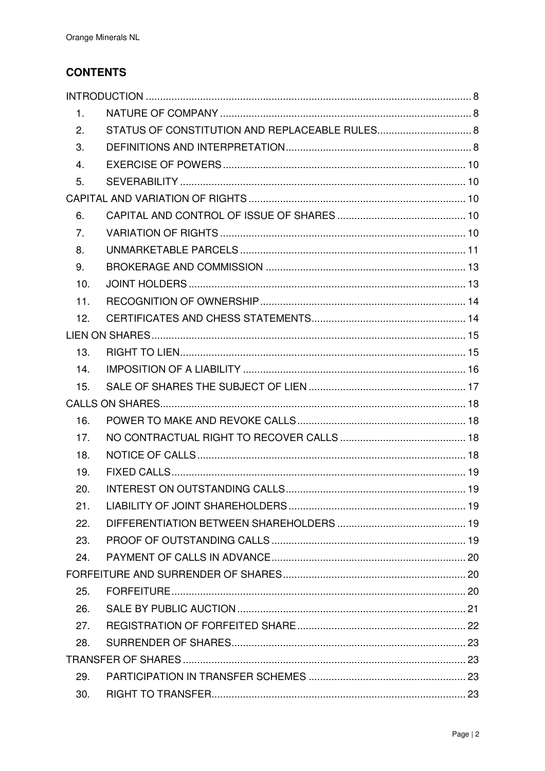## CONTENTS

INTRODUCTION ..... 8

1. NATURE OF COMPANY ..... 8
2. STATUS OF CONSTITUTION AND REPLACEABLE RULES ..... 8
3. DEFINITIONS AND INTERPRETATION ..... 8
4. EXERCISE OF POWERS ..... 10
5. SEVERABILITY ..... 10

CAPITAL AND VARIATION OF RIGHTS ..... 10

6. CAPITAL AND CONTROL OF ISSUE OF SHARES ..... 10
7. VARIATION OF RIGHTS ..... 10
8. UNMARKETABLE PARCELS ..... 11
9. BROKERAGE AND COMMISSION ..... 13
10. JOINT HOLDERS ..... 13
11. RECOGNITION OF OWNERSHIP ..... 14
12. CERTIFICATES AND CHESS STATEMENTS ..... 14

LIEN ON SHARES ..... 15

13. RIGHT TO LIEN ..... 15
14. IMPOSITION OF A LIABILITY ..... 16
15. SALE OF SHARES THE SUBJECT OF LIEN ..... 17

CALLS ON SHARES ..... 18

16. POWER TO MAKE AND REVOKE CALLS ..... 18
17. NO CONTRACTUAL RIGHT TO RECOVER CALLS ..... 18
18. NOTICE OF CALLS ..... 18
19. FIXED CALLS ..... 19
20. INTEREST ON OUTSTANDING CALLS ..... 19
21. LIABILITY OF JOINT SHAREHOLDERS ..... 19
22. DIFFERENTIATION BETWEEN SHAREHOLDERS ..... 19
23. PROOF OF OUTSTANDING CALLS ..... 19
24. PAYMENT OF CALLS IN ADVANCE ..... 20

FORFEITURE AND SURRENDER OF SHARES ..... 20

25. FORFEITURE ..... 20
26. SALE BY PUBLIC AUCTION ..... 21
27. REGISTRATION OF FORFEITED SHARE ..... 22
28. SURRENDER OF SHARES ..... 23

TRANSFER OF SHARES ..... 23

29. PARTICIPATION IN TRANSFER SCHEMES ..... 23
30. RIGHT TO TRANSFER ..... 23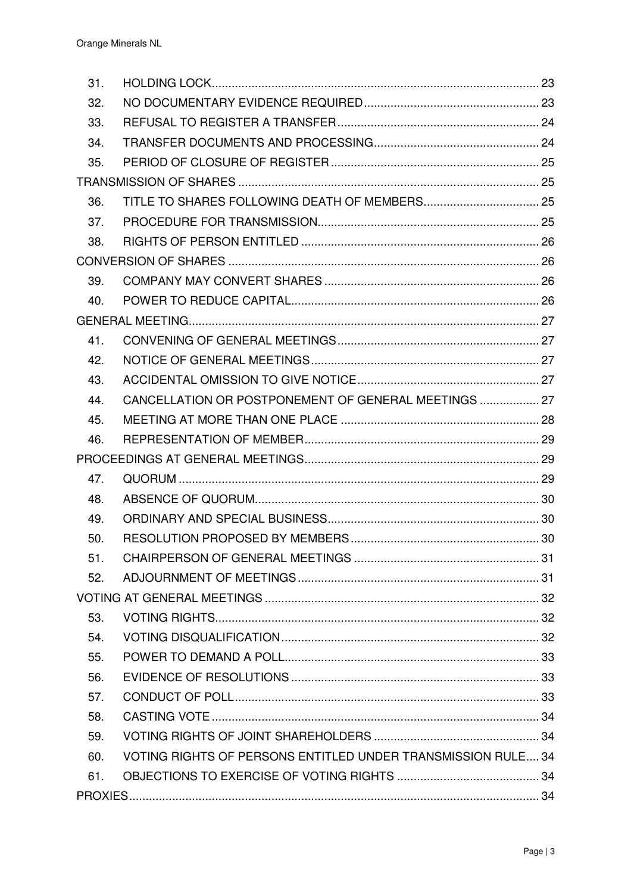| | | |
|---|---|---|
| 31. | HOLDING LOCK | 23 |
| 32. | NO DOCUMENTARY EVIDENCE REQUIRED | 23 |
| 33. | REFUSAL TO REGISTER A TRANSFER | 24 |
| 34. | TRANSFER DOCUMENTS AND PROCESSING | 24 |
| 35. | PERIOD OF CLOSURE OF REGISTER | 25 |
| TRANSMISSION OF SHARES | | 25 |
| 36. | TITLE TO SHARES FOLLOWING DEATH OF MEMBERS | 25 |
| 37. | PROCEDURE FOR TRANSMISSION | 25 |
| 38. | RIGHTS OF PERSON ENTITLED | 26 |
| CONVERSION OF SHARES | | 26 |
| 39. | COMPANY MAY CONVERT SHARES | 26 |
| 40. | POWER TO REDUCE CAPITAL | 26 |
| GENERAL MEETING | | 27 |
| 41. | CONVENING OF GENERAL MEETINGS | 27 |
| 42. | NOTICE OF GENERAL MEETINGS | 27 |
| 43. | ACCIDENTAL OMISSION TO GIVE NOTICE | 27 |
| 44. | CANCELLATION OR POSTPONEMENT OF GENERAL MEETINGS | 27 |
| 45. | MEETING AT MORE THAN ONE PLACE | 28 |
| 46. | REPRESENTATION OF MEMBER | 29 |
| PROCEEDINGS AT GENERAL MEETINGS | | 29 |
| 47. | QUORUM | 29 |
| 48. | ABSENCE OF QUORUM | 30 |
| 49. | ORDINARY AND SPECIAL BUSINESS | 30 |
| 50. | RESOLUTION PROPOSED BY MEMBERS | 30 |
| 51. | CHAIRPERSON OF GENERAL MEETINGS | 31 |
| 52. | ADJOURNMENT OF MEETINGS | 31 |
| VOTING AT GENERAL MEETINGS | | 32 |
| 53. | VOTING RIGHTS | 32 |
| 54. | VOTING DISQUALIFICATION | 32 |
| 55. | POWER TO DEMAND A POLL | 33 |
| 56. | EVIDENCE OF RESOLUTIONS | 33 |
| 57. | CONDUCT OF POLL | 33 |
| 58. | CASTING VOTE | 34 |
| 59. | VOTING RIGHTS OF JOINT SHAREHOLDERS | 34 |
| 60. | VOTING RIGHTS OF PERSONS ENTITLED UNDER TRANSMISSION RULE | 34 |
| 61. | OBJECTIONS TO EXERCISE OF VOTING RIGHTS | 34 |
| PROXIES | | 34 |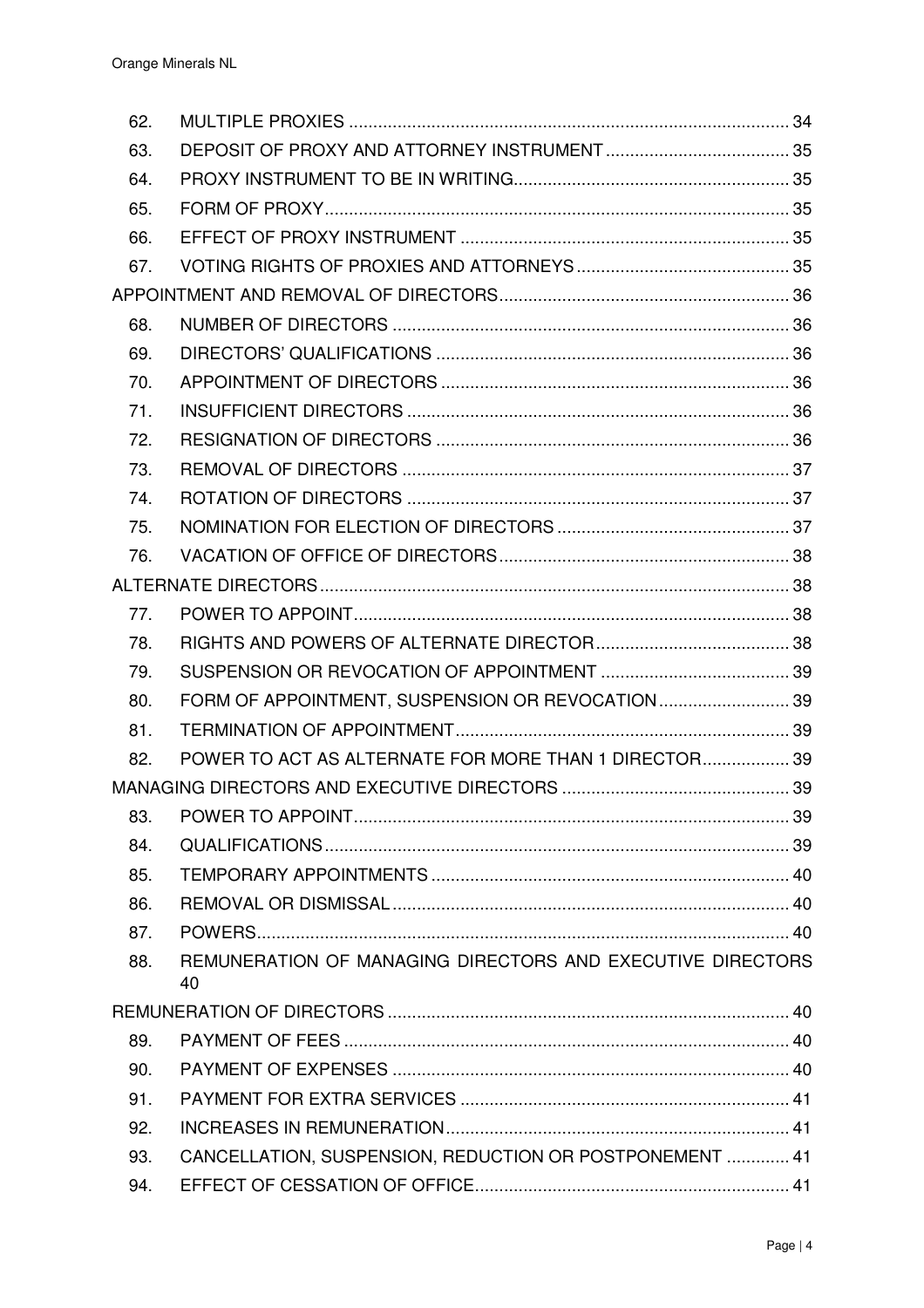| | | |
|---|---|---|
| 62. | MULTIPLE PROXIES | 34 |
| 63. | DEPOSIT OF PROXY AND ATTORNEY INSTRUMENT | 35 |
| 64. | PROXY INSTRUMENT TO BE IN WRITING | 35 |
| 65. | FORM OF PROXY | 35 |
| 66. | EFFECT OF PROXY INSTRUMENT | 35 |
| 67. | VOTING RIGHTS OF PROXIES AND ATTORNEYS | 35 |
| APPOINTMENT AND REMOVAL OF DIRECTORS | | 36 |
| 68. | NUMBER OF DIRECTORS | 36 |
| 69. | DIRECTORS' QUALIFICATIONS | 36 |
| 70. | APPOINTMENT OF DIRECTORS | 36 |
| 71. | INSUFFICIENT DIRECTORS | 36 |
| 72. | RESIGNATION OF DIRECTORS | 36 |
| 73. | REMOVAL OF DIRECTORS | 37 |
| 74. | ROTATION OF DIRECTORS | 37 |
| 75. | NOMINATION FOR ELECTION OF DIRECTORS | 37 |
| 76. | VACATION OF OFFICE OF DIRECTORS | 38 |
| ALTERNATE DIRECTORS | | 38 |
| 77. | POWER TO APPOINT | 38 |
| 78. | RIGHTS AND POWERS OF ALTERNATE DIRECTOR | 38 |
| 79. | SUSPENSION OR REVOCATION OF APPOINTMENT | 39 |
| 80. | FORM OF APPOINTMENT, SUSPENSION OR REVOCATION | 39 |
| 81. | TERMINATION OF APPOINTMENT | 39 |
| 82. | POWER TO ACT AS ALTERNATE FOR MORE THAN 1 DIRECTOR | 39 |
| MANAGING DIRECTORS AND EXECUTIVE DIRECTORS | | 39 |
| 83. | POWER TO APPOINT | 39 |
| 84. | QUALIFICATIONS | 39 |
| 85. | TEMPORARY APPOINTMENTS | 40 |
| 86. | REMOVAL OR DISMISSAL | 40 |
| 87. | POWERS | 40 |
| 88. | REMUNERATION OF MANAGING DIRECTORS AND EXECUTIVE DIRECTORS | 40 |
| REMUNERATION OF DIRECTORS | | 40 |
| 89. | PAYMENT OF FEES | 40 |
| 90. | PAYMENT OF EXPENSES | 40 |
| 91. | PAYMENT FOR EXTRA SERVICES | 41 |
| 92. | INCREASES IN REMUNERATION | 41 |
| 93. | CANCELLATION, SUSPENSION, REDUCTION OR POSTPONEMENT | 41 |
| 94. | EFFECT OF CESSATION OF OFFICE | 41 |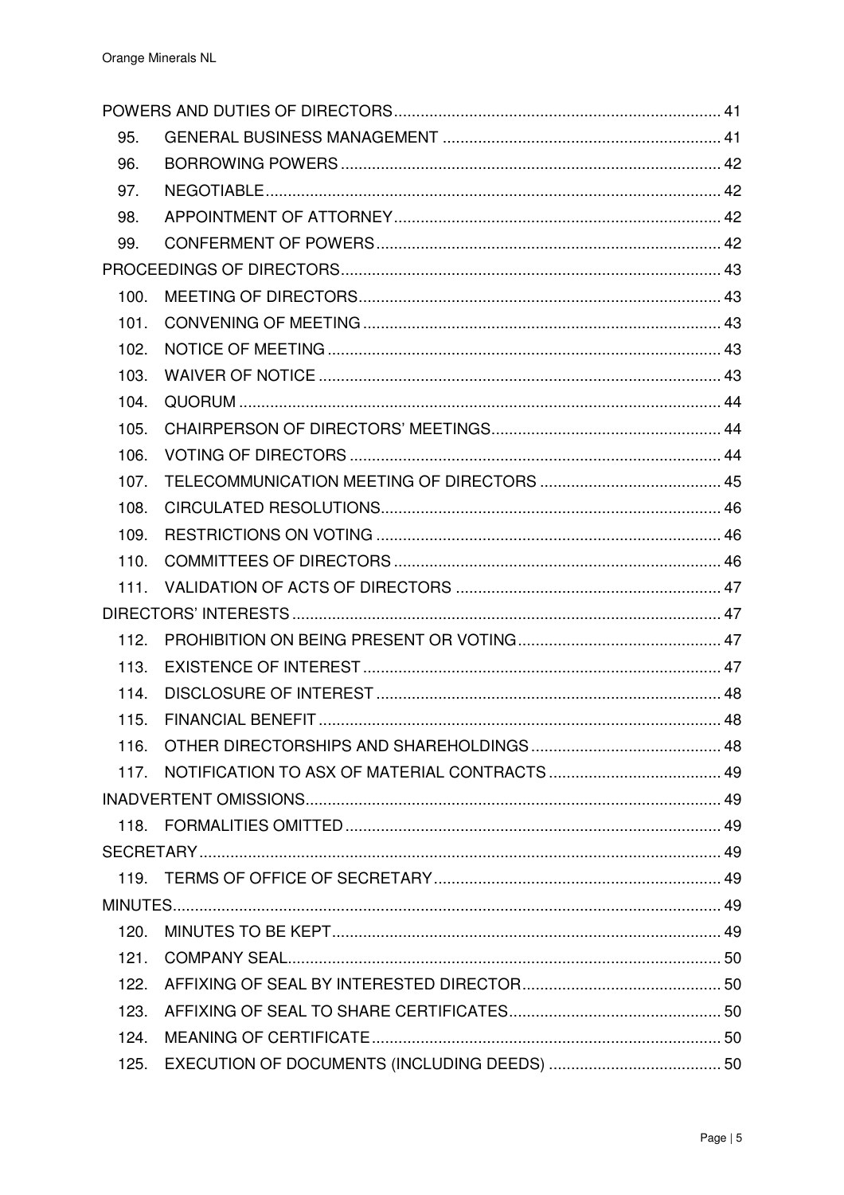| | | |
|---|---|---|
| POWERS AND DUTIES OF DIRECTORS | | 41 |
| 95. | GENERAL BUSINESS MANAGEMENT | 41 |
| 96. | BORROWING POWERS | 42 |
| 97. | NEGOTIABLE | 42 |
| 98. | APPOINTMENT OF ATTORNEY | 42 |
| 99. | CONFERMENT OF POWERS | 42 |
| PROCEEDINGS OF DIRECTORS | | 43 |
| 100. | MEETING OF DIRECTORS | 43 |
| 101. | CONVENING OF MEETING | 43 |
| 102. | NOTICE OF MEETING | 43 |
| 103. | WAIVER OF NOTICE | 43 |
| 104. | QUORUM | 44 |
| 105. | CHAIRPERSON OF DIRECTORS' MEETINGS | 44 |
| 106. | VOTING OF DIRECTORS | 44 |
| 107. | TELECOMMUNICATION MEETING OF DIRECTORS | 45 |
| 108. | CIRCULATED RESOLUTIONS | 46 |
| 109. | RESTRICTIONS ON VOTING | 46 |
| 110. | COMMITTEES OF DIRECTORS | 46 |
| 111. | VALIDATION OF ACTS OF DIRECTORS | 47 |
| DIRECTORS' INTERESTS | | 47 |
| 112. | PROHIBITION ON BEING PRESENT OR VOTING | 47 |
| 113. | EXISTENCE OF INTEREST | 47 |
| 114. | DISCLOSURE OF INTEREST | 48 |
| 115. | FINANCIAL BENEFIT | 48 |
| 116. | OTHER DIRECTORSHIPS AND SHAREHOLDINGS | 48 |
| 117. | NOTIFICATION TO ASX OF MATERIAL CONTRACTS | 49 |
| INADVERTENT OMISSIONS | | 49 |
| 118. | FORMALITIES OMITTED | 49 |
| SECRETARY | | 49 |
| 119. | TERMS OF OFFICE OF SECRETARY | 49 |
| MINUTES | | 49 |
| 120. | MINUTES TO BE KEPT | 49 |
| 121. | COMPANY SEAL | 50 |
| 122. | AFFIXING OF SEAL BY INTERESTED DIRECTOR | 50 |
| 123. | AFFIXING OF SEAL TO SHARE CERTIFICATES | 50 |
| 124. | MEANING OF CERTIFICATE | 50 |
| 125. | EXECUTION OF DOCUMENTS (INCLUDING DEEDS) | 50 |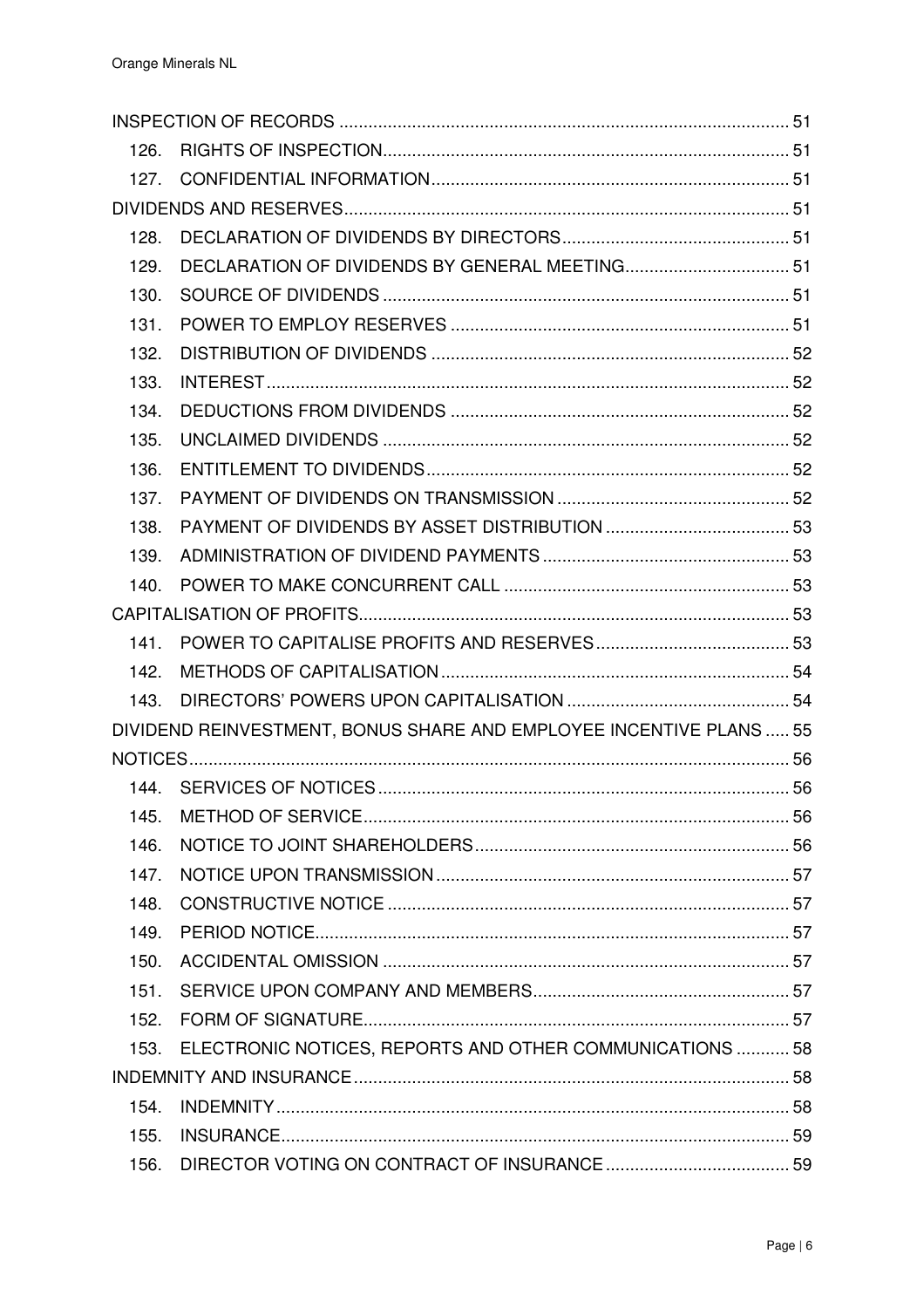INSPECTION OF RECORDS ........................................................................................ 51

126. RIGHTS OF INSPECTION................................................................................... 51

127. CONFIDENTIAL INFORMATION......................................................................... 51

DIVIDENDS AND RESERVES.......................................................................................... 51

128. DECLARATION OF DIVIDENDS BY DIRECTORS............................................... 51

129. DECLARATION OF DIVIDENDS BY GENERAL MEETING................................. 51

130. SOURCE OF DIVIDENDS ................................................................................... 51

131. POWER TO EMPLOY RESERVES ..................................................................... 51

132. DISTRIBUTION OF DIVIDENDS ......................................................................... 52

133. INTEREST........................................................................................................... 52

134. DEDUCTIONS FROM DIVIDENDS ..................................................................... 52

135. UNCLAIMED DIVIDENDS ................................................................................... 52

136. ENTITLEMENT TO DIVIDENDS........................................................................... 52

137. PAYMENT OF DIVIDENDS ON TRANSMISSION ................................................ 52

138. PAYMENT OF DIVIDENDS BY ASSET DISTRIBUTION ...................................... 53

139. ADMINISTRATION OF DIVIDEND PAYMENTS ................................................... 53

140. POWER TO MAKE CONCURRENT CALL ........................................................... 53

CAPITALISATION OF PROFITS........................................................................................ 53

141. POWER TO CAPITALISE PROFITS AND RESERVES........................................ 53

142. METHODS OF CAPITALISATION ....................................................................... 54

143. DIRECTORS' POWERS UPON CAPITALISATION .............................................. 54

DIVIDEND REINVESTMENT, BONUS SHARE AND EMPLOYEE INCENTIVE PLANS ..... 55

NOTICES.......................................................................................................................... 56

144. SERVICES OF NOTICES.................................................................................... 56

145. METHOD OF SERVICE....................................................................................... 56

146. NOTICE TO JOINT SHAREHOLDERS................................................................ 56

147. NOTICE UPON TRANSMISSION ........................................................................ 57

148. CONSTRUCTIVE NOTICE .................................................................................. 57

149. PERIOD NOTICE................................................................................................. 57

150. ACCIDENTAL OMISSION ................................................................................... 57

151. SERVICE UPON COMPANY AND MEMBERS..................................................... 57

152. FORM OF SIGNATURE....................................................................................... 57

153. ELECTRONIC NOTICES, REPORTS AND OTHER COMMUNICATIONS ........... 58

INDEMNITY AND INSURANCE......................................................................................... 58

154. INDEMNITY......................................................................................................... 58

155. INSURANCE........................................................................................................ 59

156. DIRECTOR VOTING ON CONTRACT OF INSURANCE ...................................... 59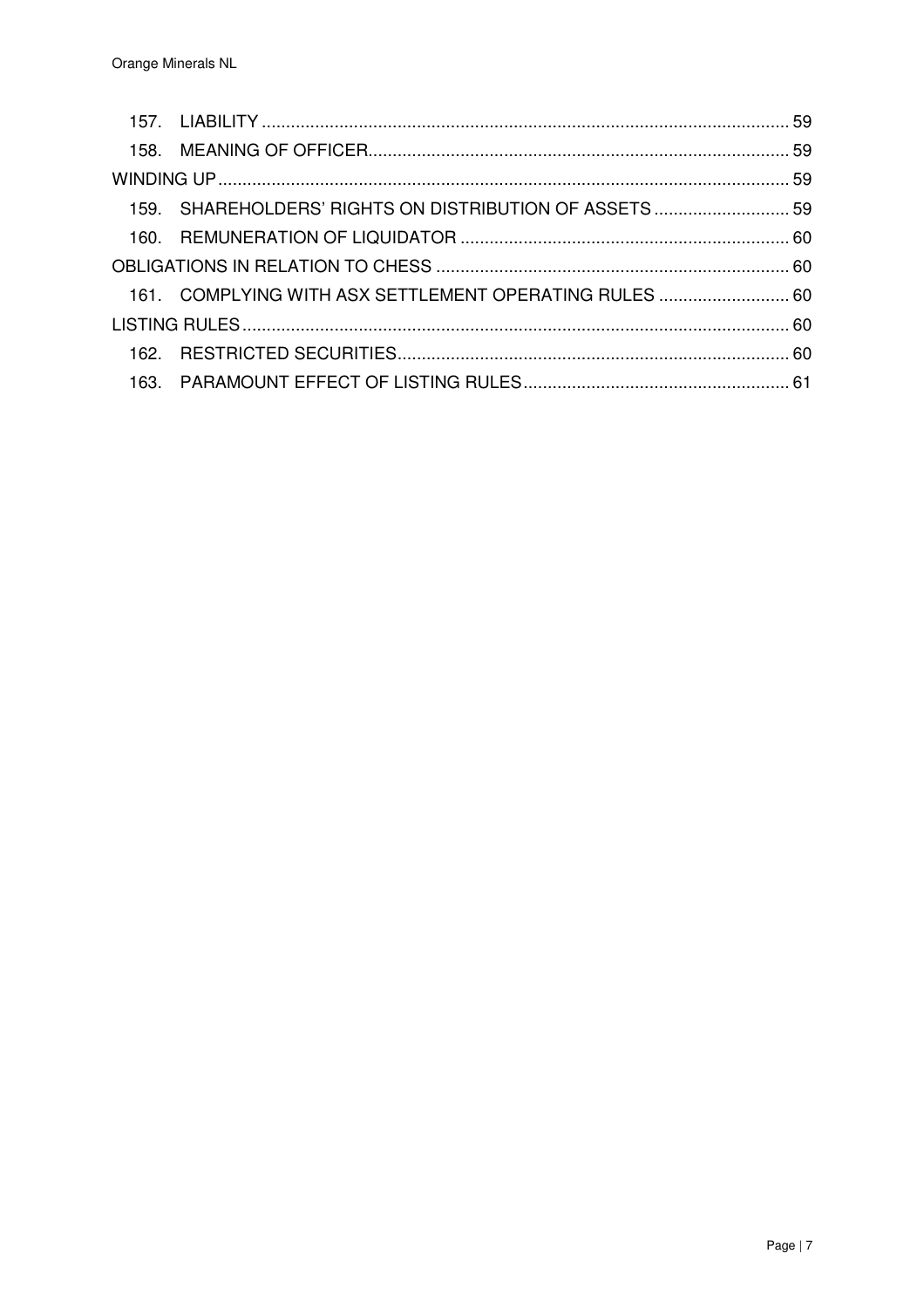157. LIABILITY ... 59

158. MEANING OF OFFICER ... 59

WINDING UP ... 59

159. SHAREHOLDERS' RIGHTS ON DISTRIBUTION OF ASSETS ... 59

160. REMUNERATION OF LIQUIDATOR ... 60

OBLIGATIONS IN RELATION TO CHESS ... 60

161. COMPLYING WITH ASX SETTLEMENT OPERATING RULES ... 60

LISTING RULES ... 60

162. RESTRICTED SECURITIES ... 60

163. PARAMOUNT EFFECT OF LISTING RULES ... 61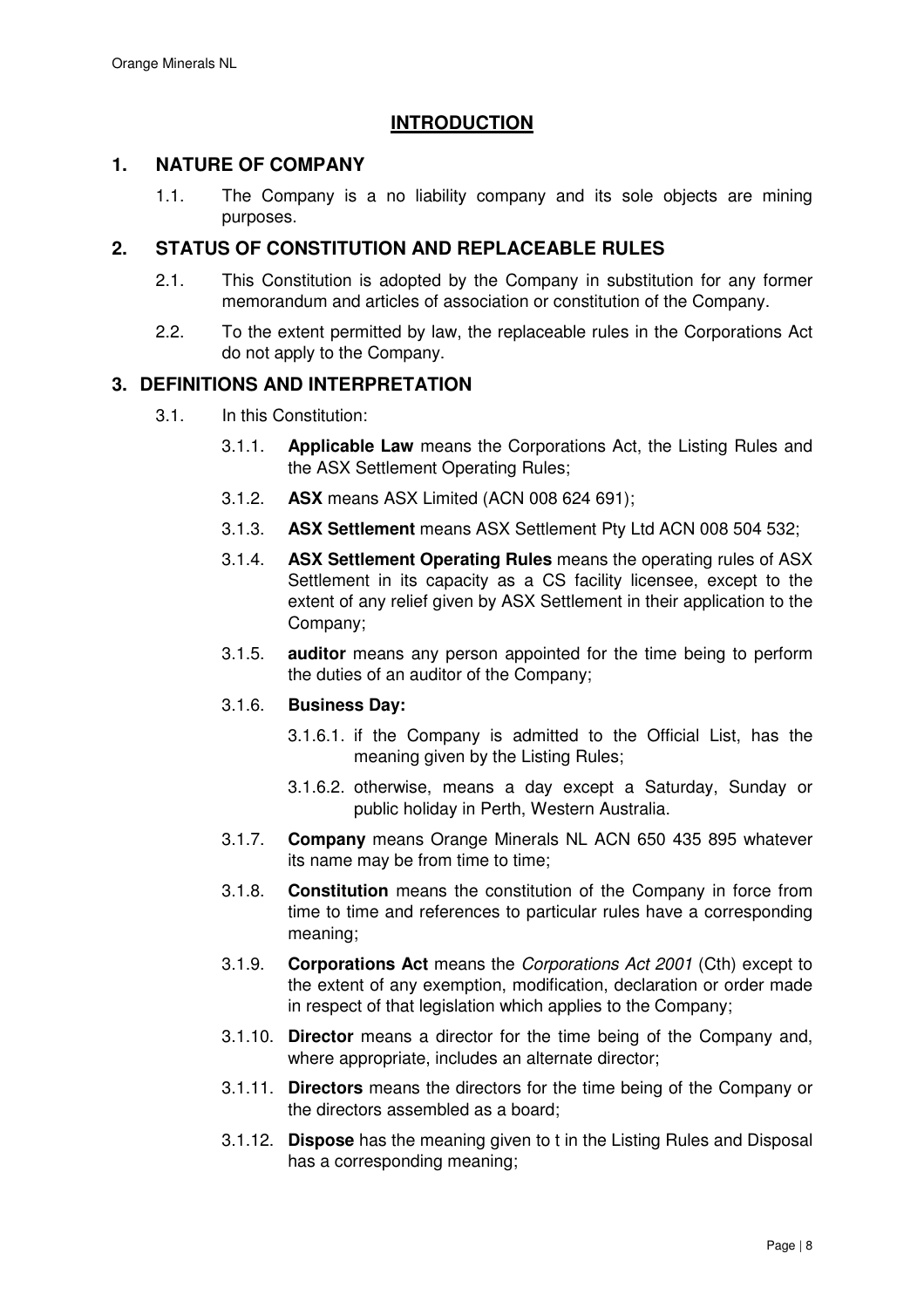## INTRODUCTION

### 1. NATURE OF COMPANY

1.1. The Company is a no liability company and its sole objects are mining purposes.

### 2. STATUS OF CONSTITUTION AND REPLACEABLE RULES

2.1. This Constitution is adopted by the Company in substitution for any former memorandum and articles of association or constitution of the Company.

2.2. To the extent permitted by law, the replaceable rules in the Corporations Act do not apply to the Company.

### 3. DEFINITIONS AND INTERPRETATION

3.1. In this Constitution:

3.1.1. **Applicable Law** means the Corporations Act, the Listing Rules and the ASX Settlement Operating Rules;

3.1.2. **ASX** means ASX Limited (ACN 008 624 691);

3.1.3. **ASX Settlement** means ASX Settlement Pty Ltd ACN 008 504 532;

3.1.4. **ASX Settlement Operating Rules** means the operating rules of ASX Settlement in its capacity as a CS facility licensee, except to the extent of any relief given by ASX Settlement in their application to the Company;

3.1.5. **auditor** means any person appointed for the time being to perform the duties of an auditor of the Company;

3.1.6. **Business Day:**

3.1.6.1. if the Company is admitted to the Official List, has the meaning given by the Listing Rules;

3.1.6.2. otherwise, means a day except a Saturday, Sunday or public holiday in Perth, Western Australia.

3.1.7. **Company** means Orange Minerals NL ACN 650 435 895 whatever its name may be from time to time;

3.1.8. **Constitution** means the constitution of the Company in force from time to time and references to particular rules have a corresponding meaning;

3.1.9. **Corporations Act** means the *Corporations Act 2001* (Cth) except to the extent of any exemption, modification, declaration or order made in respect of that legislation which applies to the Company;

3.1.10. **Director** means a director for the time being of the Company and, where appropriate, includes an alternate director;

3.1.11. **Directors** means the directors for the time being of the Company or the directors assembled as a board;

3.1.12. **Dispose** has the meaning given to t in the Listing Rules and Disposal has a corresponding meaning;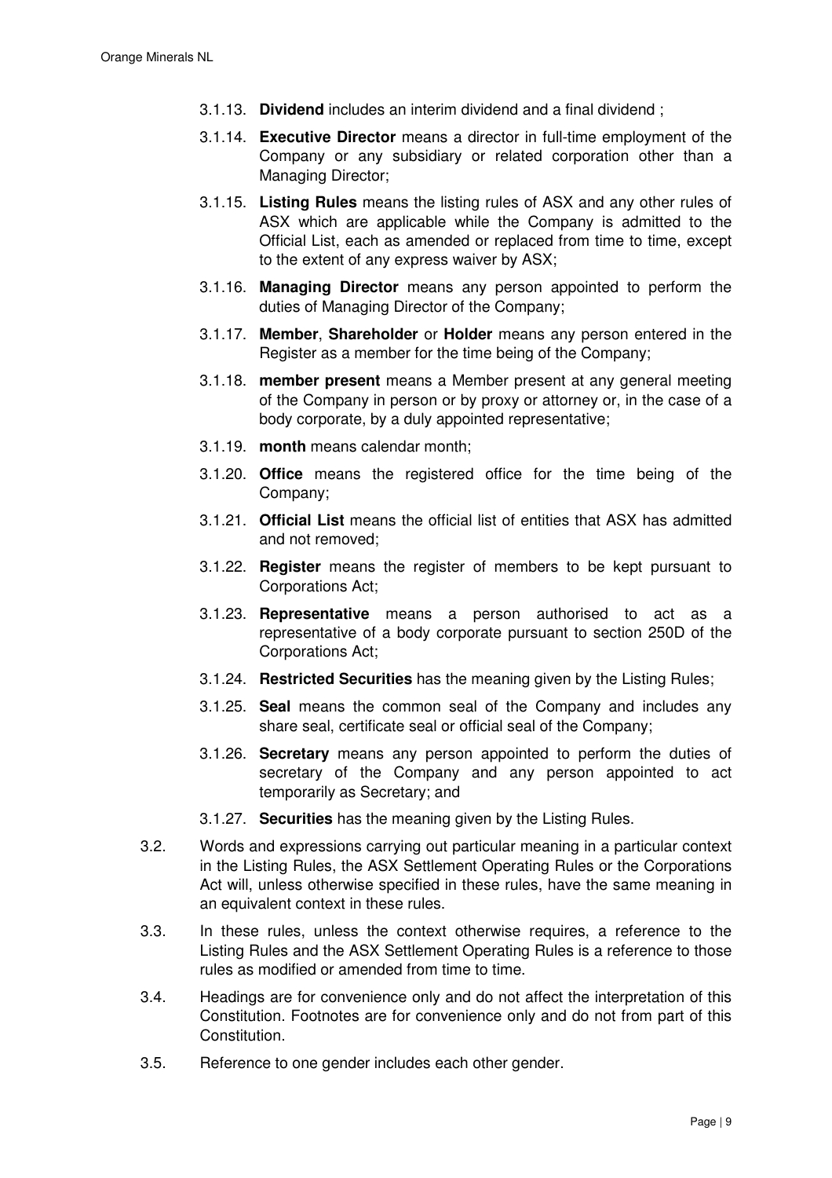3.1.13. **Dividend** includes an interim dividend and a final dividend ;

3.1.14. **Executive Director** means a director in full-time employment of the Company or any subsidiary or related corporation other than a Managing Director;

3.1.15. **Listing Rules** means the listing rules of ASX and any other rules of ASX which are applicable while the Company is admitted to the Official List, each as amended or replaced from time to time, except to the extent of any express waiver by ASX;

3.1.16. **Managing Director** means any person appointed to perform the duties of Managing Director of the Company;

3.1.17. **Member**, **Shareholder** or **Holder** means any person entered in the Register as a member for the time being of the Company;

3.1.18. **member present** means a Member present at any general meeting of the Company in person or by proxy or attorney or, in the case of a body corporate, by a duly appointed representative;

3.1.19. **month** means calendar month;

3.1.20. **Office** means the registered office for the time being of the Company;

3.1.21. **Official List** means the official list of entities that ASX has admitted and not removed;

3.1.22. **Register** means the register of members to be kept pursuant to Corporations Act;

3.1.23. **Representative** means a person authorised to act as a representative of a body corporate pursuant to section 250D of the Corporations Act;

3.1.24. **Restricted Securities** has the meaning given by the Listing Rules;

3.1.25. **Seal** means the common seal of the Company and includes any share seal, certificate seal or official seal of the Company;

3.1.26. **Secretary** means any person appointed to perform the duties of secretary of the Company and any person appointed to act temporarily as Secretary; and

3.1.27. **Securities** has the meaning given by the Listing Rules.

3.2. Words and expressions carrying out particular meaning in a particular context in the Listing Rules, the ASX Settlement Operating Rules or the Corporations Act will, unless otherwise specified in these rules, have the same meaning in an equivalent context in these rules.

3.3. In these rules, unless the context otherwise requires, a reference to the Listing Rules and the ASX Settlement Operating Rules is a reference to those rules as modified or amended from time to time.

3.4. Headings are for convenience only and do not affect the interpretation of this Constitution. Footnotes are for convenience only and do not from part of this Constitution.

3.5. Reference to one gender includes each other gender.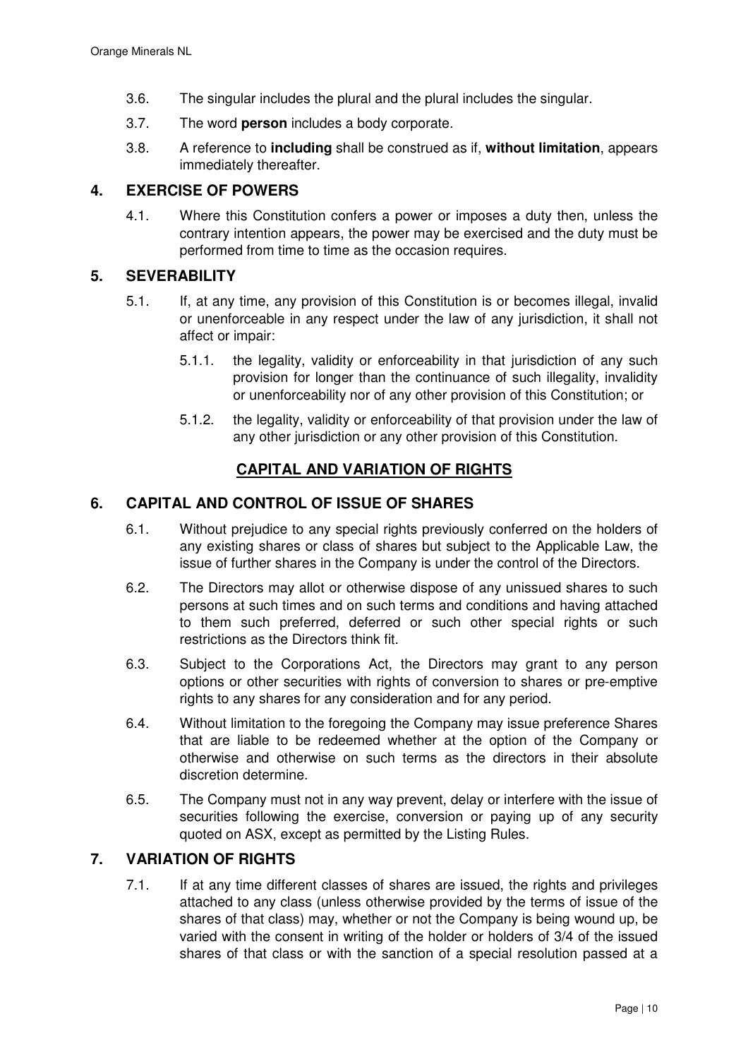3.6. The singular includes the plural and the plural includes the singular.

3.7. The word **person** includes a body corporate.

3.8. A reference to **including** shall be construed as if, **without limitation**, appears immediately thereafter.

## 4. EXERCISE OF POWERS

4.1. Where this Constitution confers a power or imposes a duty then, unless the contrary intention appears, the power may be exercised and the duty must be performed from time to time as the occasion requires.

## 5. SEVERABILITY

5.1. If, at any time, any provision of this Constitution is or becomes illegal, invalid or unenforceable in any respect under the law of any jurisdiction, it shall not affect or impair:

5.1.1. the legality, validity or enforceability in that jurisdiction of any such provision for longer than the continuance of such illegality, invalidity or unenforceability nor of any other provision of this Constitution; or

5.1.2. the legality, validity or enforceability of that provision under the law of any other jurisdiction or any other provision of this Constitution.

# CAPITAL AND VARIATION OF RIGHTS

## 6. CAPITAL AND CONTROL OF ISSUE OF SHARES

6.1. Without prejudice to any special rights previously conferred on the holders of any existing shares or class of shares but subject to the Applicable Law, the issue of further shares in the Company is under the control of the Directors.

6.2. The Directors may allot or otherwise dispose of any unissued shares to such persons at such times and on such terms and conditions and having attached to them such preferred, deferred or such other special rights or such restrictions as the Directors think fit.

6.3. Subject to the Corporations Act, the Directors may grant to any person options or other securities with rights of conversion to shares or pre-emptive rights to any shares for any consideration and for any period.

6.4. Without limitation to the foregoing the Company may issue preference Shares that are liable to be redeemed whether at the option of the Company or otherwise and otherwise on such terms as the directors in their absolute discretion determine.

6.5. The Company must not in any way prevent, delay or interfere with the issue of securities following the exercise, conversion or paying up of any security quoted on ASX, except as permitted by the Listing Rules.

## 7. VARIATION OF RIGHTS

7.1. If at any time different classes of shares are issued, the rights and privileges attached to any class (unless otherwise provided by the terms of issue of the shares of that class) may, whether or not the Company is being wound up, be varied with the consent in writing of the holder or holders of 3/4 of the issued shares of that class or with the sanction of a special resolution passed at a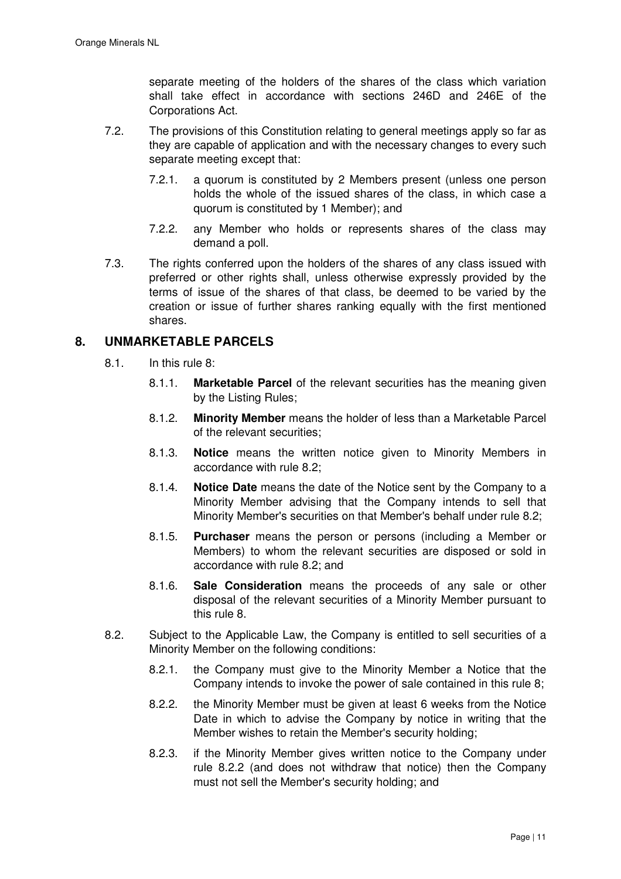separate meeting of the holders of the shares of the class which variation shall take effect in accordance with sections 246D and 246E of the Corporations Act.

7.2. The provisions of this Constitution relating to general meetings apply so far as they are capable of application and with the necessary changes to every such separate meeting except that:

7.2.1. a quorum is constituted by 2 Members present (unless one person holds the whole of the issued shares of the class, in which case a quorum is constituted by 1 Member); and

7.2.2. any Member who holds or represents shares of the class may demand a poll.

7.3. The rights conferred upon the holders of the shares of any class issued with preferred or other rights shall, unless otherwise expressly provided by the terms of issue of the shares of that class, be deemed to be varied by the creation or issue of further shares ranking equally with the first mentioned shares.

## 8. UNMARKETABLE PARCELS

8.1. In this rule 8:

8.1.1. **Marketable Parcel** of the relevant securities has the meaning given by the Listing Rules;

8.1.2. **Minority Member** means the holder of less than a Marketable Parcel of the relevant securities;

8.1.3. **Notice** means the written notice given to Minority Members in accordance with rule 8.2;

8.1.4. **Notice Date** means the date of the Notice sent by the Company to a Minority Member advising that the Company intends to sell that Minority Member's securities on that Member's behalf under rule 8.2;

8.1.5. **Purchaser** means the person or persons (including a Member or Members) to whom the relevant securities are disposed or sold in accordance with rule 8.2; and

8.1.6. **Sale Consideration** means the proceeds of any sale or other disposal of the relevant securities of a Minority Member pursuant to this rule 8.

8.2. Subject to the Applicable Law, the Company is entitled to sell securities of a Minority Member on the following conditions:

8.2.1. the Company must give to the Minority Member a Notice that the Company intends to invoke the power of sale contained in this rule 8;

8.2.2. the Minority Member must be given at least 6 weeks from the Notice Date in which to advise the Company by notice in writing that the Member wishes to retain the Member's security holding;

8.2.3. if the Minority Member gives written notice to the Company under rule 8.2.2 (and does not withdraw that notice) then the Company must not sell the Member's security holding; and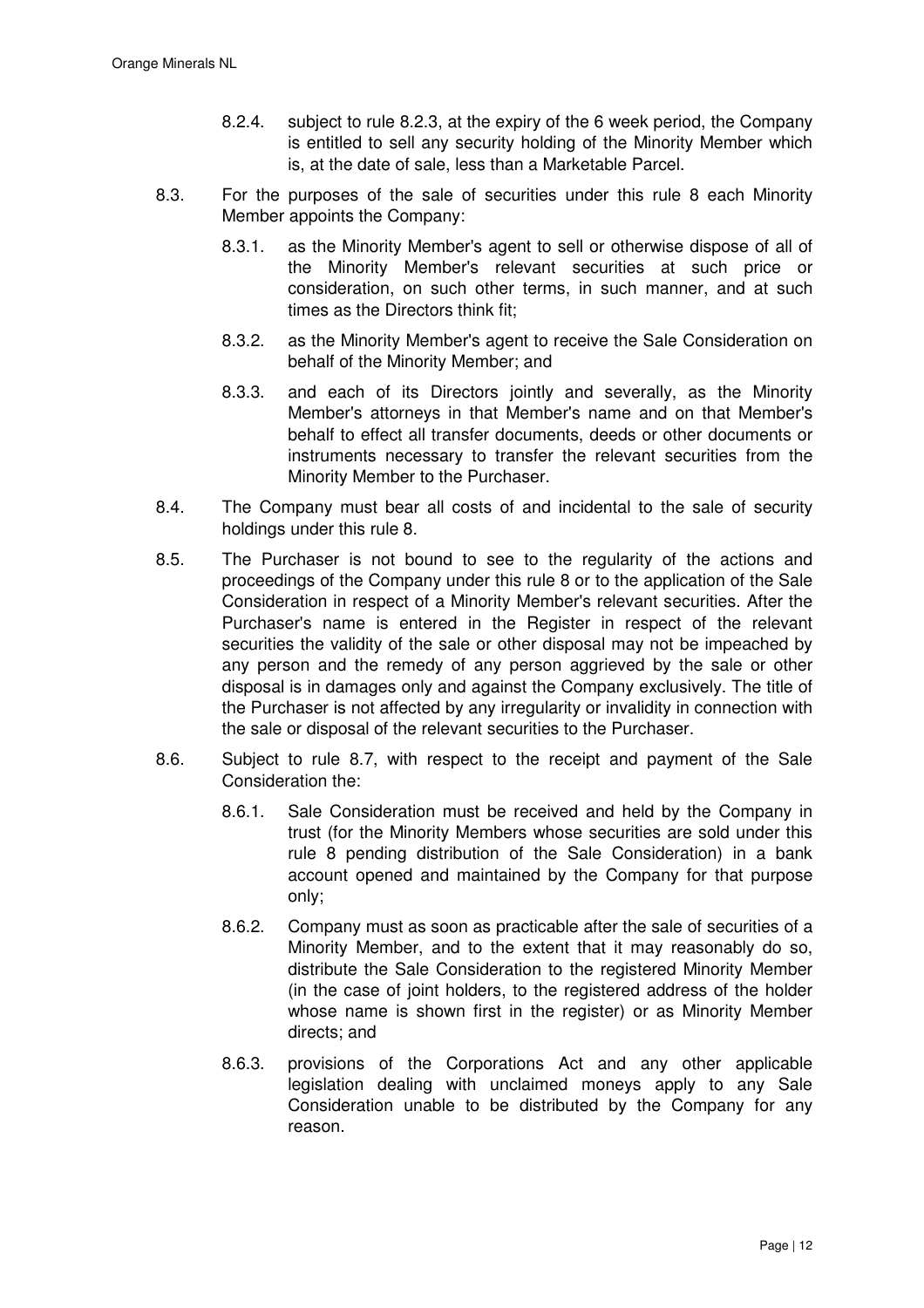8.2.4. subject to rule 8.2.3, at the expiry of the 6 week period, the Company is entitled to sell any security holding of the Minority Member which is, at the date of sale, less than a Marketable Parcel.

8.3. For the purposes of the sale of securities under this rule 8 each Minority Member appoints the Company:

8.3.1. as the Minority Member's agent to sell or otherwise dispose of all of the Minority Member's relevant securities at such price or consideration, on such other terms, in such manner, and at such times as the Directors think fit;

8.3.2. as the Minority Member's agent to receive the Sale Consideration on behalf of the Minority Member; and

8.3.3. and each of its Directors jointly and severally, as the Minority Member's attorneys in that Member's name and on that Member's behalf to effect all transfer documents, deeds or other documents or instruments necessary to transfer the relevant securities from the Minority Member to the Purchaser.

8.4. The Company must bear all costs of and incidental to the sale of security holdings under this rule 8.

8.5. The Purchaser is not bound to see to the regularity of the actions and proceedings of the Company under this rule 8 or to the application of the Sale Consideration in respect of a Minority Member's relevant securities. After the Purchaser's name is entered in the Register in respect of the relevant securities the validity of the sale or other disposal may not be impeached by any person and the remedy of any person aggrieved by the sale or other disposal is in damages only and against the Company exclusively. The title of the Purchaser is not affected by any irregularity or invalidity in connection with the sale or disposal of the relevant securities to the Purchaser.

8.6. Subject to rule 8.7, with respect to the receipt and payment of the Sale Consideration the:

8.6.1. Sale Consideration must be received and held by the Company in trust (for the Minority Members whose securities are sold under this rule 8 pending distribution of the Sale Consideration) in a bank account opened and maintained by the Company for that purpose only;

8.6.2. Company must as soon as practicable after the sale of securities of a Minority Member, and to the extent that it may reasonably do so, distribute the Sale Consideration to the registered Minority Member (in the case of joint holders, to the registered address of the holder whose name is shown first in the register) or as Minority Member directs; and

8.6.3. provisions of the Corporations Act and any other applicable legislation dealing with unclaimed moneys apply to any Sale Consideration unable to be distributed by the Company for any reason.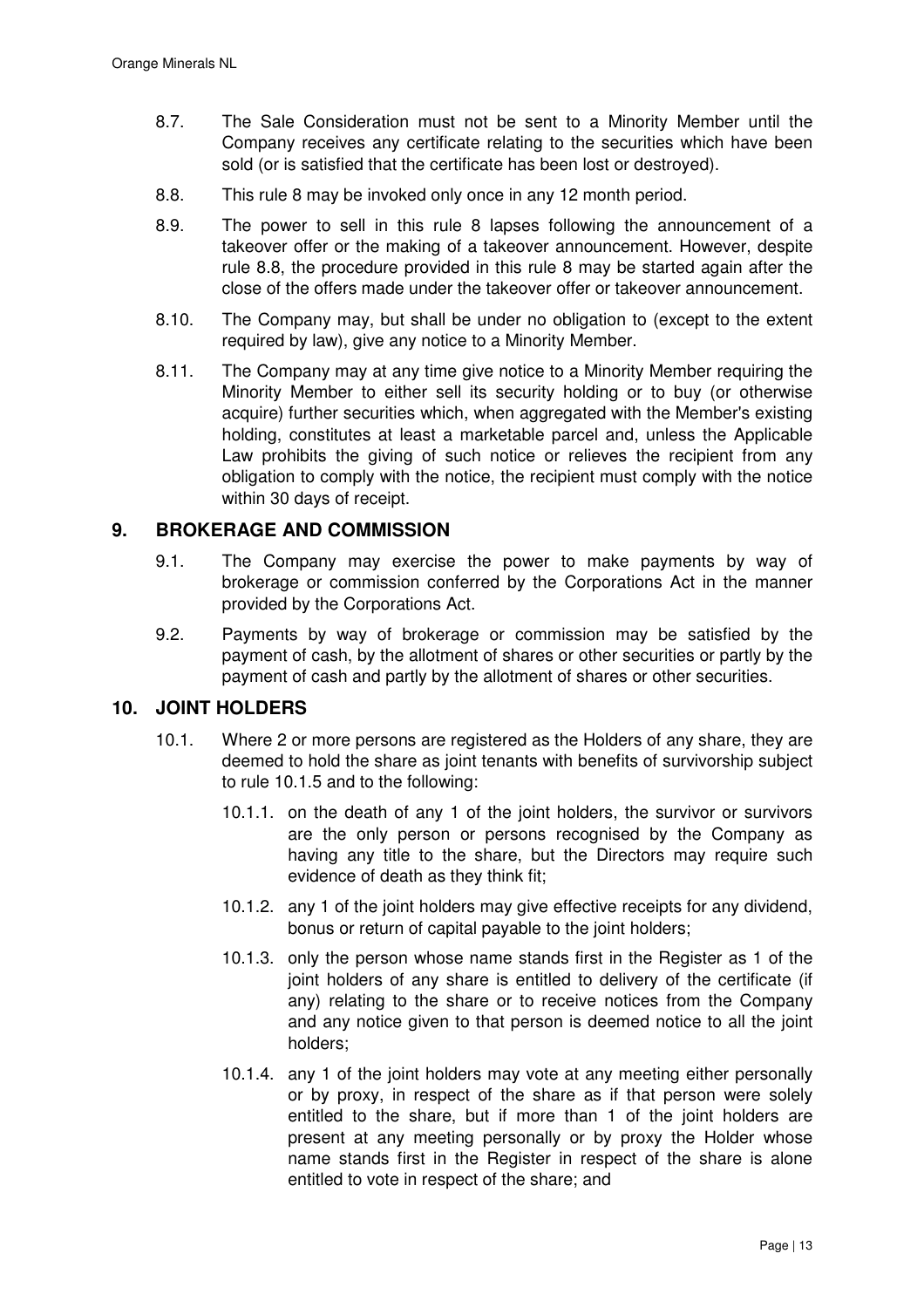8.7. The Sale Consideration must not be sent to a Minority Member until the Company receives any certificate relating to the securities which have been sold (or is satisfied that the certificate has been lost or destroyed).

8.8. This rule 8 may be invoked only once in any 12 month period.

8.9. The power to sell in this rule 8 lapses following the announcement of a takeover offer or the making of a takeover announcement. However, despite rule 8.8, the procedure provided in this rule 8 may be started again after the close of the offers made under the takeover offer or takeover announcement.

8.10. The Company may, but shall be under no obligation to (except to the extent required by law), give any notice to a Minority Member.

8.11. The Company may at any time give notice to a Minority Member requiring the Minority Member to either sell its security holding or to buy (or otherwise acquire) further securities which, when aggregated with the Member's existing holding, constitutes at least a marketable parcel and, unless the Applicable Law prohibits the giving of such notice or relieves the recipient from any obligation to comply with the notice, the recipient must comply with the notice within 30 days of receipt.

## 9. BROKERAGE AND COMMISSION

9.1. The Company may exercise the power to make payments by way of brokerage or commission conferred by the Corporations Act in the manner provided by the Corporations Act.

9.2. Payments by way of brokerage or commission may be satisfied by the payment of cash, by the allotment of shares or other securities or partly by the payment of cash and partly by the allotment of shares or other securities.

## 10. JOINT HOLDERS

10.1. Where 2 or more persons are registered as the Holders of any share, they are deemed to hold the share as joint tenants with benefits of survivorship subject to rule 10.1.5 and to the following:

10.1.1. on the death of any 1 of the joint holders, the survivor or survivors are the only person or persons recognised by the Company as having any title to the share, but the Directors may require such evidence of death as they think fit;

10.1.2. any 1 of the joint holders may give effective receipts for any dividend, bonus or return of capital payable to the joint holders;

10.1.3. only the person whose name stands first in the Register as 1 of the joint holders of any share is entitled to delivery of the certificate (if any) relating to the share or to receive notices from the Company and any notice given to that person is deemed notice to all the joint holders;

10.1.4. any 1 of the joint holders may vote at any meeting either personally or by proxy, in respect of the share as if that person were solely entitled to the share, but if more than 1 of the joint holders are present at any meeting personally or by proxy the Holder whose name stands first in the Register in respect of the share is alone entitled to vote in respect of the share; and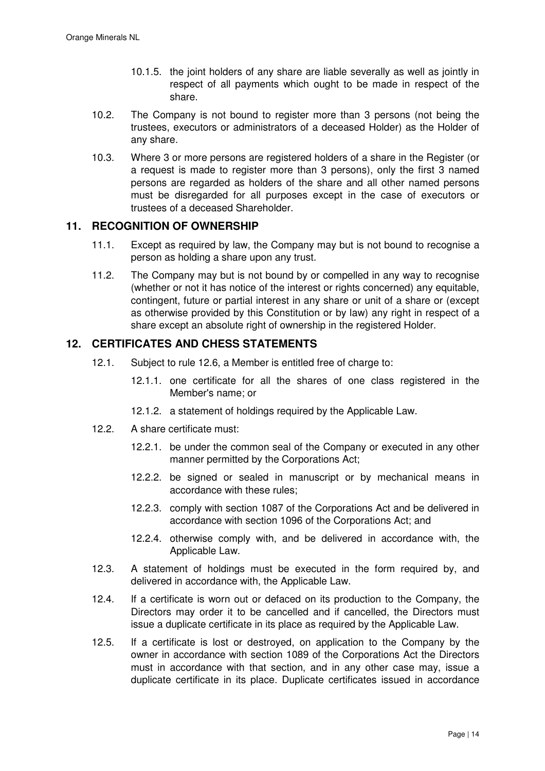10.1.5. the joint holders of any share are liable severally as well as jointly in respect of all payments which ought to be made in respect of the share.

10.2. The Company is not bound to register more than 3 persons (not being the trustees, executors or administrators of a deceased Holder) as the Holder of any share.

10.3. Where 3 or more persons are registered holders of a share in the Register (or a request is made to register more than 3 persons), only the first 3 named persons are regarded as holders of the share and all other named persons must be disregarded for all purposes except in the case of executors or trustees of a deceased Shareholder.

## 11. RECOGNITION OF OWNERSHIP

11.1. Except as required by law, the Company may but is not bound to recognise a person as holding a share upon any trust.

11.2. The Company may but is not bound by or compelled in any way to recognise (whether or not it has notice of the interest or rights concerned) any equitable, contingent, future or partial interest in any share or unit of a share or (except as otherwise provided by this Constitution or by law) any right in respect of a share except an absolute right of ownership in the registered Holder.

## 12. CERTIFICATES AND CHESS STATEMENTS

12.1. Subject to rule 12.6, a Member is entitled free of charge to:

12.1.1. one certificate for all the shares of one class registered in the Member's name; or

12.1.2. a statement of holdings required by the Applicable Law.

12.2. A share certificate must:

12.2.1. be under the common seal of the Company or executed in any other manner permitted by the Corporations Act;

12.2.2. be signed or sealed in manuscript or by mechanical means in accordance with these rules;

12.2.3. comply with section 1087 of the Corporations Act and be delivered in accordance with section 1096 of the Corporations Act; and

12.2.4. otherwise comply with, and be delivered in accordance with, the Applicable Law.

12.3. A statement of holdings must be executed in the form required by, and delivered in accordance with, the Applicable Law.

12.4. If a certificate is worn out or defaced on its production to the Company, the Directors may order it to be cancelled and if cancelled, the Directors must issue a duplicate certificate in its place as required by the Applicable Law.

12.5. If a certificate is lost or destroyed, on application to the Company by the owner in accordance with section 1089 of the Corporations Act the Directors must in accordance with that section, and in any other case may, issue a duplicate certificate in its place. Duplicate certificates issued in accordance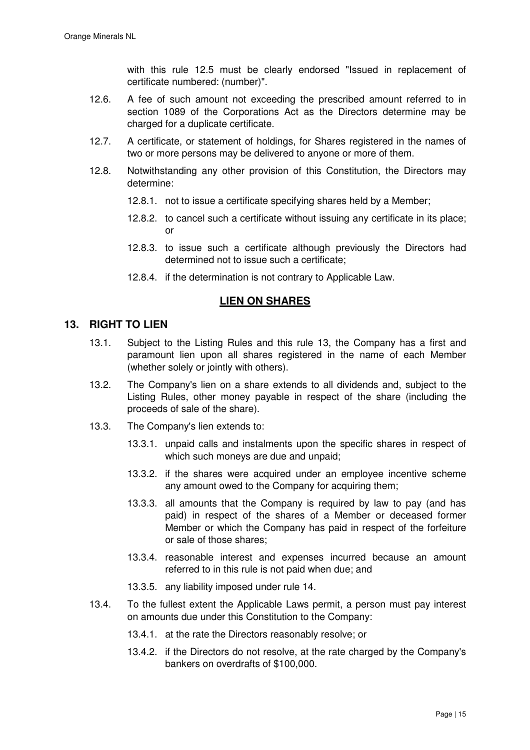with this rule 12.5 must be clearly endorsed "Issued in replacement of certificate numbered: (number)".

12.6. A fee of such amount not exceeding the prescribed amount referred to in section 1089 of the Corporations Act as the Directors determine may be charged for a duplicate certificate.

12.7. A certificate, or statement of holdings, for Shares registered in the names of two or more persons may be delivered to anyone or more of them.

12.8. Notwithstanding any other provision of this Constitution, the Directors may determine:

12.8.1. not to issue a certificate specifying shares held by a Member;

12.8.2. to cancel such a certificate without issuing any certificate in its place; or

12.8.3. to issue such a certificate although previously the Directors had determined not to issue such a certificate;

12.8.4. if the determination is not contrary to Applicable Law.

## LIEN ON SHARES

## 13. RIGHT TO LIEN

13.1. Subject to the Listing Rules and this rule 13, the Company has a first and paramount lien upon all shares registered in the name of each Member (whether solely or jointly with others).

13.2. The Company's lien on a share extends to all dividends and, subject to the Listing Rules, other money payable in respect of the share (including the proceeds of sale of the share).

13.3. The Company's lien extends to:

13.3.1. unpaid calls and instalments upon the specific shares in respect of which such moneys are due and unpaid;

13.3.2. if the shares were acquired under an employee incentive scheme any amount owed to the Company for acquiring them;

13.3.3. all amounts that the Company is required by law to pay (and has paid) in respect of the shares of a Member or deceased former Member or which the Company has paid in respect of the forfeiture or sale of those shares;

13.3.4. reasonable interest and expenses incurred because an amount referred to in this rule is not paid when due; and

13.3.5. any liability imposed under rule 14.

13.4. To the fullest extent the Applicable Laws permit, a person must pay interest on amounts due under this Constitution to the Company:

13.4.1. at the rate the Directors reasonably resolve; or

13.4.2. if the Directors do not resolve, at the rate charged by the Company's bankers on overdrafts of $100,000.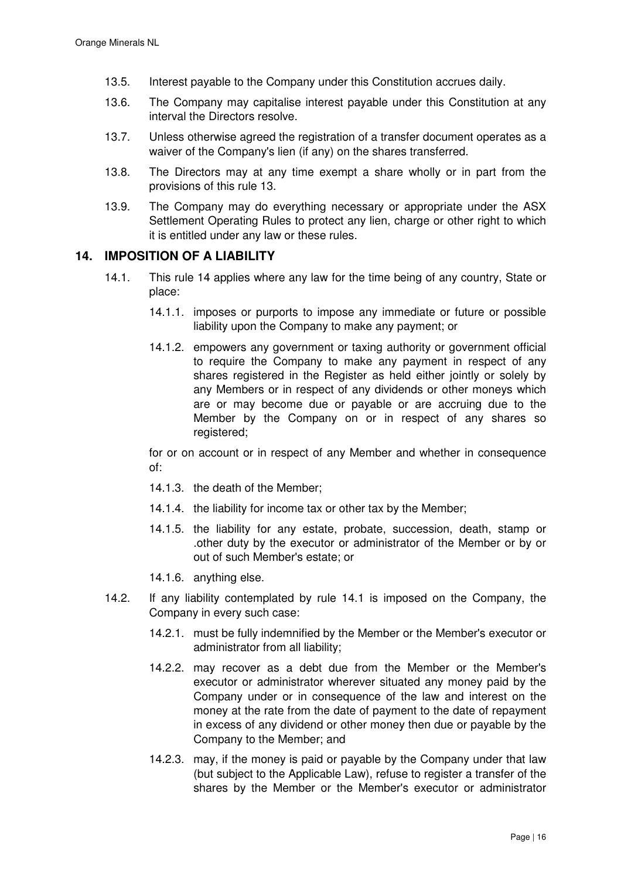13.5. Interest payable to the Company under this Constitution accrues daily.

13.6. The Company may capitalise interest payable under this Constitution at any interval the Directors resolve.

13.7. Unless otherwise agreed the registration of a transfer document operates as a waiver of the Company's lien (if any) on the shares transferred.

13.8. The Directors may at any time exempt a share wholly or in part from the provisions of this rule 13.

13.9. The Company may do everything necessary or appropriate under the ASX Settlement Operating Rules to protect any lien, charge or other right to which it is entitled under any law or these rules.

## 14. IMPOSITION OF A LIABILITY

14.1. This rule 14 applies where any law for the time being of any country, State or place:

14.1.1. imposes or purports to impose any immediate or future or possible liability upon the Company to make any payment; or

14.1.2. empowers any government or taxing authority or government official to require the Company to make any payment in respect of any shares registered in the Register as held either jointly or solely by any Members or in respect of any dividends or other moneys which are or may become due or payable or are accruing due to the Member by the Company on or in respect of any shares so registered;

for or on account or in respect of any Member and whether in consequence of:

14.1.3. the death of the Member;

14.1.4. the liability for income tax or other tax by the Member;

14.1.5. the liability for any estate, probate, succession, death, stamp or .other duty by the executor or administrator of the Member or by or out of such Member's estate; or

14.1.6. anything else.

14.2. If any liability contemplated by rule 14.1 is imposed on the Company, the Company in every such case:

14.2.1. must be fully indemnified by the Member or the Member's executor or administrator from all liability;

14.2.2. may recover as a debt due from the Member or the Member's executor or administrator wherever situated any money paid by the Company under or in consequence of the law and interest on the money at the rate from the date of payment to the date of repayment in excess of any dividend or other money then due or payable by the Company to the Member; and

14.2.3. may, if the money is paid or payable by the Company under that law (but subject to the Applicable Law), refuse to register a transfer of the shares by the Member or the Member's executor or administrator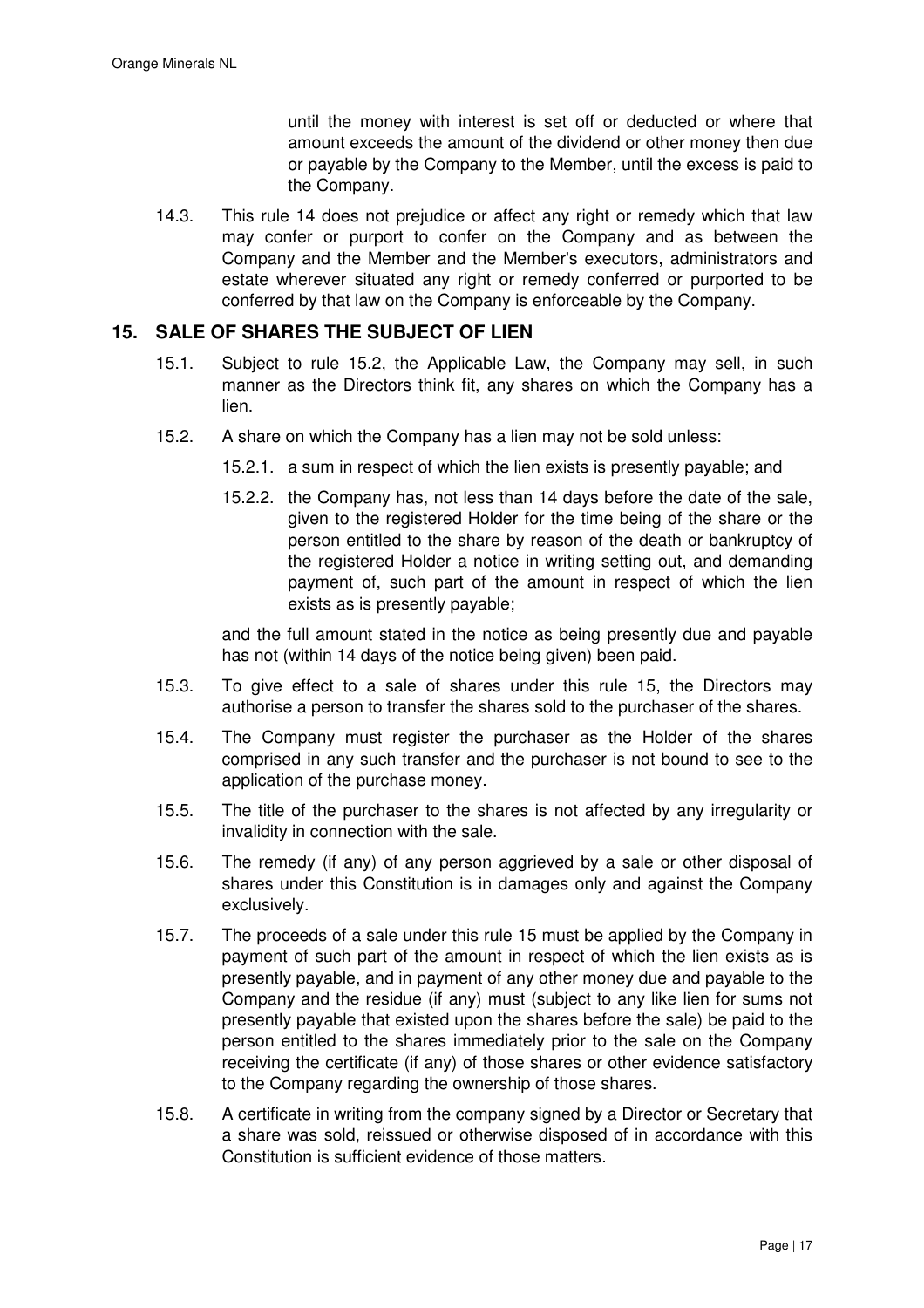until the money with interest is set off or deducted or where that amount exceeds the amount of the dividend or other money then due or payable by the Company to the Member, until the excess is paid to the Company.

14.3. This rule 14 does not prejudice or affect any right or remedy which that law may confer or purport to confer on the Company and as between the Company and the Member and the Member's executors, administrators and estate wherever situated any right or remedy conferred or purported to be conferred by that law on the Company is enforceable by the Company.

## 15. SALE OF SHARES THE SUBJECT OF LIEN

15.1. Subject to rule 15.2, the Applicable Law, the Company may sell, in such manner as the Directors think fit, any shares on which the Company has a lien.

15.2. A share on which the Company has a lien may not be sold unless:

15.2.1. a sum in respect of which the lien exists is presently payable; and

15.2.2. the Company has, not less than 14 days before the date of the sale, given to the registered Holder for the time being of the share or the person entitled to the share by reason of the death or bankruptcy of the registered Holder a notice in writing setting out, and demanding payment of, such part of the amount in respect of which the lien exists as is presently payable;

and the full amount stated in the notice as being presently due and payable has not (within 14 days of the notice being given) been paid.

15.3. To give effect to a sale of shares under this rule 15, the Directors may authorise a person to transfer the shares sold to the purchaser of the shares.

15.4. The Company must register the purchaser as the Holder of the shares comprised in any such transfer and the purchaser is not bound to see to the application of the purchase money.

15.5. The title of the purchaser to the shares is not affected by any irregularity or invalidity in connection with the sale.

15.6. The remedy (if any) of any person aggrieved by a sale or other disposal of shares under this Constitution is in damages only and against the Company exclusively.

15.7. The proceeds of a sale under this rule 15 must be applied by the Company in payment of such part of the amount in respect of which the lien exists as is presently payable, and in payment of any other money due and payable to the Company and the residue (if any) must (subject to any like lien for sums not presently payable that existed upon the shares before the sale) be paid to the person entitled to the shares immediately prior to the sale on the Company receiving the certificate (if any) of those shares or other evidence satisfactory to the Company regarding the ownership of those shares.

15.8. A certificate in writing from the company signed by a Director or Secretary that a share was sold, reissued or otherwise disposed of in accordance with this Constitution is sufficient evidence of those matters.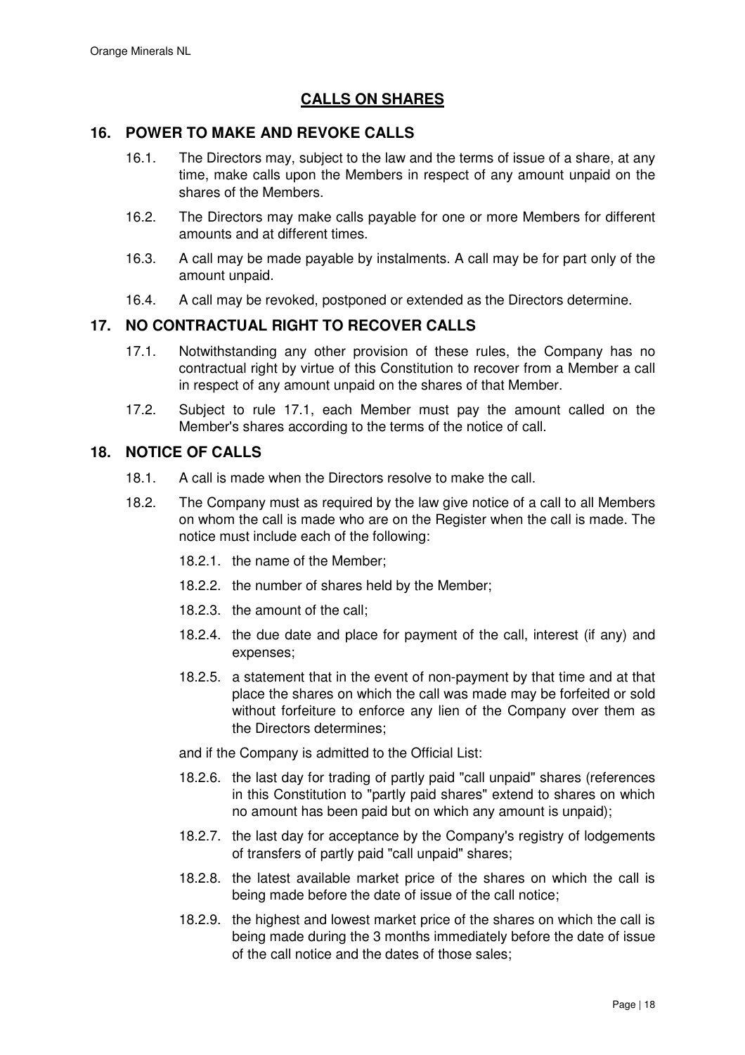## CALLS ON SHARES

### 16. POWER TO MAKE AND REVOKE CALLS

16.1. The Directors may, subject to the law and the terms of issue of a share, at any time, make calls upon the Members in respect of any amount unpaid on the shares of the Members.

16.2. The Directors may make calls payable for one or more Members for different amounts and at different times.

16.3. A call may be made payable by instalments. A call may be for part only of the amount unpaid.

16.4. A call may be revoked, postponed or extended as the Directors determine.

### 17. NO CONTRACTUAL RIGHT TO RECOVER CALLS

17.1. Notwithstanding any other provision of these rules, the Company has no contractual right by virtue of this Constitution to recover from a Member a call in respect of any amount unpaid on the shares of that Member.

17.2. Subject to rule 17.1, each Member must pay the amount called on the Member's shares according to the terms of the notice of call.

### 18. NOTICE OF CALLS

18.1. A call is made when the Directors resolve to make the call.

18.2. The Company must as required by the law give notice of a call to all Members on whom the call is made who are on the Register when the call is made. The notice must include each of the following:

18.2.1. the name of the Member;

18.2.2. the number of shares held by the Member;

18.2.3. the amount of the call;

18.2.4. the due date and place for payment of the call, interest (if any) and expenses;

18.2.5. a statement that in the event of non-payment by that time and at that place the shares on which the call was made may be forfeited or sold without forfeiture to enforce any lien of the Company over them as the Directors determines;

and if the Company is admitted to the Official List:

18.2.6. the last day for trading of partly paid "call unpaid" shares (references in this Constitution to "partly paid shares" extend to shares on which no amount has been paid but on which any amount is unpaid);

18.2.7. the last day for acceptance by the Company's registry of lodgements of transfers of partly paid "call unpaid" shares;

18.2.8. the latest available market price of the shares on which the call is being made before the date of issue of the call notice;

18.2.9. the highest and lowest market price of the shares on which the call is being made during the 3 months immediately before the date of issue of the call notice and the dates of those sales;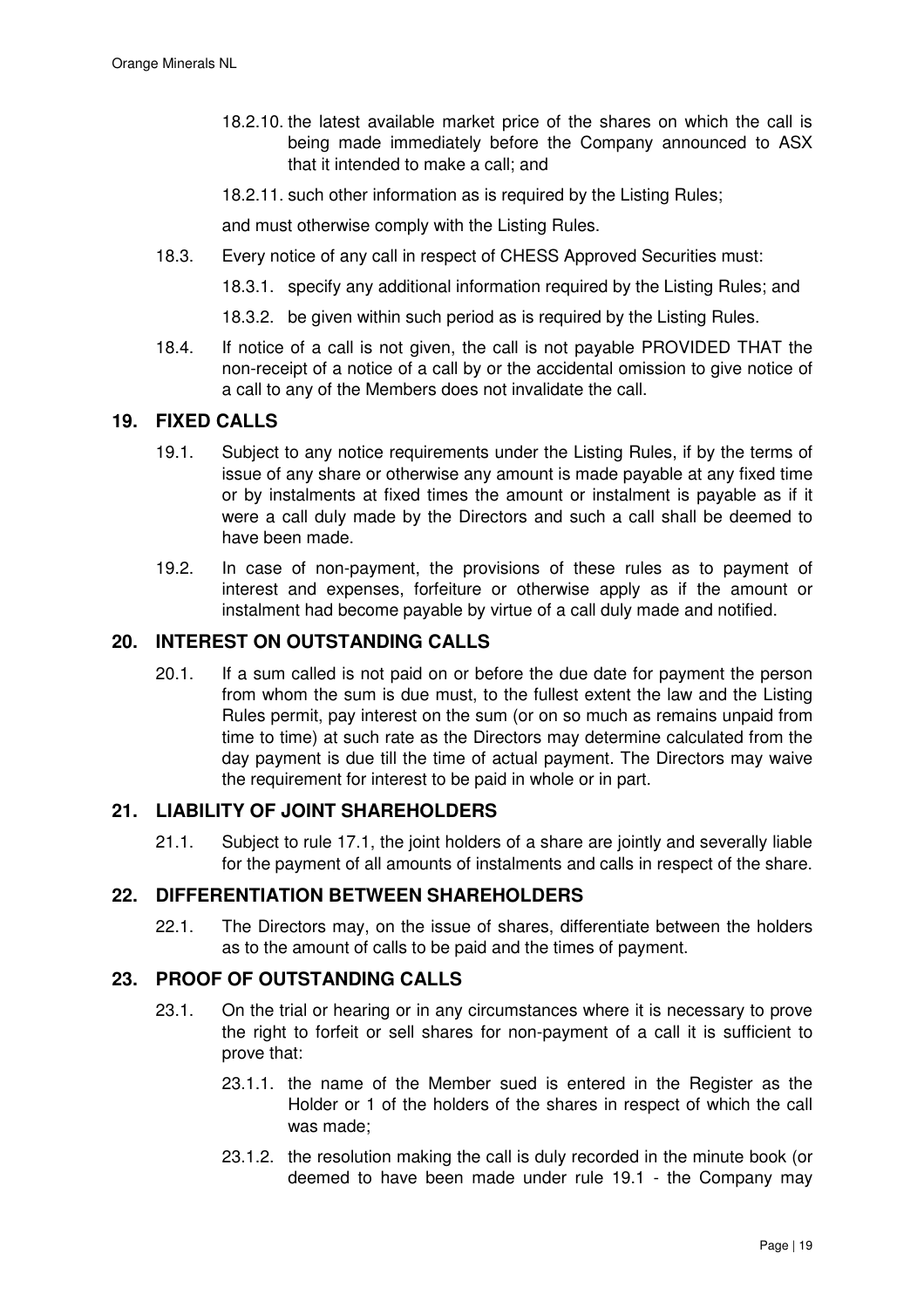18.2.10. the latest available market price of the shares on which the call is being made immediately before the Company announced to ASX that it intended to make a call; and

18.2.11. such other information as is required by the Listing Rules;

and must otherwise comply with the Listing Rules.

18.3. Every notice of any call in respect of CHESS Approved Securities must:

18.3.1. specify any additional information required by the Listing Rules; and

18.3.2. be given within such period as is required by the Listing Rules.

18.4. If notice of a call is not given, the call is not payable PROVIDED THAT the non-receipt of a notice of a call by or the accidental omission to give notice of a call to any of the Members does not invalidate the call.

## 19. FIXED CALLS

19.1. Subject to any notice requirements under the Listing Rules, if by the terms of issue of any share or otherwise any amount is made payable at any fixed time or by instalments at fixed times the amount or instalment is payable as if it were a call duly made by the Directors and such a call shall be deemed to have been made.

19.2. In case of non-payment, the provisions of these rules as to payment of interest and expenses, forfeiture or otherwise apply as if the amount or instalment had become payable by virtue of a call duly made and notified.

## 20. INTEREST ON OUTSTANDING CALLS

20.1. If a sum called is not paid on or before the due date for payment the person from whom the sum is due must, to the fullest extent the law and the Listing Rules permit, pay interest on the sum (or on so much as remains unpaid from time to time) at such rate as the Directors may determine calculated from the day payment is due till the time of actual payment. The Directors may waive the requirement for interest to be paid in whole or in part.

## 21. LIABILITY OF JOINT SHAREHOLDERS

21.1. Subject to rule 17.1, the joint holders of a share are jointly and severally liable for the payment of all amounts of instalments and calls in respect of the share.

## 22. DIFFERENTIATION BETWEEN SHAREHOLDERS

22.1. The Directors may, on the issue of shares, differentiate between the holders as to the amount of calls to be paid and the times of payment.

## 23. PROOF OF OUTSTANDING CALLS

23.1. On the trial or hearing or in any circumstances where it is necessary to prove the right to forfeit or sell shares for non-payment of a call it is sufficient to prove that:

23.1.1. the name of the Member sued is entered in the Register as the Holder or 1 of the holders of the shares in respect of which the call was made;

23.1.2. the resolution making the call is duly recorded in the minute book (or deemed to have been made under rule 19.1 - the Company may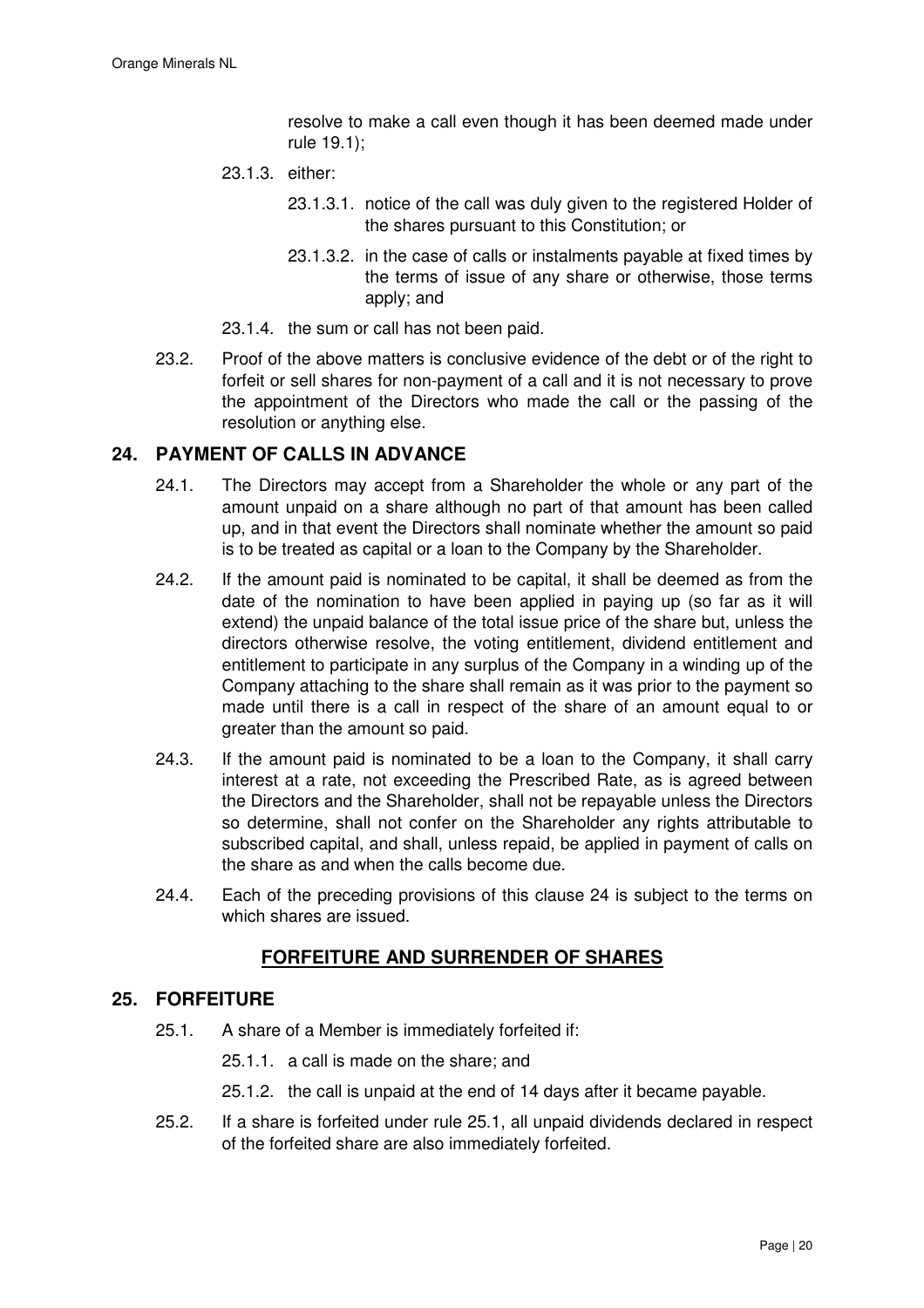resolve to make a call even though it has been deemed made under rule 19.1);

23.1.3. either:

23.1.3.1. notice of the call was duly given to the registered Holder of the shares pursuant to this Constitution; or

23.1.3.2. in the case of calls or instalments payable at fixed times by the terms of issue of any share or otherwise, those terms apply; and

23.1.4. the sum or call has not been paid.

23.2. Proof of the above matters is conclusive evidence of the debt or of the right to forfeit or sell shares for non-payment of a call and it is not necessary to prove the appointment of the Directors who made the call or the passing of the resolution or anything else.

## 24. PAYMENT OF CALLS IN ADVANCE

24.1. The Directors may accept from a Shareholder the whole or any part of the amount unpaid on a share although no part of that amount has been called up, and in that event the Directors shall nominate whether the amount so paid is to be treated as capital or a loan to the Company by the Shareholder.

24.2. If the amount paid is nominated to be capital, it shall be deemed as from the date of the nomination to have been applied in paying up (so far as it will extend) the unpaid balance of the total issue price of the share but, unless the directors otherwise resolve, the voting entitlement, dividend entitlement and entitlement to participate in any surplus of the Company in a winding up of the Company attaching to the share shall remain as it was prior to the payment so made until there is a call in respect of the share of an amount equal to or greater than the amount so paid.

24.3. If the amount paid is nominated to be a loan to the Company, it shall carry interest at a rate, not exceeding the Prescribed Rate, as is agreed between the Directors and the Shareholder, shall not be repayable unless the Directors so determine, shall not confer on the Shareholder any rights attributable to subscribed capital, and shall, unless repaid, be applied in payment of calls on the share as and when the calls become due.

24.4. Each of the preceding provisions of this clause 24 is subject to the terms on which shares are issued.

## FORFEITURE AND SURRENDER OF SHARES

## 25. FORFEITURE

25.1. A share of a Member is immediately forfeited if:

25.1.1. a call is made on the share; and

25.1.2. the call is unpaid at the end of 14 days after it became payable.

25.2. If a share is forfeited under rule 25.1, all unpaid dividends declared in respect of the forfeited share are also immediately forfeited.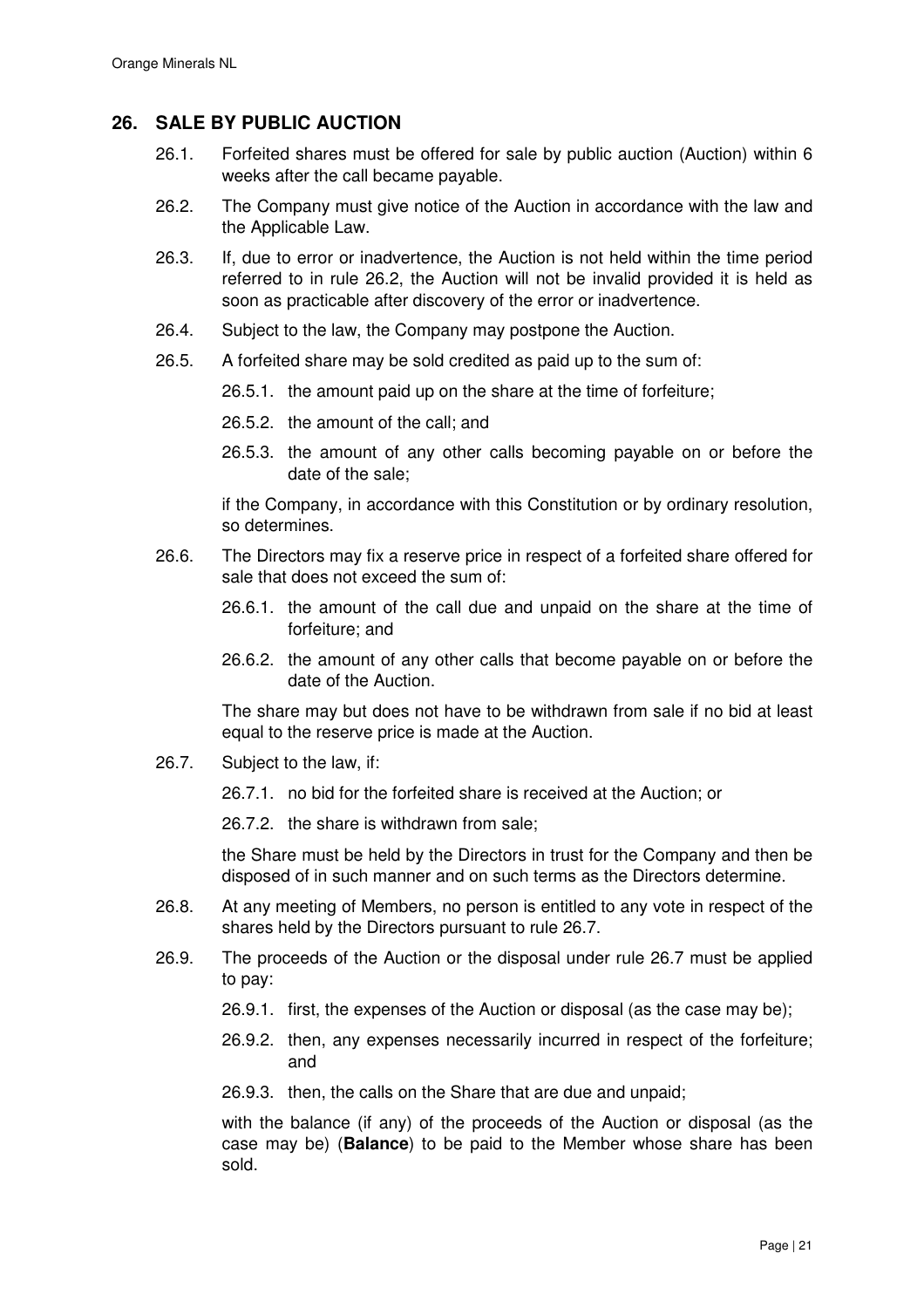## 26. SALE BY PUBLIC AUCTION

26.1. Forfeited shares must be offered for sale by public auction (Auction) within 6 weeks after the call became payable.

26.2. The Company must give notice of the Auction in accordance with the law and the Applicable Law.

26.3. If, due to error or inadvertence, the Auction is not held within the time period referred to in rule 26.2, the Auction will not be invalid provided it is held as soon as practicable after discovery of the error or inadvertence.

26.4. Subject to the law, the Company may postpone the Auction.

26.5. A forfeited share may be sold credited as paid up to the sum of:

26.5.1. the amount paid up on the share at the time of forfeiture;

26.5.2. the amount of the call; and

26.5.3. the amount of any other calls becoming payable on or before the date of the sale;

if the Company, in accordance with this Constitution or by ordinary resolution, so determines.

26.6. The Directors may fix a reserve price in respect of a forfeited share offered for sale that does not exceed the sum of:

26.6.1. the amount of the call due and unpaid on the share at the time of forfeiture; and

26.6.2. the amount of any other calls that become payable on or before the date of the Auction.

The share may but does not have to be withdrawn from sale if no bid at least equal to the reserve price is made at the Auction.

26.7. Subject to the law, if:

26.7.1. no bid for the forfeited share is received at the Auction; or

26.7.2. the share is withdrawn from sale;

the Share must be held by the Directors in trust for the Company and then be disposed of in such manner and on such terms as the Directors determine.

26.8. At any meeting of Members, no person is entitled to any vote in respect of the shares held by the Directors pursuant to rule 26.7.

26.9. The proceeds of the Auction or the disposal under rule 26.7 must be applied to pay:

26.9.1. first, the expenses of the Auction or disposal (as the case may be);

26.9.2. then, any expenses necessarily incurred in respect of the forfeiture; and

26.9.3. then, the calls on the Share that are due and unpaid;

with the balance (if any) of the proceeds of the Auction or disposal (as the case may be) (**Balance**) to be paid to the Member whose share has been sold.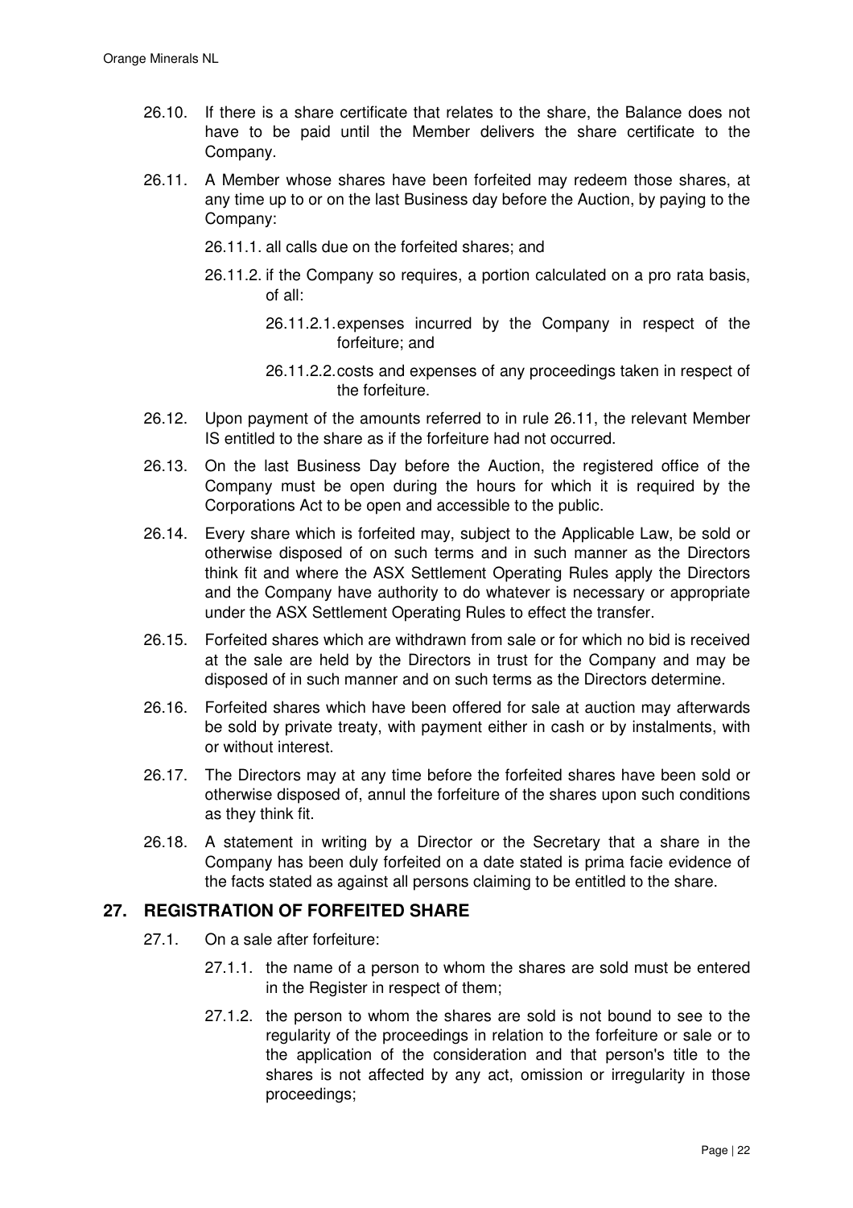26.10. If there is a share certificate that relates to the share, the Balance does not have to be paid until the Member delivers the share certificate to the Company.

26.11. A Member whose shares have been forfeited may redeem those shares, at any time up to or on the last Business day before the Auction, by paying to the Company:

26.11.1. all calls due on the forfeited shares; and

26.11.2. if the Company so requires, a portion calculated on a pro rata basis, of all:

26.11.2.1. expenses incurred by the Company in respect of the forfeiture; and

26.11.2.2. costs and expenses of any proceedings taken in respect of the forfeiture.

26.12. Upon payment of the amounts referred to in rule 26.11, the relevant Member IS entitled to the share as if the forfeiture had not occurred.

26.13. On the last Business Day before the Auction, the registered office of the Company must be open during the hours for which it is required by the Corporations Act to be open and accessible to the public.

26.14. Every share which is forfeited may, subject to the Applicable Law, be sold or otherwise disposed of on such terms and in such manner as the Directors think fit and where the ASX Settlement Operating Rules apply the Directors and the Company have authority to do whatever is necessary or appropriate under the ASX Settlement Operating Rules to effect the transfer.

26.15. Forfeited shares which are withdrawn from sale or for which no bid is received at the sale are held by the Directors in trust for the Company and may be disposed of in such manner and on such terms as the Directors determine.

26.16. Forfeited shares which have been offered for sale at auction may afterwards be sold by private treaty, with payment either in cash or by instalments, with or without interest.

26.17. The Directors may at any time before the forfeited shares have been sold or otherwise disposed of, annul the forfeiture of the shares upon such conditions as they think fit.

26.18. A statement in writing by a Director or the Secretary that a share in the Company has been duly forfeited on a date stated is prima facie evidence of the facts stated as against all persons claiming to be entitled to the share.

## 27. REGISTRATION OF FORFEITED SHARE

27.1. On a sale after forfeiture:

27.1.1. the name of a person to whom the shares are sold must be entered in the Register in respect of them;

27.1.2. the person to whom the shares are sold is not bound to see to the regularity of the proceedings in relation to the forfeiture or sale or to the application of the consideration and that person's title to the shares is not affected by any act, omission or irregularity in those proceedings;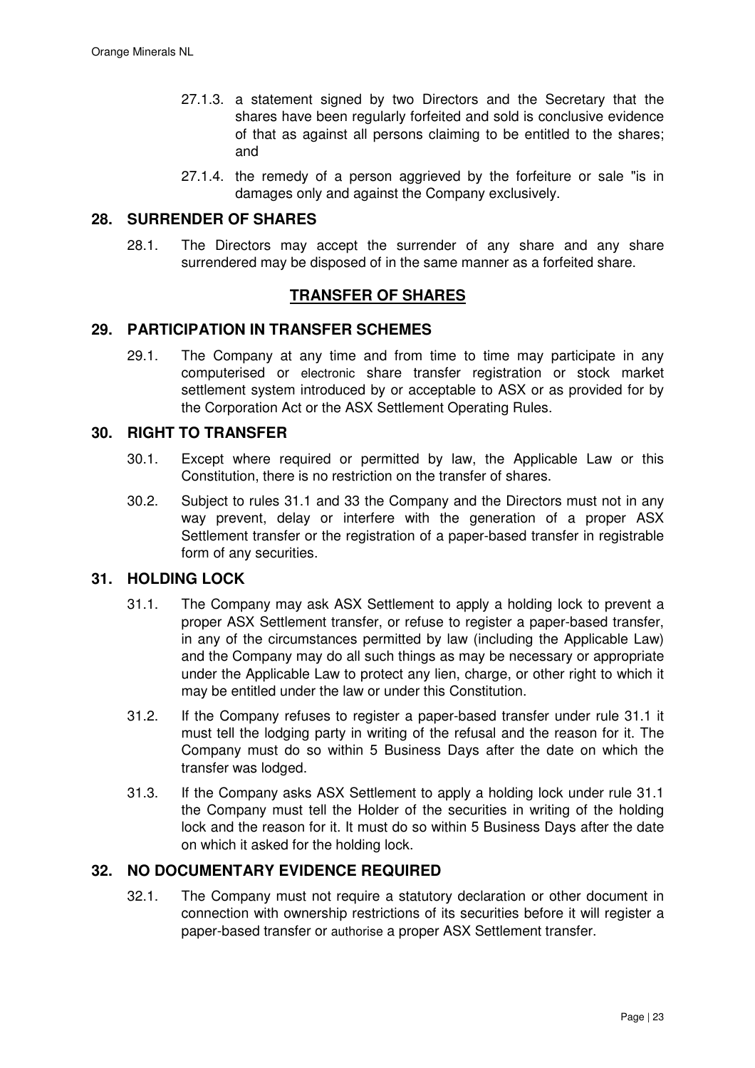27.1.3. a statement signed by two Directors and the Secretary that the shares have been regularly forfeited and sold is conclusive evidence of that as against all persons claiming to be entitled to the shares; and

27.1.4. the remedy of a person aggrieved by the forfeiture or sale "is in damages only and against the Company exclusively.

## 28. SURRENDER OF SHARES

28.1. The Directors may accept the surrender of any share and any share surrendered may be disposed of in the same manner as a forfeited share.

## TRANSFER OF SHARES

## 29. PARTICIPATION IN TRANSFER SCHEMES

29.1. The Company at any time and from time to time may participate in any computerised or electronic share transfer registration or stock market settlement system introduced by or acceptable to ASX or as provided for by the Corporation Act or the ASX Settlement Operating Rules.

## 30. RIGHT TO TRANSFER

30.1. Except where required or permitted by law, the Applicable Law or this Constitution, there is no restriction on the transfer of shares.

30.2. Subject to rules 31.1 and 33 the Company and the Directors must not in any way prevent, delay or interfere with the generation of a proper ASX Settlement transfer or the registration of a paper-based transfer in registrable form of any securities.

## 31. HOLDING LOCK

31.1. The Company may ask ASX Settlement to apply a holding lock to prevent a proper ASX Settlement transfer, or refuse to register a paper-based transfer, in any of the circumstances permitted by law (including the Applicable Law) and the Company may do all such things as may be necessary or appropriate under the Applicable Law to protect any lien, charge, or other right to which it may be entitled under the law or under this Constitution.

31.2. If the Company refuses to register a paper-based transfer under rule 31.1 it must tell the lodging party in writing of the refusal and the reason for it. The Company must do so within 5 Business Days after the date on which the transfer was lodged.

31.3. If the Company asks ASX Settlement to apply a holding lock under rule 31.1 the Company must tell the Holder of the securities in writing of the holding lock and the reason for it. It must do so within 5 Business Days after the date on which it asked for the holding lock.

## 32. NO DOCUMENTARY EVIDENCE REQUIRED

32.1. The Company must not require a statutory declaration or other document in connection with ownership restrictions of its securities before it will register a paper-based transfer or authorise a proper ASX Settlement transfer.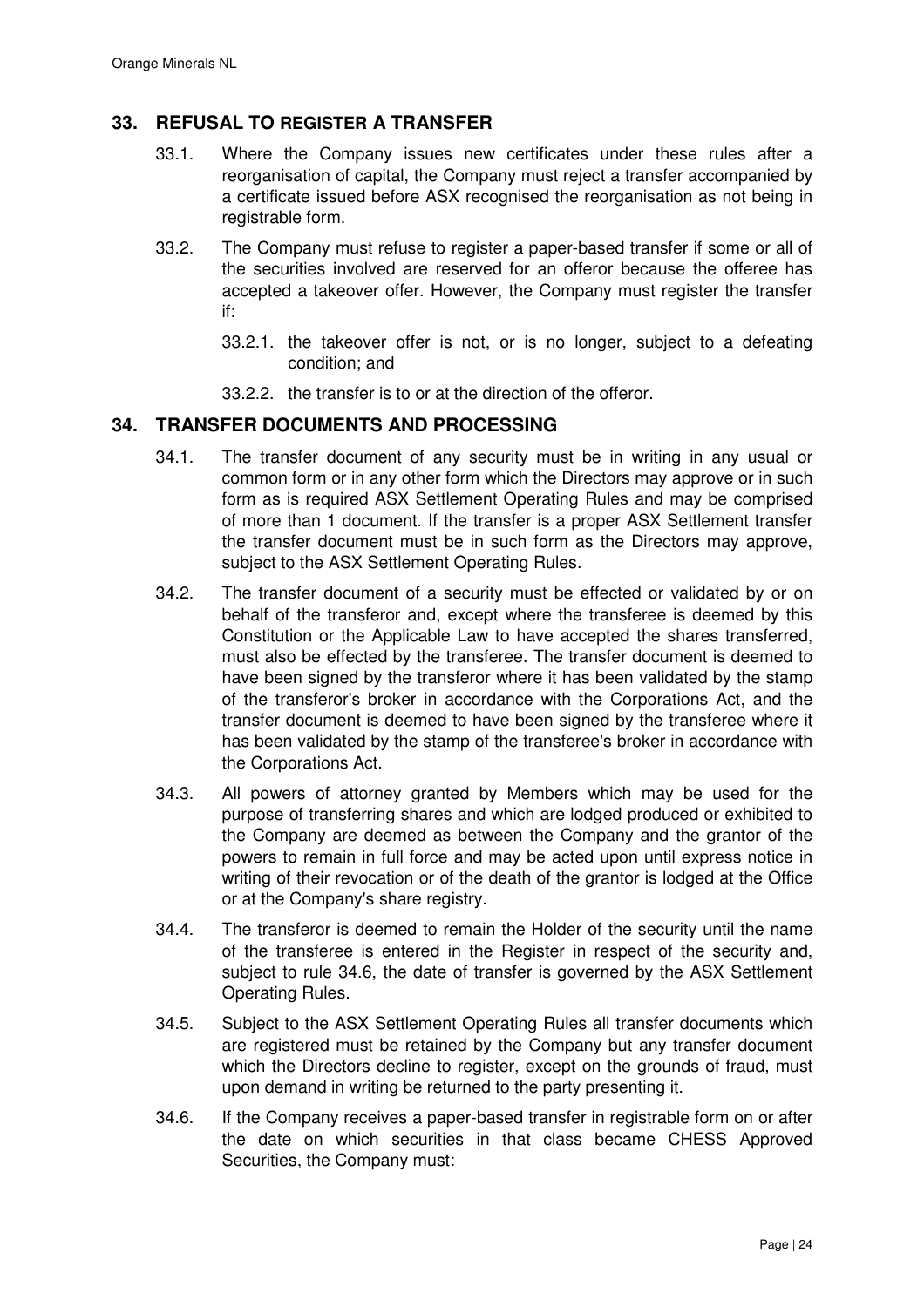## 33. REFUSAL TO REGISTER A TRANSFER

33.1. Where the Company issues new certificates under these rules after a reorganisation of capital, the Company must reject a transfer accompanied by a certificate issued before ASX recognised the reorganisation as not being in registrable form.

33.2. The Company must refuse to register a paper-based transfer if some or all of the securities involved are reserved for an offeror because the offeree has accepted a takeover offer. However, the Company must register the transfer if:

33.2.1. the takeover offer is not, or is no longer, subject to a defeating condition; and

33.2.2. the transfer is to or at the direction of the offeror.

## 34. TRANSFER DOCUMENTS AND PROCESSING

34.1. The transfer document of any security must be in writing in any usual or common form or in any other form which the Directors may approve or in such form as is required ASX Settlement Operating Rules and may be comprised of more than 1 document. If the transfer is a proper ASX Settlement transfer the transfer document must be in such form as the Directors may approve, subject to the ASX Settlement Operating Rules.

34.2. The transfer document of a security must be effected or validated by or on behalf of the transferor and, except where the transferee is deemed by this Constitution or the Applicable Law to have accepted the shares transferred, must also be effected by the transferee. The transfer document is deemed to have been signed by the transferor where it has been validated by the stamp of the transferor's broker in accordance with the Corporations Act, and the transfer document is deemed to have been signed by the transferee where it has been validated by the stamp of the transferee's broker in accordance with the Corporations Act.

34.3. All powers of attorney granted by Members which may be used for the purpose of transferring shares and which are lodged produced or exhibited to the Company are deemed as between the Company and the grantor of the powers to remain in full force and may be acted upon until express notice in writing of their revocation or of the death of the grantor is lodged at the Office or at the Company's share registry.

34.4. The transferor is deemed to remain the Holder of the security until the name of the transferee is entered in the Register in respect of the security and, subject to rule 34.6, the date of transfer is governed by the ASX Settlement Operating Rules.

34.5. Subject to the ASX Settlement Operating Rules all transfer documents which are registered must be retained by the Company but any transfer document which the Directors decline to register, except on the grounds of fraud, must upon demand in writing be returned to the party presenting it.

34.6. If the Company receives a paper-based transfer in registrable form on or after the date on which securities in that class became CHESS Approved Securities, the Company must: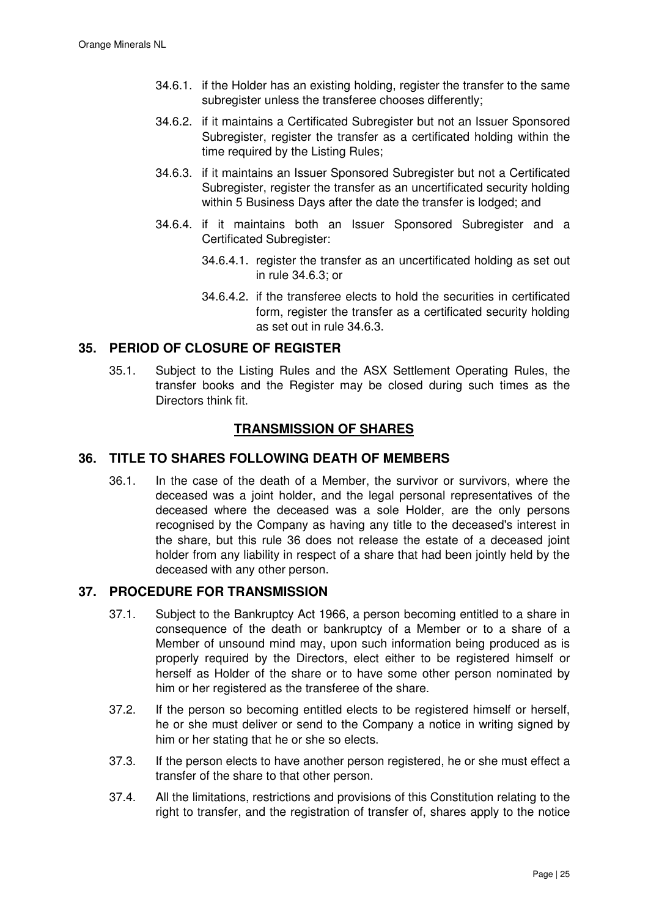34.6.1. if the Holder has an existing holding, register the transfer to the same subregister unless the transferee chooses differently;

34.6.2. if it maintains a Certificated Subregister but not an Issuer Sponsored Subregister, register the transfer as a certificated holding within the time required by the Listing Rules;

34.6.3. if it maintains an Issuer Sponsored Subregister but not a Certificated Subregister, register the transfer as an uncertificated security holding within 5 Business Days after the date the transfer is lodged; and

34.6.4. if it maintains both an Issuer Sponsored Subregister and a Certificated Subregister:

34.6.4.1. register the transfer as an uncertificated holding as set out in rule 34.6.3; or

34.6.4.2. if the transferee elects to hold the securities in certificated form, register the transfer as a certificated security holding as set out in rule 34.6.3.

## 35. PERIOD OF CLOSURE OF REGISTER

35.1. Subject to the Listing Rules and the ASX Settlement Operating Rules, the transfer books and the Register may be closed during such times as the Directors think fit.

## TRANSMISSION OF SHARES

## 36. TITLE TO SHARES FOLLOWING DEATH OF MEMBERS

36.1. In the case of the death of a Member, the survivor or survivors, where the deceased was a joint holder, and the legal personal representatives of the deceased where the deceased was a sole Holder, are the only persons recognised by the Company as having any title to the deceased's interest in the share, but this rule 36 does not release the estate of a deceased joint holder from any liability in respect of a share that had been jointly held by the deceased with any other person.

## 37. PROCEDURE FOR TRANSMISSION

37.1. Subject to the Bankruptcy Act 1966, a person becoming entitled to a share in consequence of the death or bankruptcy of a Member or to a share of a Member of unsound mind may, upon such information being produced as is properly required by the Directors, elect either to be registered himself or herself as Holder of the share or to have some other person nominated by him or her registered as the transferee of the share.

37.2. If the person so becoming entitled elects to be registered himself or herself, he or she must deliver or send to the Company a notice in writing signed by him or her stating that he or she so elects.

37.3. If the person elects to have another person registered, he or she must effect a transfer of the share to that other person.

37.4. All the limitations, restrictions and provisions of this Constitution relating to the right to transfer, and the registration of transfer of, shares apply to the notice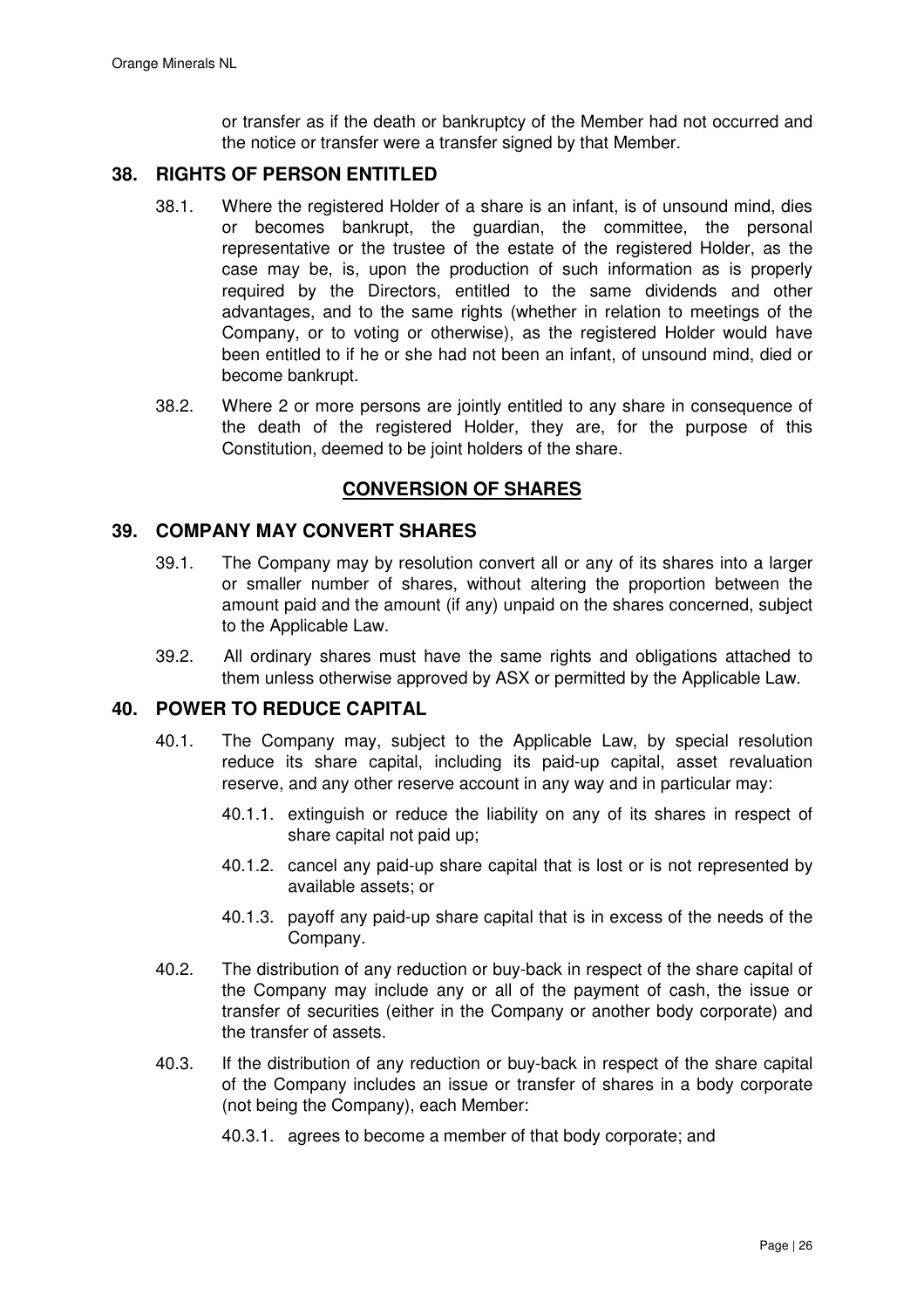or transfer as if the death or bankruptcy of the Member had not occurred and the notice or transfer were a transfer signed by that Member.

## 38. RIGHTS OF PERSON ENTITLED

38.1. Where the registered Holder of a share is an infant, is of unsound mind, dies or becomes bankrupt, the guardian, the committee, the personal representative or the trustee of the estate of the registered Holder, as the case may be, is, upon the production of such information as is properly required by the Directors, entitled to the same dividends and other advantages, and to the same rights (whether in relation to meetings of the Company, or to voting or otherwise), as the registered Holder would have been entitled to if he or she had not been an infant, of unsound mind, died or become bankrupt.

38.2. Where 2 or more persons are jointly entitled to any share in consequence of the death of the registered Holder, they are, for the purpose of this Constitution, deemed to be joint holders of the share.

# CONVERSION OF SHARES

## 39. COMPANY MAY CONVERT SHARES

39.1. The Company may by resolution convert all or any of its shares into a larger or smaller number of shares, without altering the proportion between the amount paid and the amount (if any) unpaid on the shares concerned, subject to the Applicable Law.

39.2. All ordinary shares must have the same rights and obligations attached to them unless otherwise approved by ASX or permitted by the Applicable Law.

## 40. POWER TO REDUCE CAPITAL

40.1. The Company may, subject to the Applicable Law, by special resolution reduce its share capital, including its paid-up capital, asset revaluation reserve, and any other reserve account in any way and in particular may:

40.1.1. extinguish or reduce the liability on any of its shares in respect of share capital not paid up;

40.1.2. cancel any paid-up share capital that is lost or is not represented by available assets; or

40.1.3. payoff any paid-up share capital that is in excess of the needs of the Company.

40.2. The distribution of any reduction or buy-back in respect of the share capital of the Company may include any or all of the payment of cash, the issue or transfer of securities (either in the Company or another body corporate) and the transfer of assets.

40.3. If the distribution of any reduction or buy-back in respect of the share capital of the Company includes an issue or transfer of shares in a body corporate (not being the Company), each Member:

40.3.1. agrees to become a member of that body corporate; and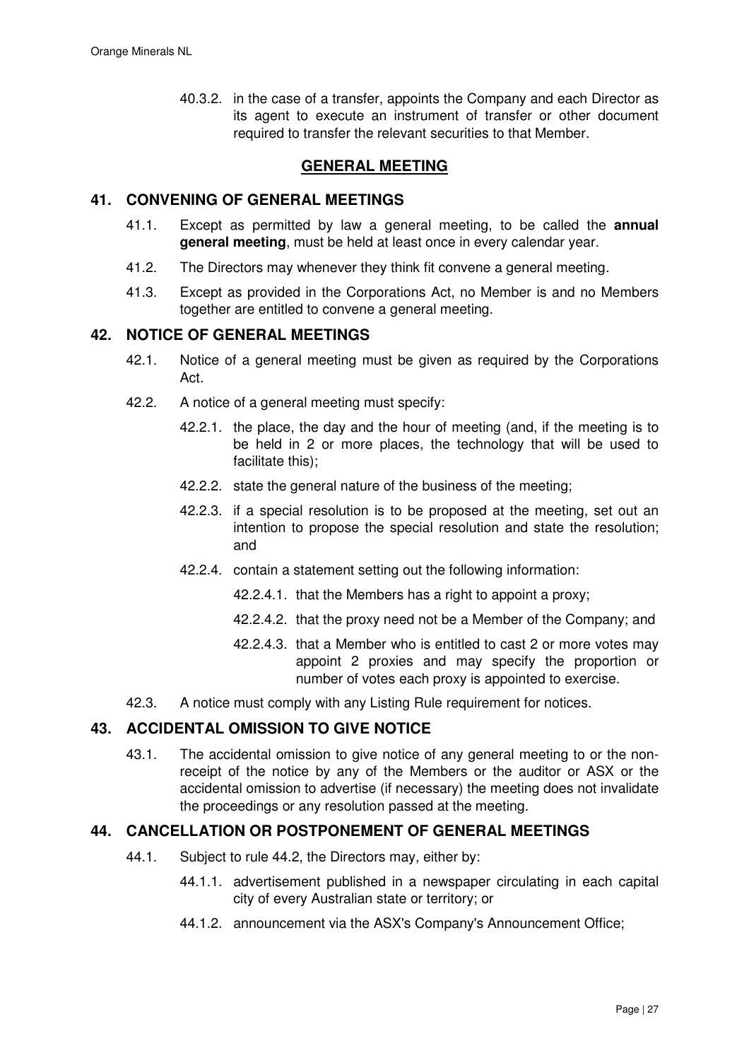40.3.2. in the case of a transfer, appoints the Company and each Director as its agent to execute an instrument of transfer or other document required to transfer the relevant securities to that Member.

## GENERAL MEETING

### 41. CONVENING OF GENERAL MEETINGS

41.1. Except as permitted by law a general meeting, to be called the **annual general meeting**, must be held at least once in every calendar year.

41.2. The Directors may whenever they think fit convene a general meeting.

41.3. Except as provided in the Corporations Act, no Member is and no Members together are entitled to convene a general meeting.

### 42. NOTICE OF GENERAL MEETINGS

42.1. Notice of a general meeting must be given as required by the Corporations Act.

42.2. A notice of a general meeting must specify:

42.2.1. the place, the day and the hour of meeting (and, if the meeting is to be held in 2 or more places, the technology that will be used to facilitate this);

42.2.2. state the general nature of the business of the meeting;

42.2.3. if a special resolution is to be proposed at the meeting, set out an intention to propose the special resolution and state the resolution; and

42.2.4. contain a statement setting out the following information:

42.2.4.1. that the Members has a right to appoint a proxy;

42.2.4.2. that the proxy need not be a Member of the Company; and

42.2.4.3. that a Member who is entitled to cast 2 or more votes may appoint 2 proxies and may specify the proportion or number of votes each proxy is appointed to exercise.

42.3. A notice must comply with any Listing Rule requirement for notices.

### 43. ACCIDENTAL OMISSION TO GIVE NOTICE

43.1. The accidental omission to give notice of any general meeting to or the non-receipt of the notice by any of the Members or the auditor or ASX or the accidental omission to advertise (if necessary) the meeting does not invalidate the proceedings or any resolution passed at the meeting.

### 44. CANCELLATION OR POSTPONEMENT OF GENERAL MEETINGS

44.1. Subject to rule 44.2, the Directors may, either by:

44.1.1. advertisement published in a newspaper circulating in each capital city of every Australian state or territory; or

44.1.2. announcement via the ASX's Company's Announcement Office;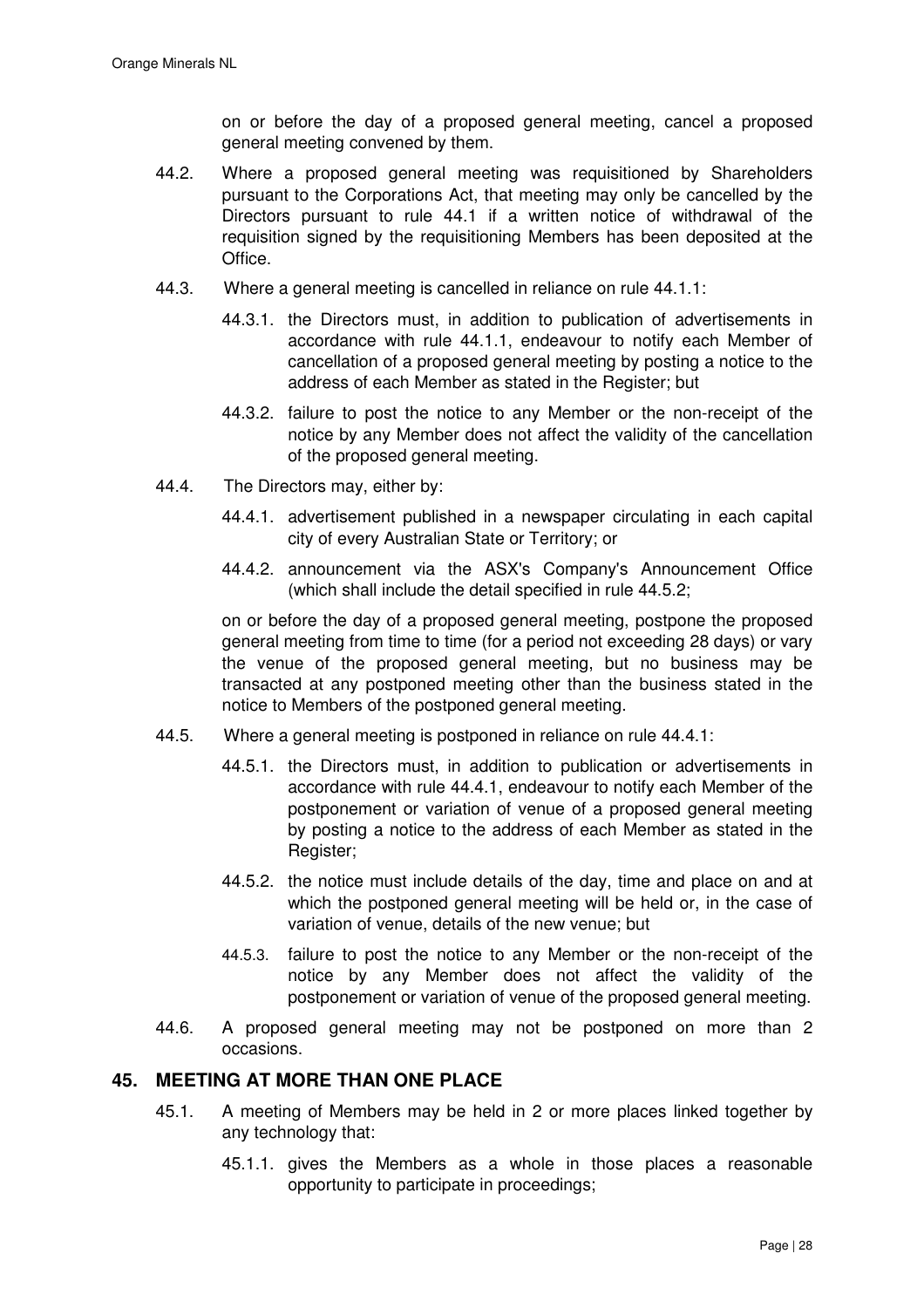on or before the day of a proposed general meeting, cancel a proposed general meeting convened by them.

44.2. Where a proposed general meeting was requisitioned by Shareholders pursuant to the Corporations Act, that meeting may only be cancelled by the Directors pursuant to rule 44.1 if a written notice of withdrawal of the requisition signed by the requisitioning Members has been deposited at the Office.

44.3. Where a general meeting is cancelled in reliance on rule 44.1.1:

44.3.1. the Directors must, in addition to publication of advertisements in accordance with rule 44.1.1, endeavour to notify each Member of cancellation of a proposed general meeting by posting a notice to the address of each Member as stated in the Register; but

44.3.2. failure to post the notice to any Member or the non-receipt of the notice by any Member does not affect the validity of the cancellation of the proposed general meeting.

44.4. The Directors may, either by:

44.4.1. advertisement published in a newspaper circulating in each capital city of every Australian State or Territory; or

44.4.2. announcement via the ASX's Company's Announcement Office (which shall include the detail specified in rule 44.5.2;

on or before the day of a proposed general meeting, postpone the proposed general meeting from time to time (for a period not exceeding 28 days) or vary the venue of the proposed general meeting, but no business may be transacted at any postponed meeting other than the business stated in the notice to Members of the postponed general meeting.

44.5. Where a general meeting is postponed in reliance on rule 44.4.1:

44.5.1. the Directors must, in addition to publication or advertisements in accordance with rule 44.4.1, endeavour to notify each Member of the postponement or variation of venue of a proposed general meeting by posting a notice to the address of each Member as stated in the Register;

44.5.2. the notice must include details of the day, time and place on and at which the postponed general meeting will be held or, in the case of variation of venue, details of the new venue; but

44.5.3. failure to post the notice to any Member or the non-receipt of the notice by any Member does not affect the validity of the postponement or variation of venue of the proposed general meeting.

44.6. A proposed general meeting may not be postponed on more than 2 occasions.

## 45. MEETING AT MORE THAN ONE PLACE

45.1. A meeting of Members may be held in 2 or more places linked together by any technology that:

45.1.1. gives the Members as a whole in those places a reasonable opportunity to participate in proceedings;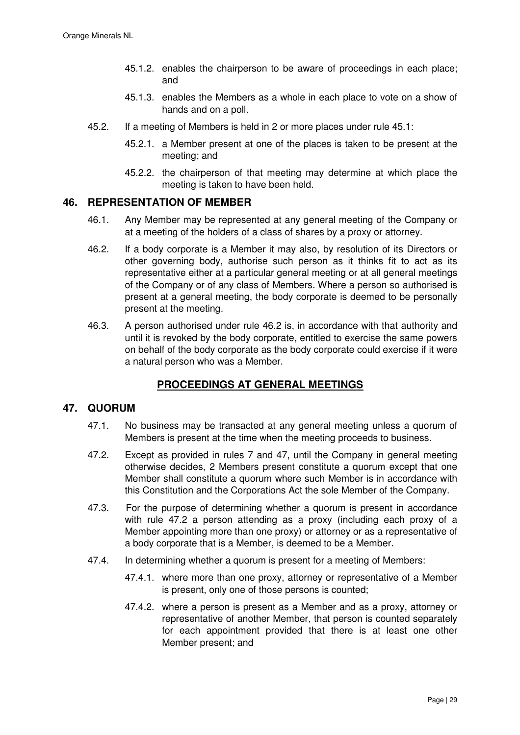45.1.2. enables the chairperson to be aware of proceedings in each place; and

45.1.3. enables the Members as a whole in each place to vote on a show of hands and on a poll.

45.2. If a meeting of Members is held in 2 or more places under rule 45.1:

45.2.1. a Member present at one of the places is taken to be present at the meeting; and

45.2.2. the chairperson of that meeting may determine at which place the meeting is taken to have been held.

## 46. REPRESENTATION OF MEMBER

46.1. Any Member may be represented at any general meeting of the Company or at a meeting of the holders of a class of shares by a proxy or attorney.

46.2. If a body corporate is a Member it may also, by resolution of its Directors or other governing body, authorise such person as it thinks fit to act as its representative either at a particular general meeting or at all general meetings of the Company or of any class of Members. Where a person so authorised is present at a general meeting, the body corporate is deemed to be personally present at the meeting.

46.3. A person authorised under rule 46.2 is, in accordance with that authority and until it is revoked by the body corporate, entitled to exercise the same powers on behalf of the body corporate as the body corporate could exercise if it were a natural person who was a Member.

# PROCEEDINGS AT GENERAL MEETINGS

## 47. QUORUM

47.1. No business may be transacted at any general meeting unless a quorum of Members is present at the time when the meeting proceeds to business.

47.2. Except as provided in rules 7 and 47, until the Company in general meeting otherwise decides, 2 Members present constitute a quorum except that one Member shall constitute a quorum where such Member is in accordance with this Constitution and the Corporations Act the sole Member of the Company.

47.3. For the purpose of determining whether a quorum is present in accordance with rule 47.2 a person attending as a proxy (including each proxy of a Member appointing more than one proxy) or attorney or as a representative of a body corporate that is a Member, is deemed to be a Member.

47.4. In determining whether a quorum is present for a meeting of Members:

47.4.1. where more than one proxy, attorney or representative of a Member is present, only one of those persons is counted;

47.4.2. where a person is present as a Member and as a proxy, attorney or representative of another Member, that person is counted separately for each appointment provided that there is at least one other Member present; and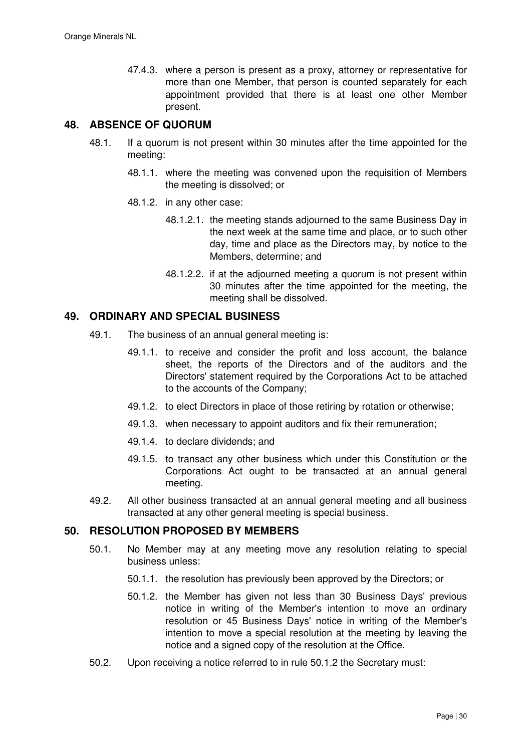47.4.3. where a person is present as a proxy, attorney or representative for more than one Member, that person is counted separately for each appointment provided that there is at least one other Member present.

## 48. ABSENCE OF QUORUM

48.1. If a quorum is not present within 30 minutes after the time appointed for the meeting:

48.1.1. where the meeting was convened upon the requisition of Members the meeting is dissolved; or

48.1.2. in any other case:

48.1.2.1. the meeting stands adjourned to the same Business Day in the next week at the same time and place, or to such other day, time and place as the Directors may, by notice to the Members, determine; and

48.1.2.2. if at the adjourned meeting a quorum is not present within 30 minutes after the time appointed for the meeting, the meeting shall be dissolved.

## 49. ORDINARY AND SPECIAL BUSINESS

49.1. The business of an annual general meeting is:

49.1.1. to receive and consider the profit and loss account, the balance sheet, the reports of the Directors and of the auditors and the Directors' statement required by the Corporations Act to be attached to the accounts of the Company;

49.1.2. to elect Directors in place of those retiring by rotation or otherwise;

49.1.3. when necessary to appoint auditors and fix their remuneration;

49.1.4. to declare dividends; and

49.1.5. to transact any other business which under this Constitution or the Corporations Act ought to be transacted at an annual general meeting.

49.2. All other business transacted at an annual general meeting and all business transacted at any other general meeting is special business.

## 50. RESOLUTION PROPOSED BY MEMBERS

50.1. No Member may at any meeting move any resolution relating to special business unless:

50.1.1. the resolution has previously been approved by the Directors; or

50.1.2. the Member has given not less than 30 Business Days' previous notice in writing of the Member's intention to move an ordinary resolution or 45 Business Days' notice in writing of the Member's intention to move a special resolution at the meeting by leaving the notice and a signed copy of the resolution at the Office.

50.2. Upon receiving a notice referred to in rule 50.1.2 the Secretary must: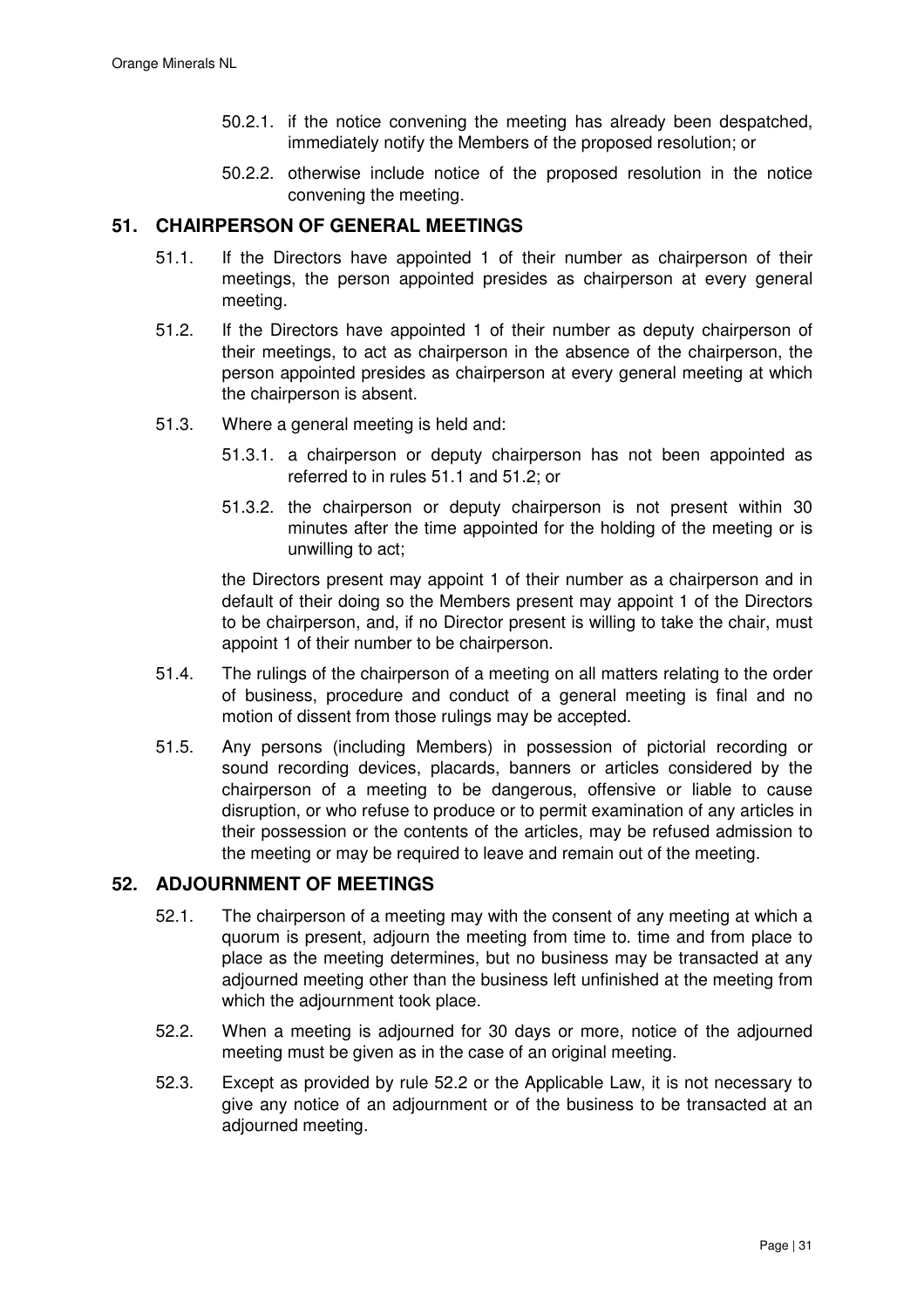50.2.1. if the notice convening the meeting has already been despatched, immediately notify the Members of the proposed resolution; or

50.2.2. otherwise include notice of the proposed resolution in the notice convening the meeting.

## 51. CHAIRPERSON OF GENERAL MEETINGS

51.1. If the Directors have appointed 1 of their number as chairperson of their meetings, the person appointed presides as chairperson at every general meeting.

51.2. If the Directors have appointed 1 of their number as deputy chairperson of their meetings, to act as chairperson in the absence of the chairperson, the person appointed presides as chairperson at every general meeting at which the chairperson is absent.

51.3. Where a general meeting is held and:

51.3.1. a chairperson or deputy chairperson has not been appointed as referred to in rules 51.1 and 51.2; or

51.3.2. the chairperson or deputy chairperson is not present within 30 minutes after the time appointed for the holding of the meeting or is unwilling to act;

the Directors present may appoint 1 of their number as a chairperson and in default of their doing so the Members present may appoint 1 of the Directors to be chairperson, and, if no Director present is willing to take the chair, must appoint 1 of their number to be chairperson.

51.4. The rulings of the chairperson of a meeting on all matters relating to the order of business, procedure and conduct of a general meeting is final and no motion of dissent from those rulings may be accepted.

51.5. Any persons (including Members) in possession of pictorial recording or sound recording devices, placards, banners or articles considered by the chairperson of a meeting to be dangerous, offensive or liable to cause disruption, or who refuse to produce or to permit examination of any articles in their possession or the contents of the articles, may be refused admission to the meeting or may be required to leave and remain out of the meeting.

## 52. ADJOURNMENT OF MEETINGS

52.1. The chairperson of a meeting may with the consent of any meeting at which a quorum is present, adjourn the meeting from time to. time and from place to place as the meeting determines, but no business may be transacted at any adjourned meeting other than the business left unfinished at the meeting from which the adjournment took place.

52.2. When a meeting is adjourned for 30 days or more, notice of the adjourned meeting must be given as in the case of an original meeting.

52.3. Except as provided by rule 52.2 or the Applicable Law, it is not necessary to give any notice of an adjournment or of the business to be transacted at an adjourned meeting.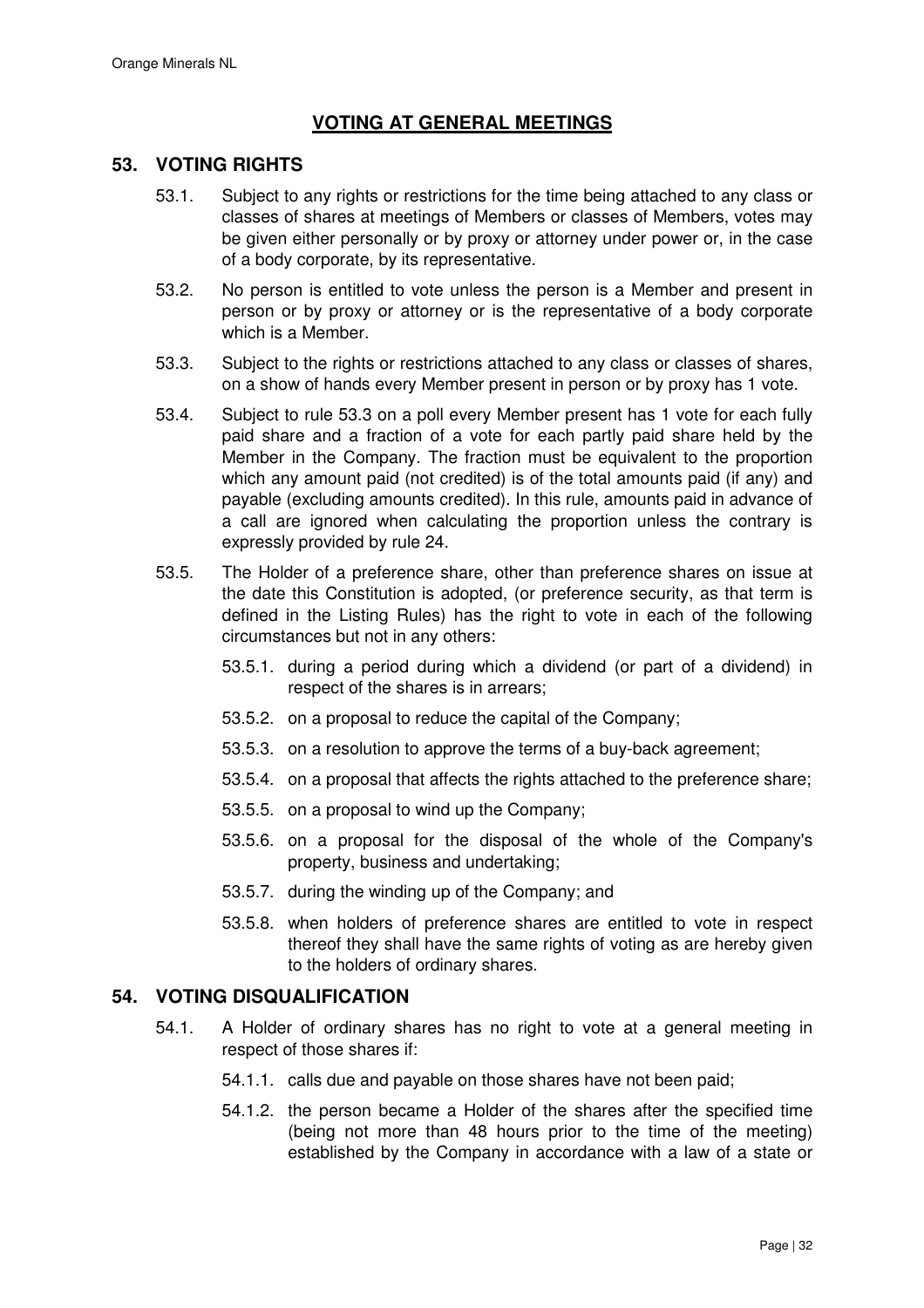## VOTING AT GENERAL MEETINGS

### 53. VOTING RIGHTS

53.1. Subject to any rights or restrictions for the time being attached to any class or classes of shares at meetings of Members or classes of Members, votes may be given either personally or by proxy or attorney under power or, in the case of a body corporate, by its representative.

53.2. No person is entitled to vote unless the person is a Member and present in person or by proxy or attorney or is the representative of a body corporate which is a Member.

53.3. Subject to the rights or restrictions attached to any class or classes of shares, on a show of hands every Member present in person or by proxy has 1 vote.

53.4. Subject to rule 53.3 on a poll every Member present has 1 vote for each fully paid share and a fraction of a vote for each partly paid share held by the Member in the Company. The fraction must be equivalent to the proportion which any amount paid (not credited) is of the total amounts paid (if any) and payable (excluding amounts credited). In this rule, amounts paid in advance of a call are ignored when calculating the proportion unless the contrary is expressly provided by rule 24.

53.5. The Holder of a preference share, other than preference shares on issue at the date this Constitution is adopted, (or preference security, as that term is defined in the Listing Rules) has the right to vote in each of the following circumstances but not in any others:

53.5.1. during a period during which a dividend (or part of a dividend) in respect of the shares is in arrears;

53.5.2. on a proposal to reduce the capital of the Company;

53.5.3. on a resolution to approve the terms of a buy-back agreement;

53.5.4. on a proposal that affects the rights attached to the preference share;

53.5.5. on a proposal to wind up the Company;

53.5.6. on a proposal for the disposal of the whole of the Company's property, business and undertaking;

53.5.7. during the winding up of the Company; and

53.5.8. when holders of preference shares are entitled to vote in respect thereof they shall have the same rights of voting as are hereby given to the holders of ordinary shares.

### 54. VOTING DISQUALIFICATION

54.1. A Holder of ordinary shares has no right to vote at a general meeting in respect of those shares if:

54.1.1. calls due and payable on those shares have not been paid;

54.1.2. the person became a Holder of the shares after the specified time (being not more than 48 hours prior to the time of the meeting) established by the Company in accordance with a law of a state or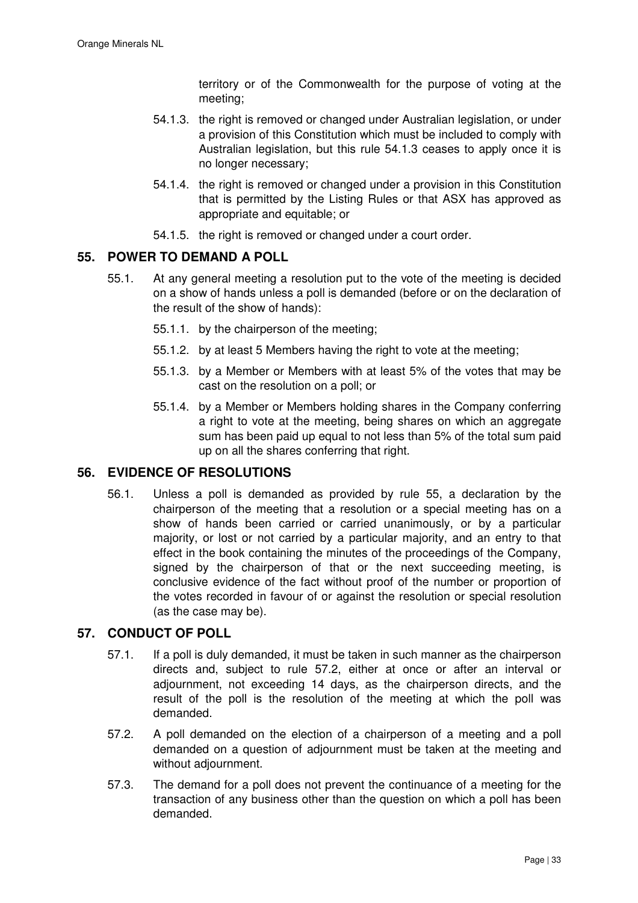territory or of the Commonwealth for the purpose of voting at the meeting;

54.1.3. the right is removed or changed under Australian legislation, or under a provision of this Constitution which must be included to comply with Australian legislation, but this rule 54.1.3 ceases to apply once it is no longer necessary;

54.1.4. the right is removed or changed under a provision in this Constitution that is permitted by the Listing Rules or that ASX has approved as appropriate and equitable; or

54.1.5. the right is removed or changed under a court order.

## 55. POWER TO DEMAND A POLL

55.1. At any general meeting a resolution put to the vote of the meeting is decided on a show of hands unless a poll is demanded (before or on the declaration of the result of the show of hands):

55.1.1. by the chairperson of the meeting;

55.1.2. by at least 5 Members having the right to vote at the meeting;

55.1.3. by a Member or Members with at least 5% of the votes that may be cast on the resolution on a poll; or

55.1.4. by a Member or Members holding shares in the Company conferring a right to vote at the meeting, being shares on which an aggregate sum has been paid up equal to not less than 5% of the total sum paid up on all the shares conferring that right.

## 56. EVIDENCE OF RESOLUTIONS

56.1. Unless a poll is demanded as provided by rule 55, a declaration by the chairperson of the meeting that a resolution or a special meeting has on a show of hands been carried or carried unanimously, or by a particular majority, or lost or not carried by a particular majority, and an entry to that effect in the book containing the minutes of the proceedings of the Company, signed by the chairperson of that or the next succeeding meeting, is conclusive evidence of the fact without proof of the number or proportion of the votes recorded in favour of or against the resolution or special resolution (as the case may be).

## 57. CONDUCT OF POLL

57.1. If a poll is duly demanded, it must be taken in such manner as the chairperson directs and, subject to rule 57.2, either at once or after an interval or adjournment, not exceeding 14 days, as the chairperson directs, and the result of the poll is the resolution of the meeting at which the poll was demanded.

57.2. A poll demanded on the election of a chairperson of a meeting and a poll demanded on a question of adjournment must be taken at the meeting and without adjournment.

57.3. The demand for a poll does not prevent the continuance of a meeting for the transaction of any business other than the question on which a poll has been demanded.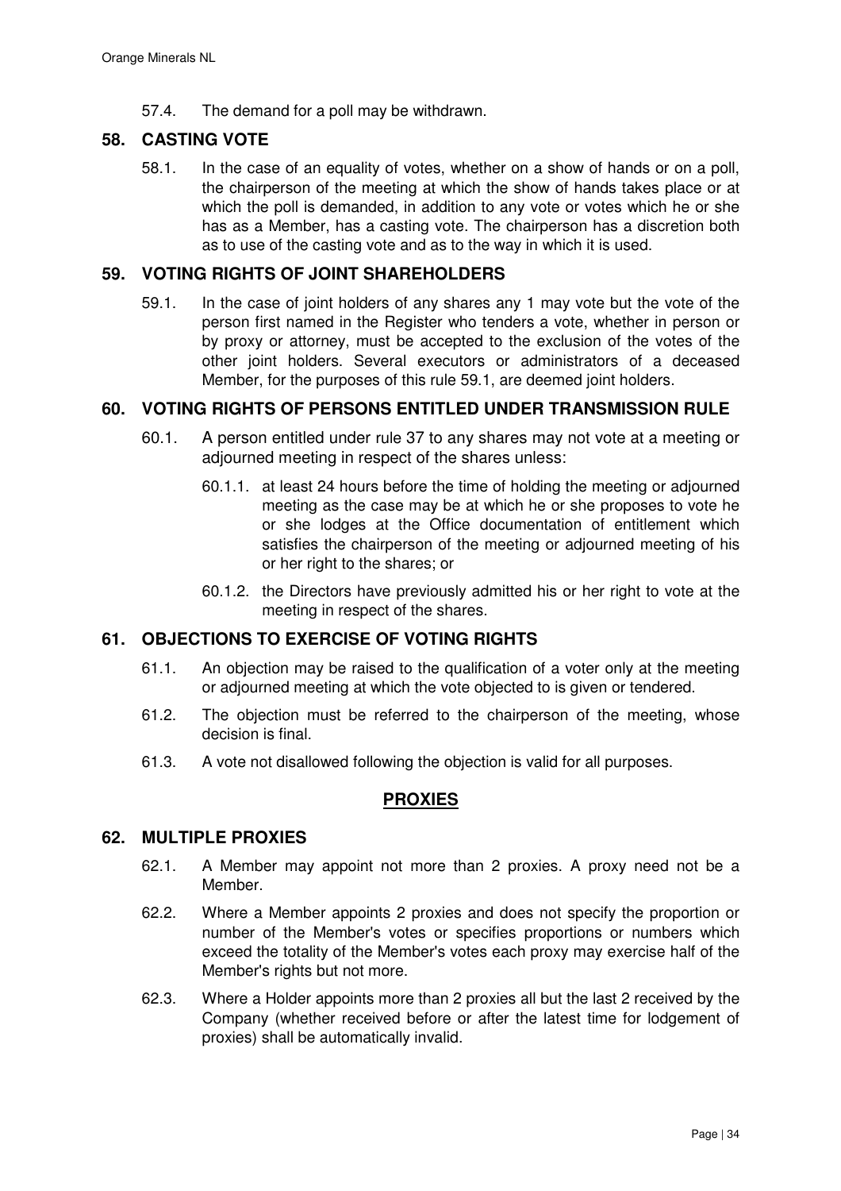57.4. The demand for a poll may be withdrawn.

## 58. CASTING VOTE

58.1. In the case of an equality of votes, whether on a show of hands or on a poll, the chairperson of the meeting at which the show of hands takes place or at which the poll is demanded, in addition to any vote or votes which he or she has as a Member, has a casting vote. The chairperson has a discretion both as to use of the casting vote and as to the way in which it is used.

## 59. VOTING RIGHTS OF JOINT SHAREHOLDERS

59.1. In the case of joint holders of any shares any 1 may vote but the vote of the person first named in the Register who tenders a vote, whether in person or by proxy or attorney, must be accepted to the exclusion of the votes of the other joint holders. Several executors or administrators of a deceased Member, for the purposes of this rule 59.1, are deemed joint holders.

## 60. VOTING RIGHTS OF PERSONS ENTITLED UNDER TRANSMISSION RULE

60.1. A person entitled under rule 37 to any shares may not vote at a meeting or adjourned meeting in respect of the shares unless:

60.1.1. at least 24 hours before the time of holding the meeting or adjourned meeting as the case may be at which he or she proposes to vote he or she lodges at the Office documentation of entitlement which satisfies the chairperson of the meeting or adjourned meeting of his or her right to the shares; or

60.1.2. the Directors have previously admitted his or her right to vote at the meeting in respect of the shares.

## 61. OBJECTIONS TO EXERCISE OF VOTING RIGHTS

61.1. An objection may be raised to the qualification of a voter only at the meeting or adjourned meeting at which the vote objected to is given or tendered.

61.2. The objection must be referred to the chairperson of the meeting, whose decision is final.

61.3. A vote not disallowed following the objection is valid for all purposes.

# PROXIES

## 62. MULTIPLE PROXIES

62.1. A Member may appoint not more than 2 proxies. A proxy need not be a Member.

62.2. Where a Member appoints 2 proxies and does not specify the proportion or number of the Member's votes or specifies proportions or numbers which exceed the totality of the Member's votes each proxy may exercise half of the Member's rights but not more.

62.3. Where a Holder appoints more than 2 proxies all but the last 2 received by the Company (whether received before or after the latest time for lodgement of proxies) shall be automatically invalid.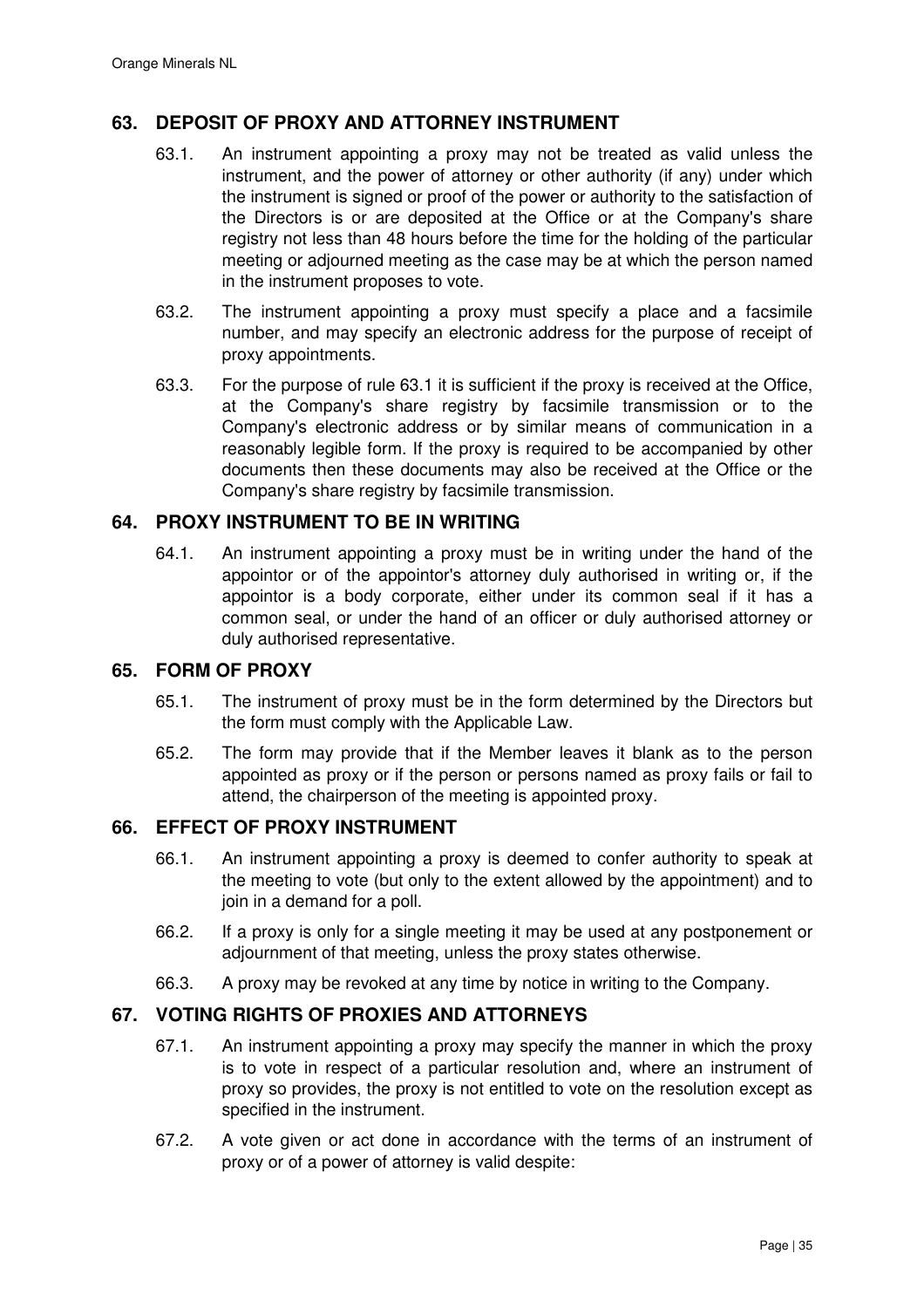## 63. DEPOSIT OF PROXY AND ATTORNEY INSTRUMENT

63.1. An instrument appointing a proxy may not be treated as valid unless the instrument, and the power of attorney or other authority (if any) under which the instrument is signed or proof of the power or authority to the satisfaction of the Directors is or are deposited at the Office or at the Company's share registry not less than 48 hours before the time for the holding of the particular meeting or adjourned meeting as the case may be at which the person named in the instrument proposes to vote.

63.2. The instrument appointing a proxy must specify a place and a facsimile number, and may specify an electronic address for the purpose of receipt of proxy appointments.

63.3. For the purpose of rule 63.1 it is sufficient if the proxy is received at the Office, at the Company's share registry by facsimile transmission or to the Company's electronic address or by similar means of communication in a reasonably legible form. If the proxy is required to be accompanied by other documents then these documents may also be received at the Office or the Company's share registry by facsimile transmission.

## 64. PROXY INSTRUMENT TO BE IN WRITING

64.1. An instrument appointing a proxy must be in writing under the hand of the appointor or of the appointor's attorney duly authorised in writing or, if the appointor is a body corporate, either under its common seal if it has a common seal, or under the hand of an officer or duly authorised attorney or duly authorised representative.

## 65. FORM OF PROXY

65.1. The instrument of proxy must be in the form determined by the Directors but the form must comply with the Applicable Law.

65.2. The form may provide that if the Member leaves it blank as to the person appointed as proxy or if the person or persons named as proxy fails or fail to attend, the chairperson of the meeting is appointed proxy.

## 66. EFFECT OF PROXY INSTRUMENT

66.1. An instrument appointing a proxy is deemed to confer authority to speak at the meeting to vote (but only to the extent allowed by the appointment) and to join in a demand for a poll.

66.2. If a proxy is only for a single meeting it may be used at any postponement or adjournment of that meeting, unless the proxy states otherwise.

66.3. A proxy may be revoked at any time by notice in writing to the Company.

## 67. VOTING RIGHTS OF PROXIES AND ATTORNEYS

67.1. An instrument appointing a proxy may specify the manner in which the proxy is to vote in respect of a particular resolution and, where an instrument of proxy so provides, the proxy is not entitled to vote on the resolution except as specified in the instrument.

67.2. A vote given or act done in accordance with the terms of an instrument of proxy or of a power of attorney is valid despite: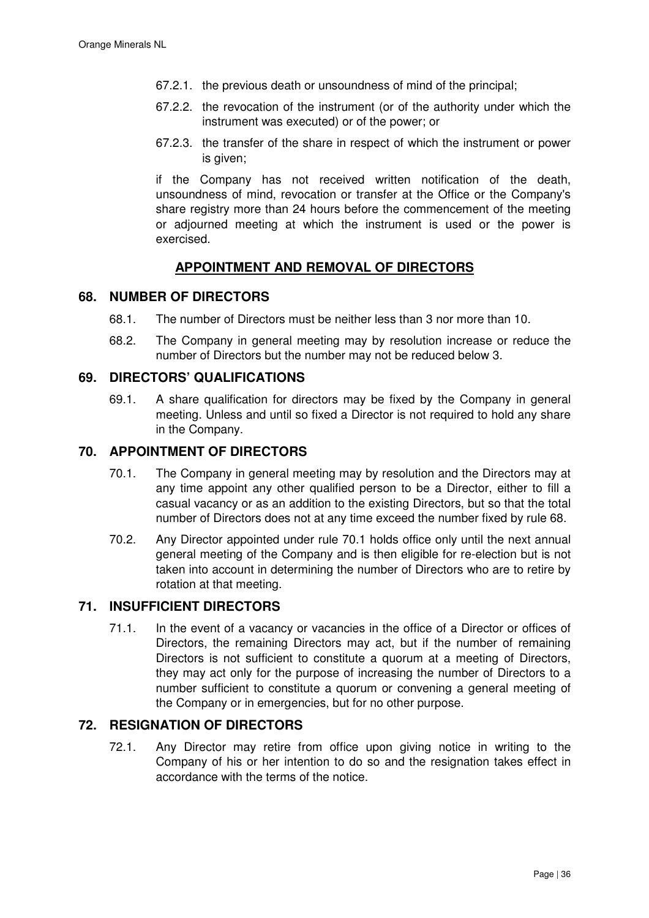67.2.1. the previous death or unsoundness of mind of the principal;

67.2.2. the revocation of the instrument (or of the authority under which the instrument was executed) or of the power; or

67.2.3. the transfer of the share in respect of which the instrument or power is given;

if the Company has not received written notification of the death, unsoundness of mind, revocation or transfer at the Office or the Company's share registry more than 24 hours before the commencement of the meeting or adjourned meeting at which the instrument is used or the power is exercised.

## APPOINTMENT AND REMOVAL OF DIRECTORS

### 68. NUMBER OF DIRECTORS

68.1. The number of Directors must be neither less than 3 nor more than 10.

68.2. The Company in general meeting may by resolution increase or reduce the number of Directors but the number may not be reduced below 3.

### 69. DIRECTORS' QUALIFICATIONS

69.1. A share qualification for directors may be fixed by the Company in general meeting. Unless and until so fixed a Director is not required to hold any share in the Company.

### 70. APPOINTMENT OF DIRECTORS

70.1. The Company in general meeting may by resolution and the Directors may at any time appoint any other qualified person to be a Director, either to fill a casual vacancy or as an addition to the existing Directors, but so that the total number of Directors does not at any time exceed the number fixed by rule 68.

70.2. Any Director appointed under rule 70.1 holds office only until the next annual general meeting of the Company and is then eligible for re-election but is not taken into account in determining the number of Directors who are to retire by rotation at that meeting.

### 71. INSUFFICIENT DIRECTORS

71.1. In the event of a vacancy or vacancies in the office of a Director or offices of Directors, the remaining Directors may act, but if the number of remaining Directors is not sufficient to constitute a quorum at a meeting of Directors, they may act only for the purpose of increasing the number of Directors to a number sufficient to constitute a quorum or convening a general meeting of the Company or in emergencies, but for no other purpose.

### 72. RESIGNATION OF DIRECTORS

72.1. Any Director may retire from office upon giving notice in writing to the Company of his or her intention to do so and the resignation takes effect in accordance with the terms of the notice.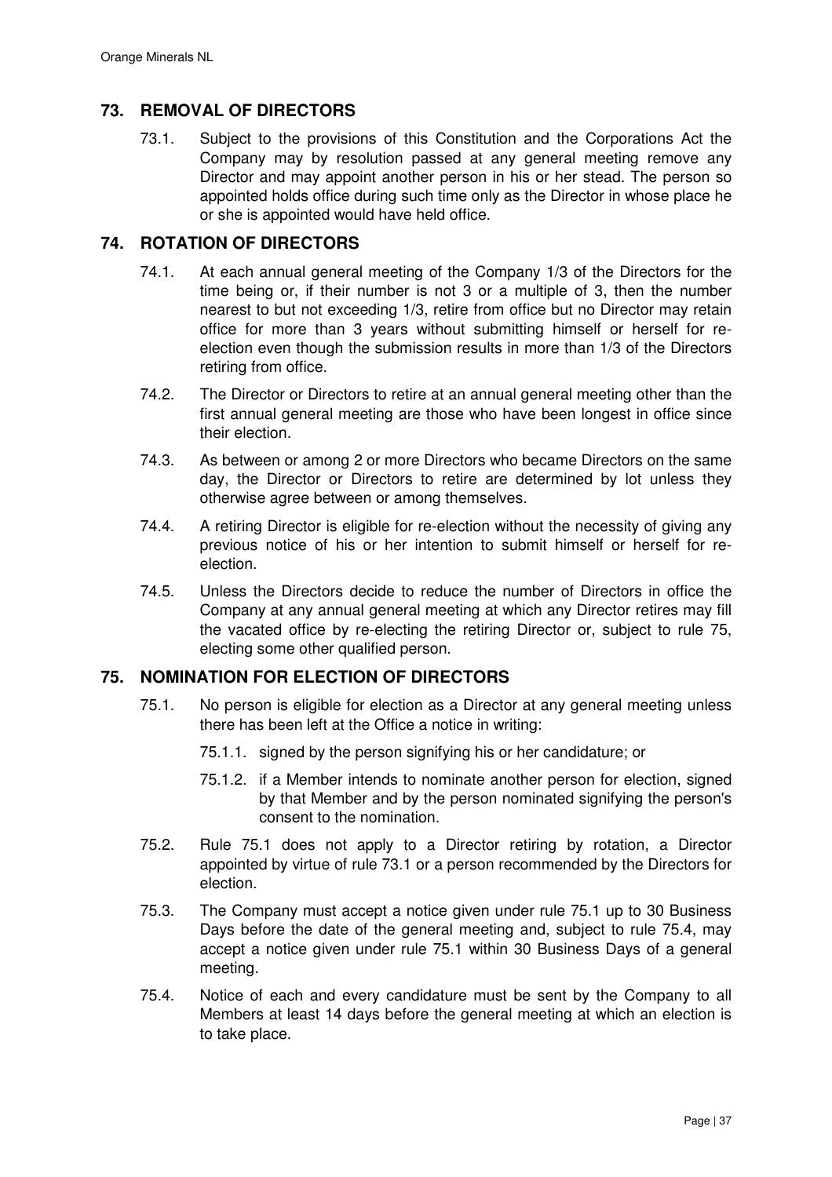## 73. REMOVAL OF DIRECTORS

73.1. Subject to the provisions of this Constitution and the Corporations Act the Company may by resolution passed at any general meeting remove any Director and may appoint another person in his or her stead. The person so appointed holds office during such time only as the Director in whose place he or she is appointed would have held office.

## 74. ROTATION OF DIRECTORS

74.1. At each annual general meeting of the Company 1/3 of the Directors for the time being or, if their number is not 3 or a multiple of 3, then the number nearest to but not exceeding 1/3, retire from office but no Director may retain office for more than 3 years without submitting himself or herself for re-election even though the submission results in more than 1/3 of the Directors retiring from office.

74.2. The Director or Directors to retire at an annual general meeting other than the first annual general meeting are those who have been longest in office since their election.

74.3. As between or among 2 or more Directors who became Directors on the same day, the Director or Directors to retire are determined by lot unless they otherwise agree between or among themselves.

74.4. A retiring Director is eligible for re-election without the necessity of giving any previous notice of his or her intention to submit himself or herself for re-election.

74.5. Unless the Directors decide to reduce the number of Directors in office the Company at any annual general meeting at which any Director retires may fill the vacated office by re-electing the retiring Director or, subject to rule 75, electing some other qualified person.

## 75. NOMINATION FOR ELECTION OF DIRECTORS

75.1. No person is eligible for election as a Director at any general meeting unless there has been left at the Office a notice in writing:

75.1.1. signed by the person signifying his or her candidature; or

75.1.2. if a Member intends to nominate another person for election, signed by that Member and by the person nominated signifying the person's consent to the nomination.

75.2. Rule 75.1 does not apply to a Director retiring by rotation, a Director appointed by virtue of rule 73.1 or a person recommended by the Directors for election.

75.3. The Company must accept a notice given under rule 75.1 up to 30 Business Days before the date of the general meeting and, subject to rule 75.4, may accept a notice given under rule 75.1 within 30 Business Days of a general meeting.

75.4. Notice of each and every candidature must be sent by the Company to all Members at least 14 days before the general meeting at which an election is to take place.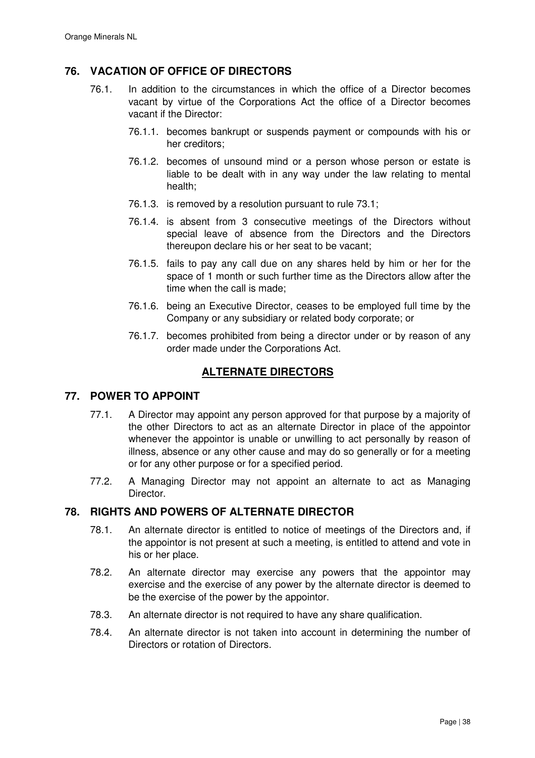## 76. VACATION OF OFFICE OF DIRECTORS

76.1. In addition to the circumstances in which the office of a Director becomes vacant by virtue of the Corporations Act the office of a Director becomes vacant if the Director:

76.1.1. becomes bankrupt or suspends payment or compounds with his or her creditors;

76.1.2. becomes of unsound mind or a person whose person or estate is liable to be dealt with in any way under the law relating to mental health;

76.1.3. is removed by a resolution pursuant to rule 73.1;

76.1.4. is absent from 3 consecutive meetings of the Directors without special leave of absence from the Directors and the Directors thereupon declare his or her seat to be vacant;

76.1.5. fails to pay any call due on any shares held by him or her for the space of 1 month or such further time as the Directors allow after the time when the call is made;

76.1.6. being an Executive Director, ceases to be employed full time by the Company or any subsidiary or related body corporate; or

76.1.7. becomes prohibited from being a director under or by reason of any order made under the Corporations Act.

# ALTERNATE DIRECTORS

## 77. POWER TO APPOINT

77.1. A Director may appoint any person approved for that purpose by a majority of the other Directors to act as an alternate Director in place of the appointor whenever the appointor is unable or unwilling to act personally by reason of illness, absence or any other cause and may do so generally or for a meeting or for any other purpose or for a specified period.

77.2. A Managing Director may not appoint an alternate to act as Managing Director.

## 78. RIGHTS AND POWERS OF ALTERNATE DIRECTOR

78.1. An alternate director is entitled to notice of meetings of the Directors and, if the appointor is not present at such a meeting, is entitled to attend and vote in his or her place.

78.2. An alternate director may exercise any powers that the appointor may exercise and the exercise of any power by the alternate director is deemed to be the exercise of the power by the appointor.

78.3. An alternate director is not required to have any share qualification.

78.4. An alternate director is not taken into account in determining the number of Directors or rotation of Directors.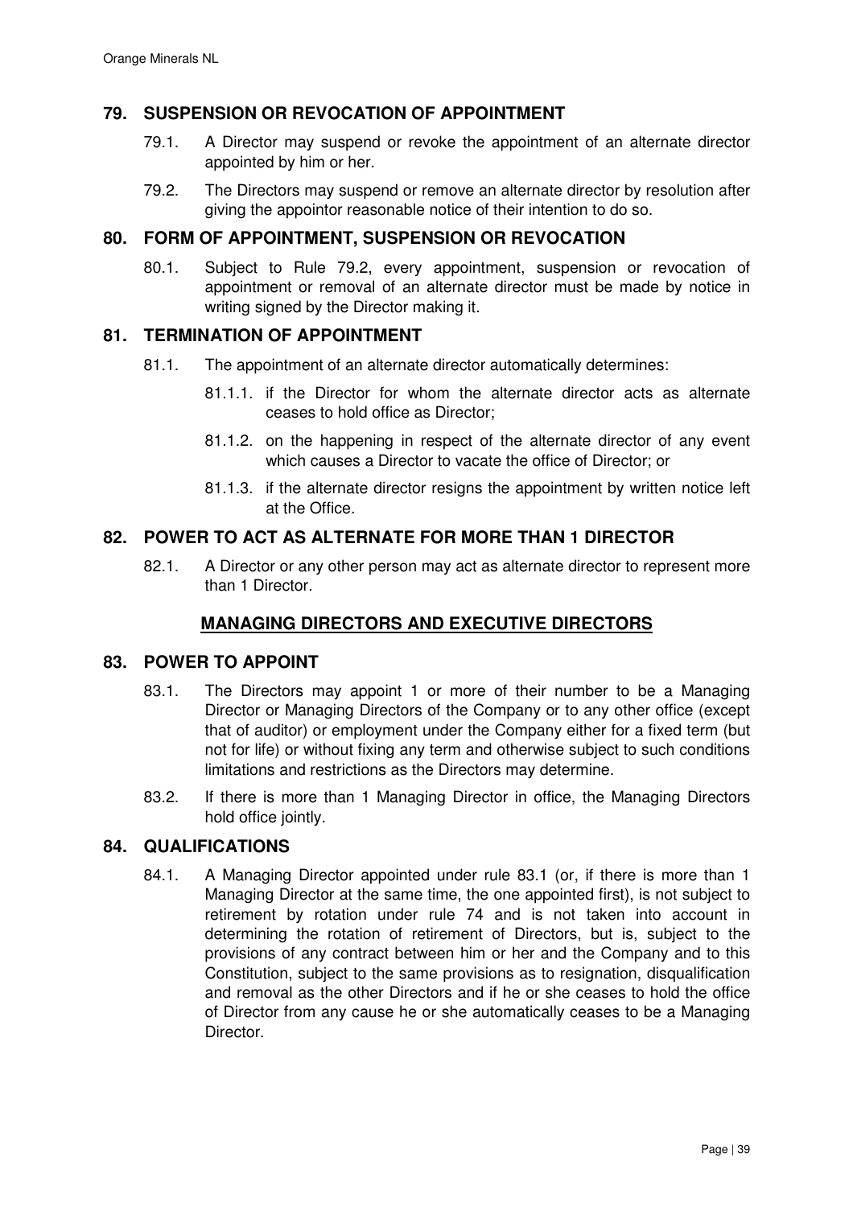## 79. SUSPENSION OR REVOCATION OF APPOINTMENT

79.1. A Director may suspend or revoke the appointment of an alternate director appointed by him or her.

79.2. The Directors may suspend or remove an alternate director by resolution after giving the appointor reasonable notice of their intention to do so.

## 80. FORM OF APPOINTMENT, SUSPENSION OR REVOCATION

80.1. Subject to Rule 79.2, every appointment, suspension or revocation of appointment or removal of an alternate director must be made by notice in writing signed by the Director making it.

## 81. TERMINATION OF APPOINTMENT

81.1. The appointment of an alternate director automatically determines:

81.1.1. if the Director for whom the alternate director acts as alternate ceases to hold office as Director;

81.1.2. on the happening in respect of the alternate director of any event which causes a Director to vacate the office of Director; or

81.1.3. if the alternate director resigns the appointment by written notice left at the Office.

## 82. POWER TO ACT AS ALTERNATE FOR MORE THAN 1 DIRECTOR

82.1. A Director or any other person may act as alternate director to represent more than 1 Director.

# MANAGING DIRECTORS AND EXECUTIVE DIRECTORS

## 83. POWER TO APPOINT

83.1. The Directors may appoint 1 or more of their number to be a Managing Director or Managing Directors of the Company or to any other office (except that of auditor) or employment under the Company either for a fixed term (but not for life) or without fixing any term and otherwise subject to such conditions limitations and restrictions as the Directors may determine.

83.2. If there is more than 1 Managing Director in office, the Managing Directors hold office jointly.

## 84. QUALIFICATIONS

84.1. A Managing Director appointed under rule 83.1 (or, if there is more than 1 Managing Director at the same time, the one appointed first), is not subject to retirement by rotation under rule 74 and is not taken into account in determining the rotation of retirement of Directors, but is, subject to the provisions of any contract between him or her and the Company and to this Constitution, subject to the same provisions as to resignation, disqualification and removal as the other Directors and if he or she ceases to hold the office of Director from any cause he or she automatically ceases to be a Managing Director.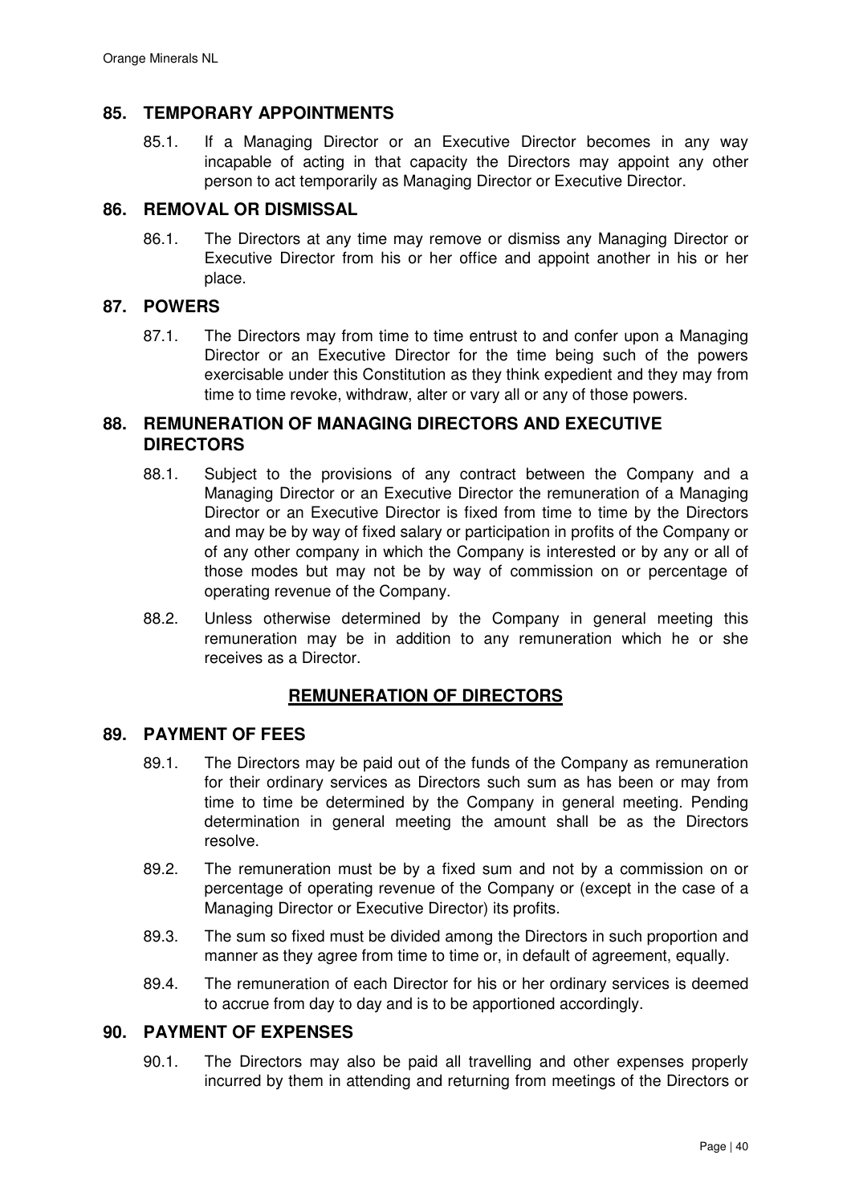## 85. TEMPORARY APPOINTMENTS

85.1. If a Managing Director or an Executive Director becomes in any way incapable of acting in that capacity the Directors may appoint any other person to act temporarily as Managing Director or Executive Director.

## 86. REMOVAL OR DISMISSAL

86.1. The Directors at any time may remove or dismiss any Managing Director or Executive Director from his or her office and appoint another in his or her place.

## 87. POWERS

87.1. The Directors may from time to time entrust to and confer upon a Managing Director or an Executive Director for the time being such of the powers exercisable under this Constitution as they think expedient and they may from time to time revoke, withdraw, alter or vary all or any of those powers.

## 88. REMUNERATION OF MANAGING DIRECTORS AND EXECUTIVE DIRECTORS

88.1. Subject to the provisions of any contract between the Company and a Managing Director or an Executive Director the remuneration of a Managing Director or an Executive Director is fixed from time to time by the Directors and may be by way of fixed salary or participation in profits of the Company or of any other company in which the Company is interested or by any or all of those modes but may not be by way of commission on or percentage of operating revenue of the Company.

88.2. Unless otherwise determined by the Company in general meeting this remuneration may be in addition to any remuneration which he or she receives as a Director.

# REMUNERATION OF DIRECTORS

## 89. PAYMENT OF FEES

89.1. The Directors may be paid out of the funds of the Company as remuneration for their ordinary services as Directors such sum as has been or may from time to time be determined by the Company in general meeting. Pending determination in general meeting the amount shall be as the Directors resolve.

89.2. The remuneration must be by a fixed sum and not by a commission on or percentage of operating revenue of the Company or (except in the case of a Managing Director or Executive Director) its profits.

89.3. The sum so fixed must be divided among the Directors in such proportion and manner as they agree from time to time or, in default of agreement, equally.

89.4. The remuneration of each Director for his or her ordinary services is deemed to accrue from day to day and is to be apportioned accordingly.

## 90. PAYMENT OF EXPENSES

90.1. The Directors may also be paid all travelling and other expenses properly incurred by them in attending and returning from meetings of the Directors or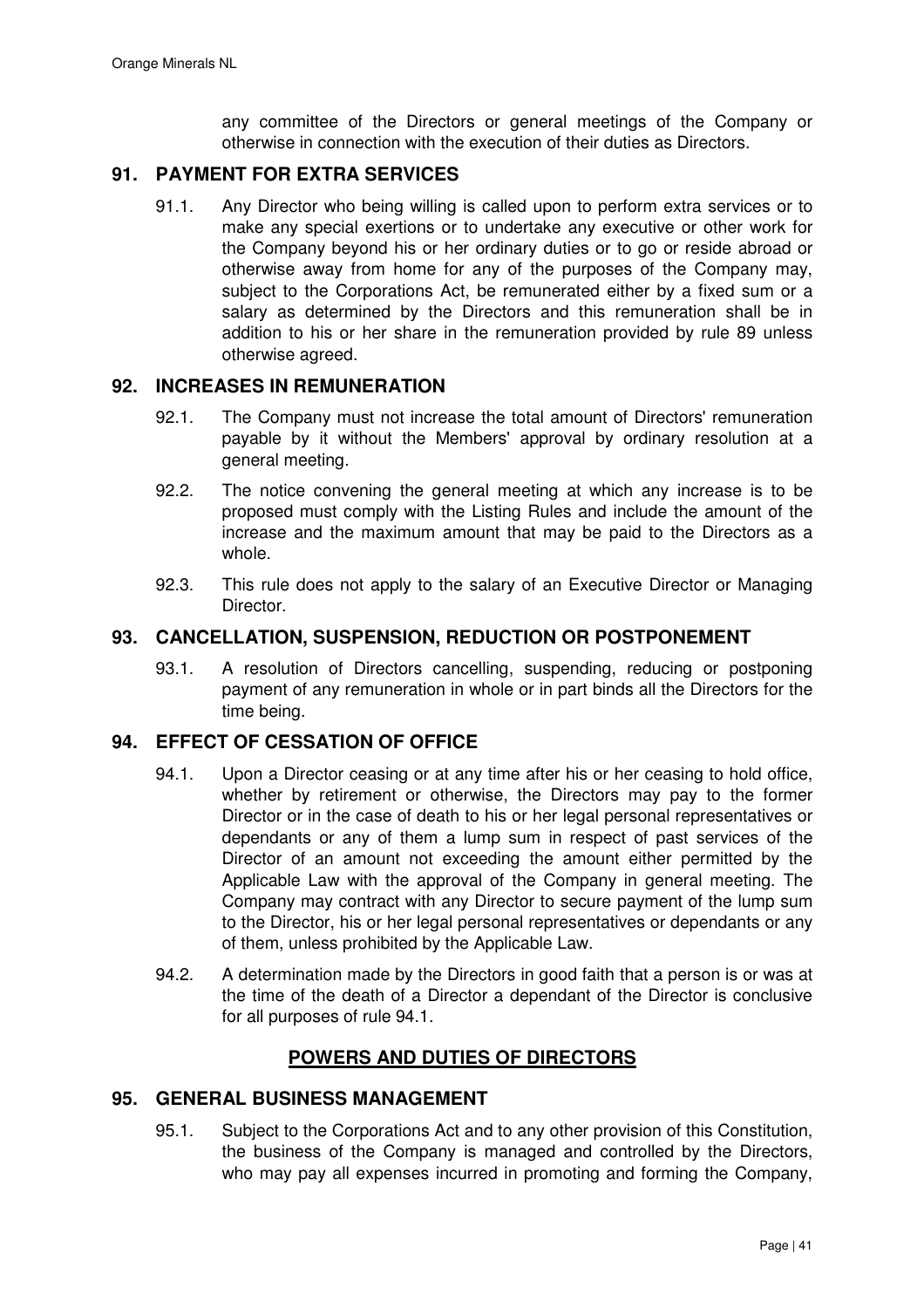any committee of the Directors or general meetings of the Company or otherwise in connection with the execution of their duties as Directors.

## 91. PAYMENT FOR EXTRA SERVICES

91.1. Any Director who being willing is called upon to perform extra services or to make any special exertions or to undertake any executive or other work for the Company beyond his or her ordinary duties or to go or reside abroad or otherwise away from home for any of the purposes of the Company may, subject to the Corporations Act, be remunerated either by a fixed sum or a salary as determined by the Directors and this remuneration shall be in addition to his or her share in the remuneration provided by rule 89 unless otherwise agreed.

## 92. INCREASES IN REMUNERATION

92.1. The Company must not increase the total amount of Directors' remuneration payable by it without the Members' approval by ordinary resolution at a general meeting.

92.2. The notice convening the general meeting at which any increase is to be proposed must comply with the Listing Rules and include the amount of the increase and the maximum amount that may be paid to the Directors as a whole.

92.3. This rule does not apply to the salary of an Executive Director or Managing Director.

## 93. CANCELLATION, SUSPENSION, REDUCTION OR POSTPONEMENT

93.1. A resolution of Directors cancelling, suspending, reducing or postponing payment of any remuneration in whole or in part binds all the Directors for the time being.

## 94. EFFECT OF CESSATION OF OFFICE

94.1. Upon a Director ceasing or at any time after his or her ceasing to hold office, whether by retirement or otherwise, the Directors may pay to the former Director or in the case of death to his or her legal personal representatives or dependants or any of them a lump sum in respect of past services of the Director of an amount not exceeding the amount either permitted by the Applicable Law with the approval of the Company in general meeting. The Company may contract with any Director to secure payment of the lump sum to the Director, his or her legal personal representatives or dependants or any of them, unless prohibited by the Applicable Law.

94.2. A determination made by the Directors in good faith that a person is or was at the time of the death of a Director a dependant of the Director is conclusive for all purposes of rule 94.1.

# POWERS AND DUTIES OF DIRECTORS

## 95. GENERAL BUSINESS MANAGEMENT

95.1. Subject to the Corporations Act and to any other provision of this Constitution, the business of the Company is managed and controlled by the Directors, who may pay all expenses incurred in promoting and forming the Company,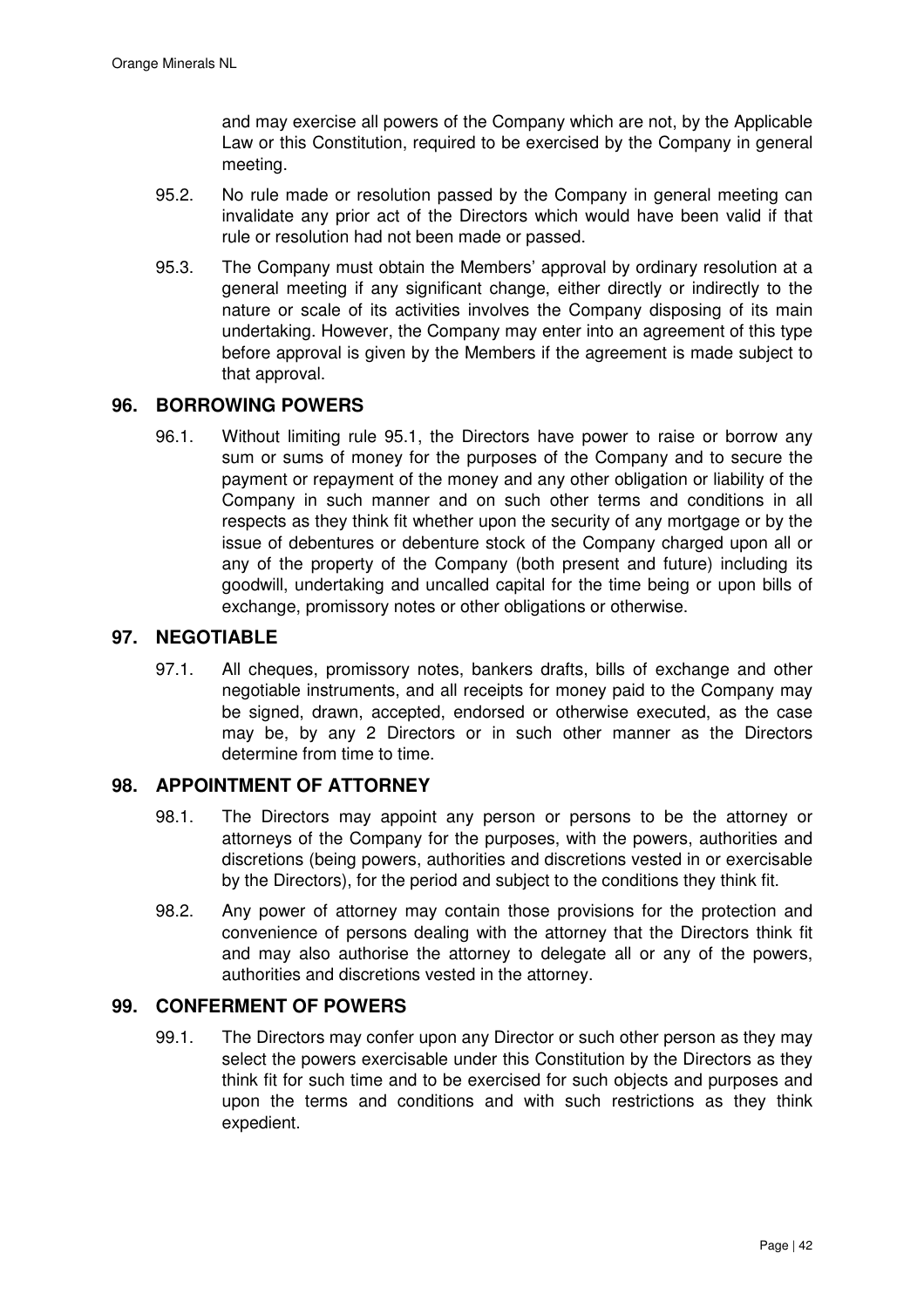and may exercise all powers of the Company which are not, by the Applicable Law or this Constitution, required to be exercised by the Company in general meeting.

95.2. No rule made or resolution passed by the Company in general meeting can invalidate any prior act of the Directors which would have been valid if that rule or resolution had not been made or passed.

95.3. The Company must obtain the Members' approval by ordinary resolution at a general meeting if any significant change, either directly or indirectly to the nature or scale of its activities involves the Company disposing of its main undertaking. However, the Company may enter into an agreement of this type before approval is given by the Members if the agreement is made subject to that approval.

## 96. BORROWING POWERS

96.1. Without limiting rule 95.1, the Directors have power to raise or borrow any sum or sums of money for the purposes of the Company and to secure the payment or repayment of the money and any other obligation or liability of the Company in such manner and on such other terms and conditions in all respects as they think fit whether upon the security of any mortgage or by the issue of debentures or debenture stock of the Company charged upon all or any of the property of the Company (both present and future) including its goodwill, undertaking and uncalled capital for the time being or upon bills of exchange, promissory notes or other obligations or otherwise.

## 97. NEGOTIABLE

97.1. All cheques, promissory notes, bankers drafts, bills of exchange and other negotiable instruments, and all receipts for money paid to the Company may be signed, drawn, accepted, endorsed or otherwise executed, as the case may be, by any 2 Directors or in such other manner as the Directors determine from time to time.

## 98. APPOINTMENT OF ATTORNEY

98.1. The Directors may appoint any person or persons to be the attorney or attorneys of the Company for the purposes, with the powers, authorities and discretions (being powers, authorities and discretions vested in or exercisable by the Directors), for the period and subject to the conditions they think fit.

98.2. Any power of attorney may contain those provisions for the protection and convenience of persons dealing with the attorney that the Directors think fit and may also authorise the attorney to delegate all or any of the powers, authorities and discretions vested in the attorney.

## 99. CONFERMENT OF POWERS

99.1. The Directors may confer upon any Director or such other person as they may select the powers exercisable under this Constitution by the Directors as they think fit for such time and to be exercised for such objects and purposes and upon the terms and conditions and with such restrictions as they think expedient.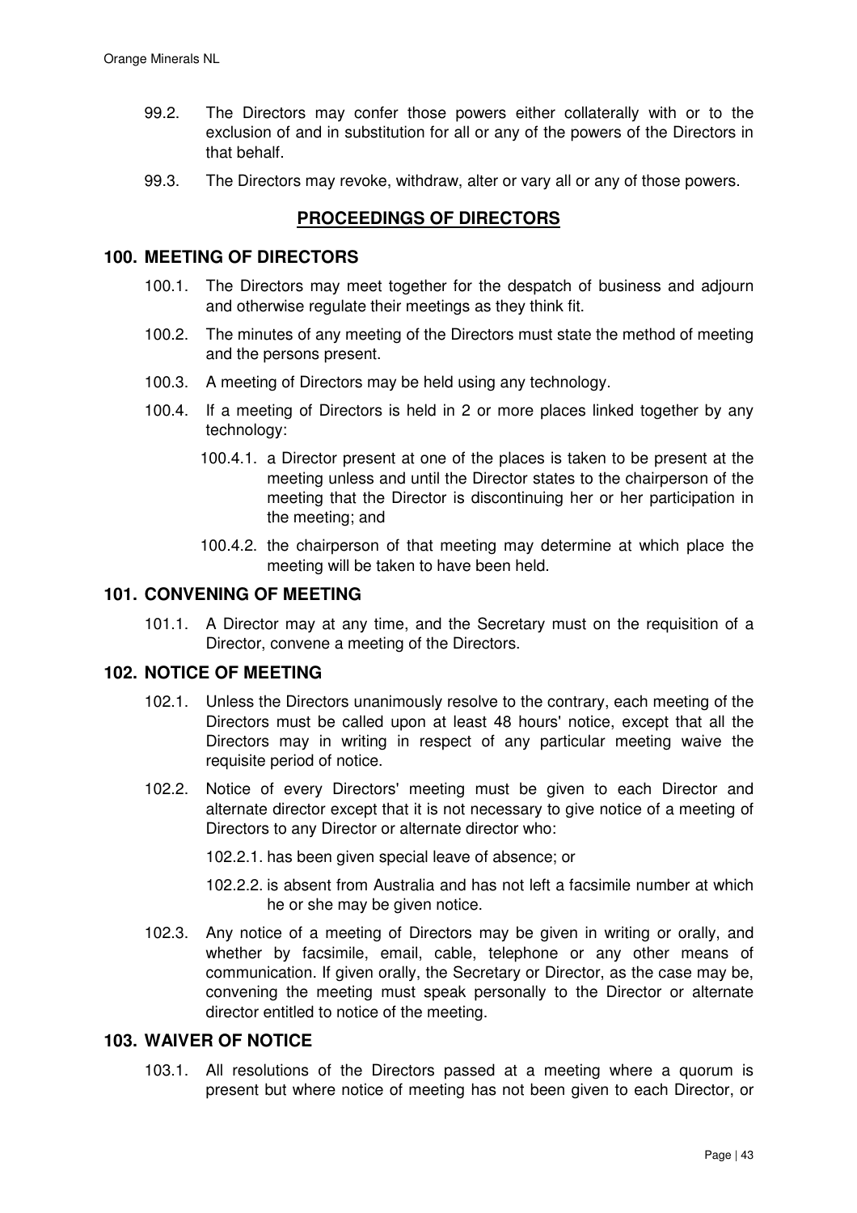99.2. The Directors may confer those powers either collaterally with or to the exclusion of and in substitution for all or any of the powers of the Directors in that behalf.

99.3. The Directors may revoke, withdraw, alter or vary all or any of those powers.

## PROCEEDINGS OF DIRECTORS

### 100. MEETING OF DIRECTORS

100.1. The Directors may meet together for the despatch of business and adjourn and otherwise regulate their meetings as they think fit.

100.2. The minutes of any meeting of the Directors must state the method of meeting and the persons present.

100.3. A meeting of Directors may be held using any technology.

100.4. If a meeting of Directors is held in 2 or more places linked together by any technology:

100.4.1. a Director present at one of the places is taken to be present at the meeting unless and until the Director states to the chairperson of the meeting that the Director is discontinuing her or her participation in the meeting; and

100.4.2. the chairperson of that meeting may determine at which place the meeting will be taken to have been held.

### 101. CONVENING OF MEETING

101.1. A Director may at any time, and the Secretary must on the requisition of a Director, convene a meeting of the Directors.

### 102. NOTICE OF MEETING

102.1. Unless the Directors unanimously resolve to the contrary, each meeting of the Directors must be called upon at least 48 hours' notice, except that all the Directors may in writing in respect of any particular meeting waive the requisite period of notice.

102.2. Notice of every Directors' meeting must be given to each Director and alternate director except that it is not necessary to give notice of a meeting of Directors to any Director or alternate director who:

102.2.1. has been given special leave of absence; or

102.2.2. is absent from Australia and has not left a facsimile number at which he or she may be given notice.

102.3. Any notice of a meeting of Directors may be given in writing or orally, and whether by facsimile, email, cable, telephone or any other means of communication. If given orally, the Secretary or Director, as the case may be, convening the meeting must speak personally to the Director or alternate director entitled to notice of the meeting.

### 103. WAIVER OF NOTICE

103.1. All resolutions of the Directors passed at a meeting where a quorum is present but where notice of meeting has not been given to each Director, or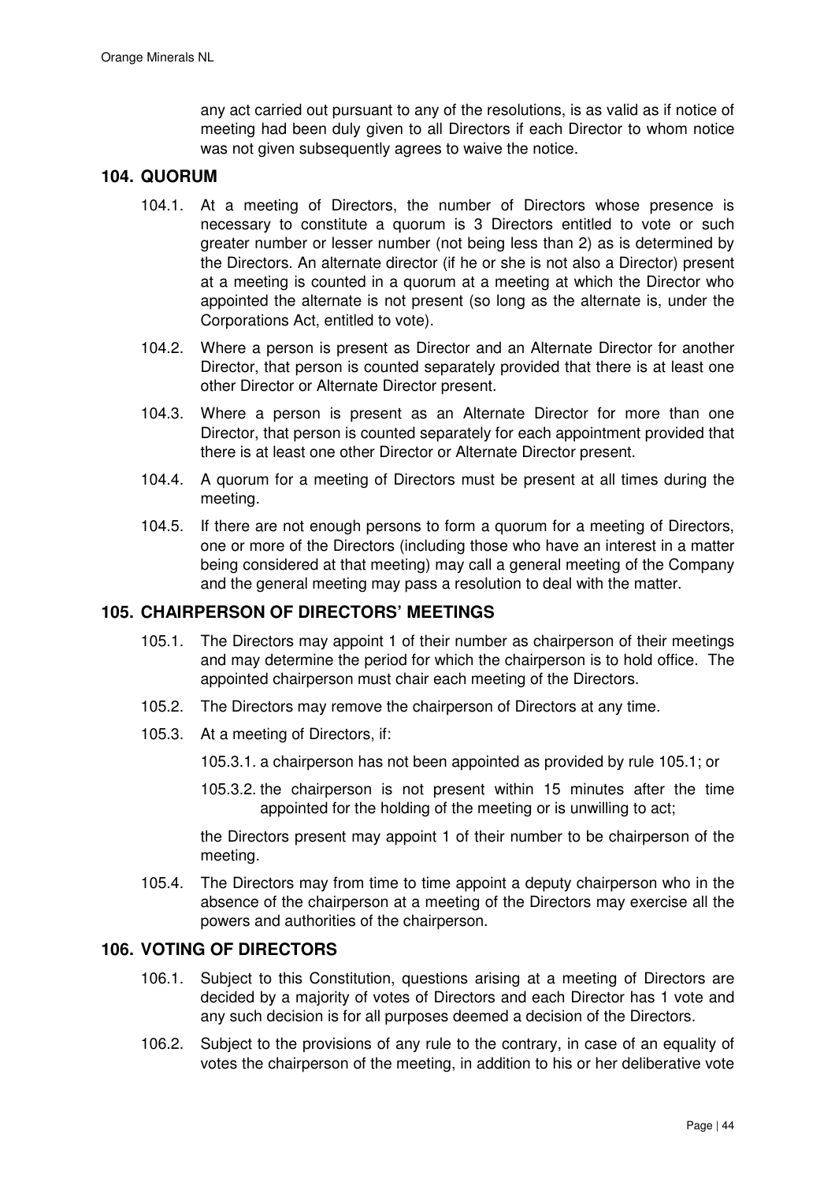any act carried out pursuant to any of the resolutions, is as valid as if notice of meeting had been duly given to all Directors if each Director to whom notice was not given subsequently agrees to waive the notice.

## 104. QUORUM

104.1. At a meeting of Directors, the number of Directors whose presence is necessary to constitute a quorum is 3 Directors entitled to vote or such greater number or lesser number (not being less than 2) as is determined by the Directors. An alternate director (if he or she is not also a Director) present at a meeting is counted in a quorum at a meeting at which the Director who appointed the alternate is not present (so long as the alternate is, under the Corporations Act, entitled to vote).

104.2. Where a person is present as Director and an Alternate Director for another Director, that person is counted separately provided that there is at least one other Director or Alternate Director present.

104.3. Where a person is present as an Alternate Director for more than one Director, that person is counted separately for each appointment provided that there is at least one other Director or Alternate Director present.

104.4. A quorum for a meeting of Directors must be present at all times during the meeting.

104.5. If there are not enough persons to form a quorum for a meeting of Directors, one or more of the Directors (including those who have an interest in a matter being considered at that meeting) may call a general meeting of the Company and the general meeting may pass a resolution to deal with the matter.

## 105. CHAIRPERSON OF DIRECTORS' MEETINGS

105.1. The Directors may appoint 1 of their number as chairperson of their meetings and may determine the period for which the chairperson is to hold office. The appointed chairperson must chair each meeting of the Directors.

105.2. The Directors may remove the chairperson of Directors at any time.

105.3. At a meeting of Directors, if:

105.3.1. a chairperson has not been appointed as provided by rule 105.1; or

105.3.2. the chairperson is not present within 15 minutes after the time appointed for the holding of the meeting or is unwilling to act;

the Directors present may appoint 1 of their number to be chairperson of the meeting.

105.4. The Directors may from time to time appoint a deputy chairperson who in the absence of the chairperson at a meeting of the Directors may exercise all the powers and authorities of the chairperson.

## 106. VOTING OF DIRECTORS

106.1. Subject to this Constitution, questions arising at a meeting of Directors are decided by a majority of votes of Directors and each Director has 1 vote and any such decision is for all purposes deemed a decision of the Directors.

106.2. Subject to the provisions of any rule to the contrary, in case of an equality of votes the chairperson of the meeting, in addition to his or her deliberative vote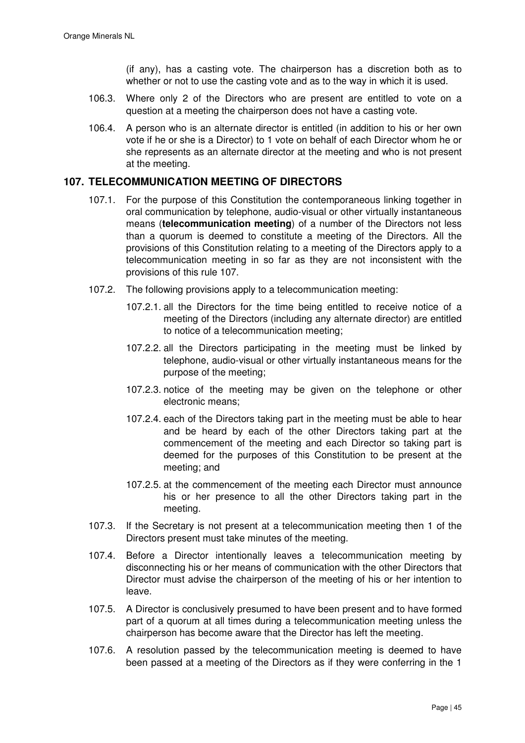(if any), has a casting vote. The chairperson has a discretion both as to whether or not to use the casting vote and as to the way in which it is used.

106.3. Where only 2 of the Directors who are present are entitled to vote on a question at a meeting the chairperson does not have a casting vote.

106.4. A person who is an alternate director is entitled (in addition to his or her own vote if he or she is a Director) to 1 vote on behalf of each Director whom he or she represents as an alternate director at the meeting and who is not present at the meeting.

## 107. TELECOMMUNICATION MEETING OF DIRECTORS

107.1. For the purpose of this Constitution the contemporaneous linking together in oral communication by telephone, audio-visual or other virtually instantaneous means (**telecommunication meeting**) of a number of the Directors not less than a quorum is deemed to constitute a meeting of the Directors. All the provisions of this Constitution relating to a meeting of the Directors apply to a telecommunication meeting in so far as they are not inconsistent with the provisions of this rule 107.

107.2. The following provisions apply to a telecommunication meeting:

107.2.1. all the Directors for the time being entitled to receive notice of a meeting of the Directors (including any alternate director) are entitled to notice of a telecommunication meeting;

107.2.2. all the Directors participating in the meeting must be linked by telephone, audio-visual or other virtually instantaneous means for the purpose of the meeting;

107.2.3. notice of the meeting may be given on the telephone or other electronic means;

107.2.4. each of the Directors taking part in the meeting must be able to hear and be heard by each of the other Directors taking part at the commencement of the meeting and each Director so taking part is deemed for the purposes of this Constitution to be present at the meeting; and

107.2.5. at the commencement of the meeting each Director must announce his or her presence to all the other Directors taking part in the meeting.

107.3. If the Secretary is not present at a telecommunication meeting then 1 of the Directors present must take minutes of the meeting.

107.4. Before a Director intentionally leaves a telecommunication meeting by disconnecting his or her means of communication with the other Directors that Director must advise the chairperson of the meeting of his or her intention to leave.

107.5. A Director is conclusively presumed to have been present and to have formed part of a quorum at all times during a telecommunication meeting unless the chairperson has become aware that the Director has left the meeting.

107.6. A resolution passed by the telecommunication meeting is deemed to have been passed at a meeting of the Directors as if they were conferring in the 1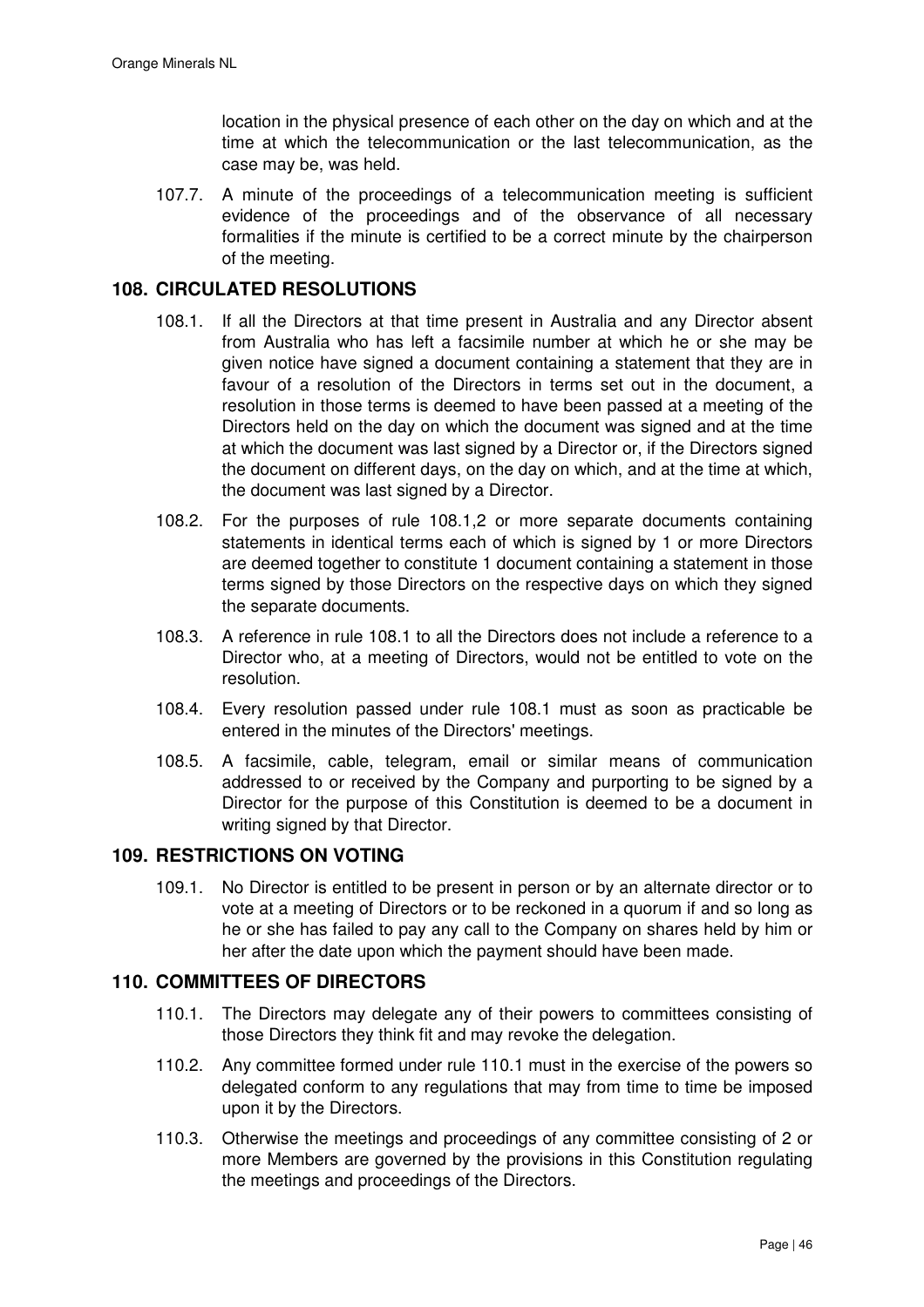location in the physical presence of each other on the day on which and at the time at which the telecommunication or the last telecommunication, as the case may be, was held.

107.7. A minute of the proceedings of a telecommunication meeting is sufficient evidence of the proceedings and of the observance of all necessary formalities if the minute is certified to be a correct minute by the chairperson of the meeting.

## 108. CIRCULATED RESOLUTIONS

108.1. If all the Directors at that time present in Australia and any Director absent from Australia who has left a facsimile number at which he or she may be given notice have signed a document containing a statement that they are in favour of a resolution of the Directors in terms set out in the document, a resolution in those terms is deemed to have been passed at a meeting of the Directors held on the day on which the document was signed and at the time at which the document was last signed by a Director or, if the Directors signed the document on different days, on the day on which, and at the time at which, the document was last signed by a Director.

108.2. For the purposes of rule 108.1,2 or more separate documents containing statements in identical terms each of which is signed by 1 or more Directors are deemed together to constitute 1 document containing a statement in those terms signed by those Directors on the respective days on which they signed the separate documents.

108.3. A reference in rule 108.1 to all the Directors does not include a reference to a Director who, at a meeting of Directors, would not be entitled to vote on the resolution.

108.4. Every resolution passed under rule 108.1 must as soon as practicable be entered in the minutes of the Directors' meetings.

108.5. A facsimile, cable, telegram, email or similar means of communication addressed to or received by the Company and purporting to be signed by a Director for the purpose of this Constitution is deemed to be a document in writing signed by that Director.

## 109. RESTRICTIONS ON VOTING

109.1. No Director is entitled to be present in person or by an alternate director or to vote at a meeting of Directors or to be reckoned in a quorum if and so long as he or she has failed to pay any call to the Company on shares held by him or her after the date upon which the payment should have been made.

## 110. COMMITTEES OF DIRECTORS

110.1. The Directors may delegate any of their powers to committees consisting of those Directors they think fit and may revoke the delegation.

110.2. Any committee formed under rule 110.1 must in the exercise of the powers so delegated conform to any regulations that may from time to time be imposed upon it by the Directors.

110.3. Otherwise the meetings and proceedings of any committee consisting of 2 or more Members are governed by the provisions in this Constitution regulating the meetings and proceedings of the Directors.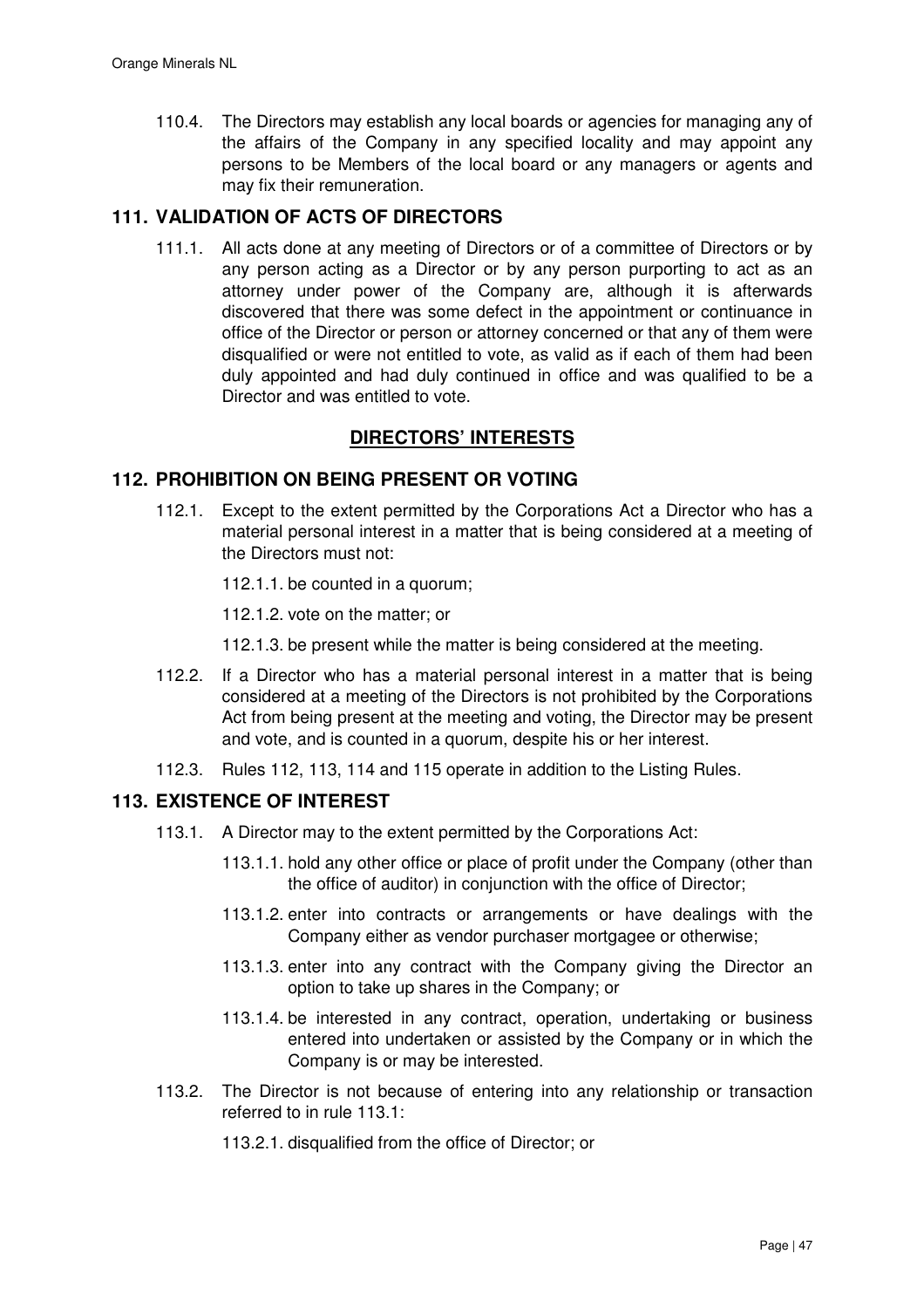110.4. The Directors may establish any local boards or agencies for managing any of the affairs of the Company in any specified locality and may appoint any persons to be Members of the local board or any managers or agents and may fix their remuneration.

## 111. VALIDATION OF ACTS OF DIRECTORS

111.1. All acts done at any meeting of Directors or of a committee of Directors or by any person acting as a Director or by any person purporting to act as an attorney under power of the Company are, although it is afterwards discovered that there was some defect in the appointment or continuance in office of the Director or person or attorney concerned or that any of them were disqualified or were not entitled to vote, as valid as if each of them had been duly appointed and had duly continued in office and was qualified to be a Director and was entitled to vote.

# DIRECTORS' INTERESTS

## 112. PROHIBITION ON BEING PRESENT OR VOTING

112.1. Except to the extent permitted by the Corporations Act a Director who has a material personal interest in a matter that is being considered at a meeting of the Directors must not:

112.1.1. be counted in a quorum;

112.1.2. vote on the matter; or

112.1.3. be present while the matter is being considered at the meeting.

112.2. If a Director who has a material personal interest in a matter that is being considered at a meeting of the Directors is not prohibited by the Corporations Act from being present at the meeting and voting, the Director may be present and vote, and is counted in a quorum, despite his or her interest.

112.3. Rules 112, 113, 114 and 115 operate in addition to the Listing Rules.

## 113. EXISTENCE OF INTEREST

113.1. A Director may to the extent permitted by the Corporations Act:

113.1.1. hold any other office or place of profit under the Company (other than the office of auditor) in conjunction with the office of Director;

113.1.2. enter into contracts or arrangements or have dealings with the Company either as vendor purchaser mortgagee or otherwise;

113.1.3. enter into any contract with the Company giving the Director an option to take up shares in the Company; or

113.1.4. be interested in any contract, operation, undertaking or business entered into undertaken or assisted by the Company or in which the Company is or may be interested.

113.2. The Director is not because of entering into any relationship or transaction referred to in rule 113.1:

113.2.1. disqualified from the office of Director; or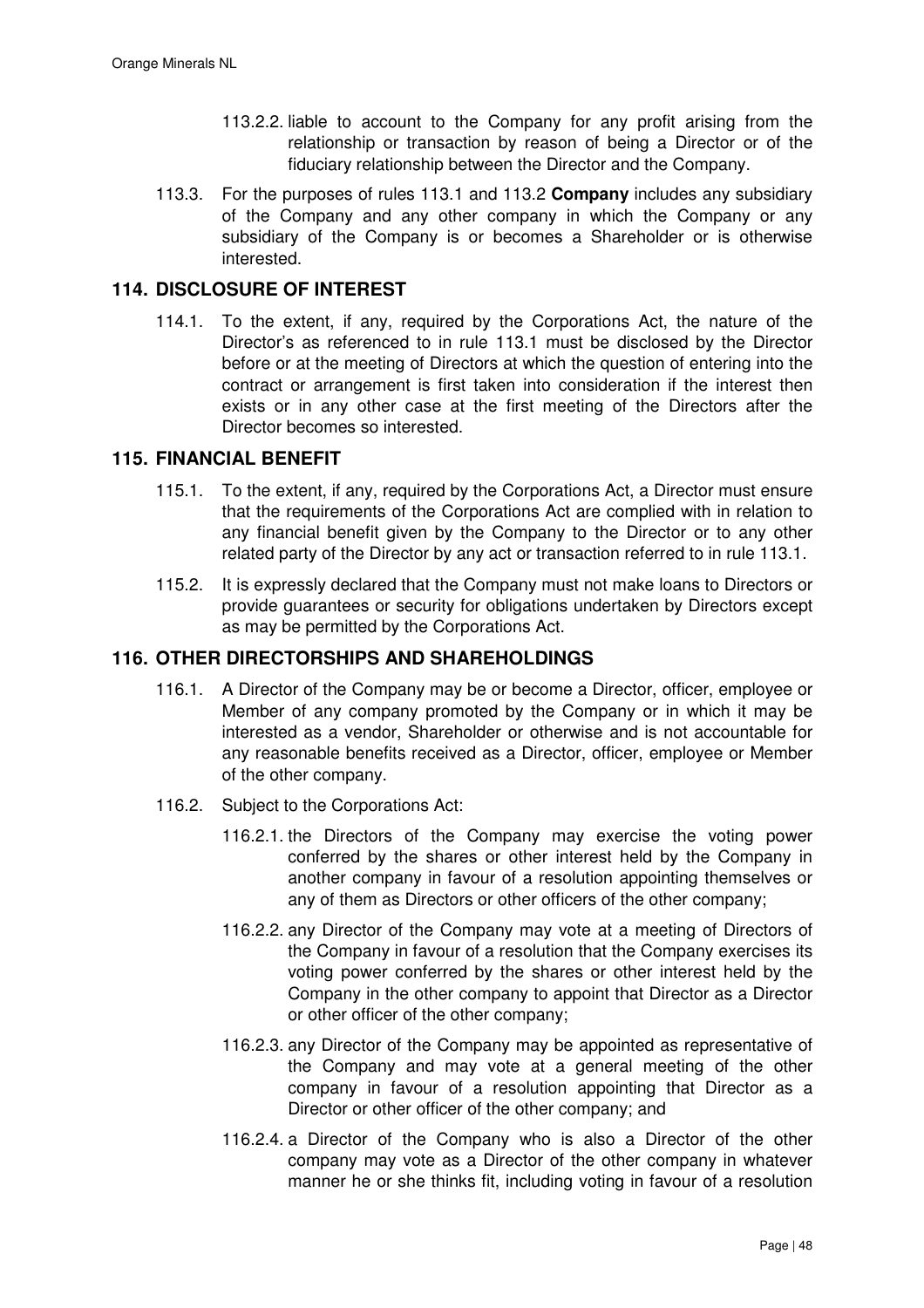113.2.2. liable to account to the Company for any profit arising from the relationship or transaction by reason of being a Director or of the fiduciary relationship between the Director and the Company.

113.3. For the purposes of rules 113.1 and 113.2 **Company** includes any subsidiary of the Company and any other company in which the Company or any subsidiary of the Company is or becomes a Shareholder or is otherwise interested.

## 114. DISCLOSURE OF INTEREST

114.1. To the extent, if any, required by the Corporations Act, the nature of the Director's as referenced to in rule 113.1 must be disclosed by the Director before or at the meeting of Directors at which the question of entering into the contract or arrangement is first taken into consideration if the interest then exists or in any other case at the first meeting of the Directors after the Director becomes so interested.

## 115. FINANCIAL BENEFIT

115.1. To the extent, if any, required by the Corporations Act, a Director must ensure that the requirements of the Corporations Act are complied with in relation to any financial benefit given by the Company to the Director or to any other related party of the Director by any act or transaction referred to in rule 113.1.

115.2. It is expressly declared that the Company must not make loans to Directors or provide guarantees or security for obligations undertaken by Directors except as may be permitted by the Corporations Act.

## 116. OTHER DIRECTORSHIPS AND SHAREHOLDINGS

116.1. A Director of the Company may be or become a Director, officer, employee or Member of any company promoted by the Company or in which it may be interested as a vendor, Shareholder or otherwise and is not accountable for any reasonable benefits received as a Director, officer, employee or Member of the other company.

116.2. Subject to the Corporations Act:

116.2.1. the Directors of the Company may exercise the voting power conferred by the shares or other interest held by the Company in another company in favour of a resolution appointing themselves or any of them as Directors or other officers of the other company;

116.2.2. any Director of the Company may vote at a meeting of Directors of the Company in favour of a resolution that the Company exercises its voting power conferred by the shares or other interest held by the Company in the other company to appoint that Director as a Director or other officer of the other company;

116.2.3. any Director of the Company may be appointed as representative of the Company and may vote at a general meeting of the other company in favour of a resolution appointing that Director as a Director or other officer of the other company; and

116.2.4. a Director of the Company who is also a Director of the other company may vote as a Director of the other company in whatever manner he or she thinks fit, including voting in favour of a resolution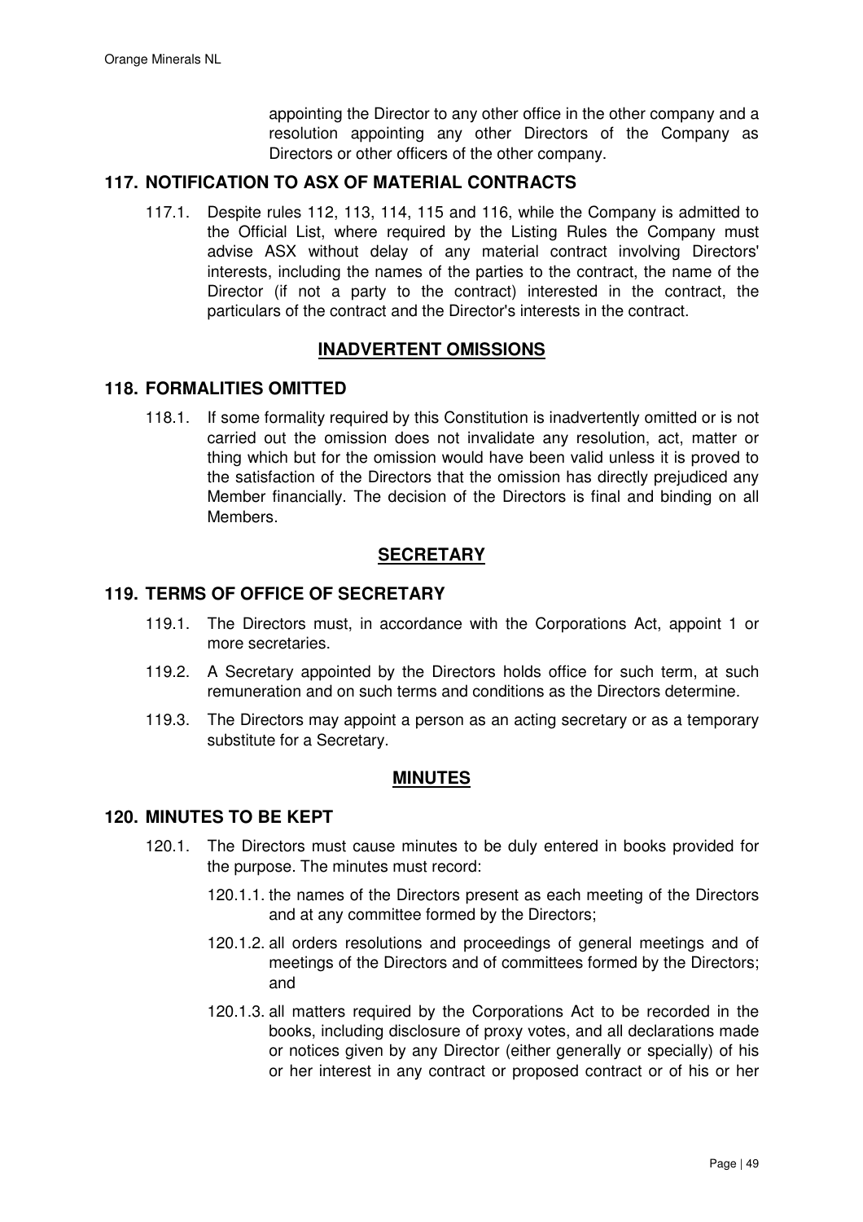appointing the Director to any other office in the other company and a resolution appointing any other Directors of the Company as Directors or other officers of the other company.

## 117. NOTIFICATION TO ASX OF MATERIAL CONTRACTS

117.1. Despite rules 112, 113, 114, 115 and 116, while the Company is admitted to the Official List, where required by the Listing Rules the Company must advise ASX without delay of any material contract involving Directors' interests, including the names of the parties to the contract, the name of the Director (if not a party to the contract) interested in the contract, the particulars of the contract and the Director's interests in the contract.

# INADVERTENT OMISSIONS

## 118. FORMALITIES OMITTED

118.1. If some formality required by this Constitution is inadvertently omitted or is not carried out the omission does not invalidate any resolution, act, matter or thing which but for the omission would have been valid unless it is proved to the satisfaction of the Directors that the omission has directly prejudiced any Member financially. The decision of the Directors is final and binding on all Members.

# SECRETARY

## 119. TERMS OF OFFICE OF SECRETARY

119.1. The Directors must, in accordance with the Corporations Act, appoint 1 or more secretaries.

119.2. A Secretary appointed by the Directors holds office for such term, at such remuneration and on such terms and conditions as the Directors determine.

119.3. The Directors may appoint a person as an acting secretary or as a temporary substitute for a Secretary.

# MINUTES

## 120. MINUTES TO BE KEPT

120.1. The Directors must cause minutes to be duly entered in books provided for the purpose. The minutes must record:

120.1.1. the names of the Directors present as each meeting of the Directors and at any committee formed by the Directors;

120.1.2. all orders resolutions and proceedings of general meetings and of meetings of the Directors and of committees formed by the Directors; and

120.1.3. all matters required by the Corporations Act to be recorded in the books, including disclosure of proxy votes, and all declarations made or notices given by any Director (either generally or specially) of his or her interest in any contract or proposed contract or of his or her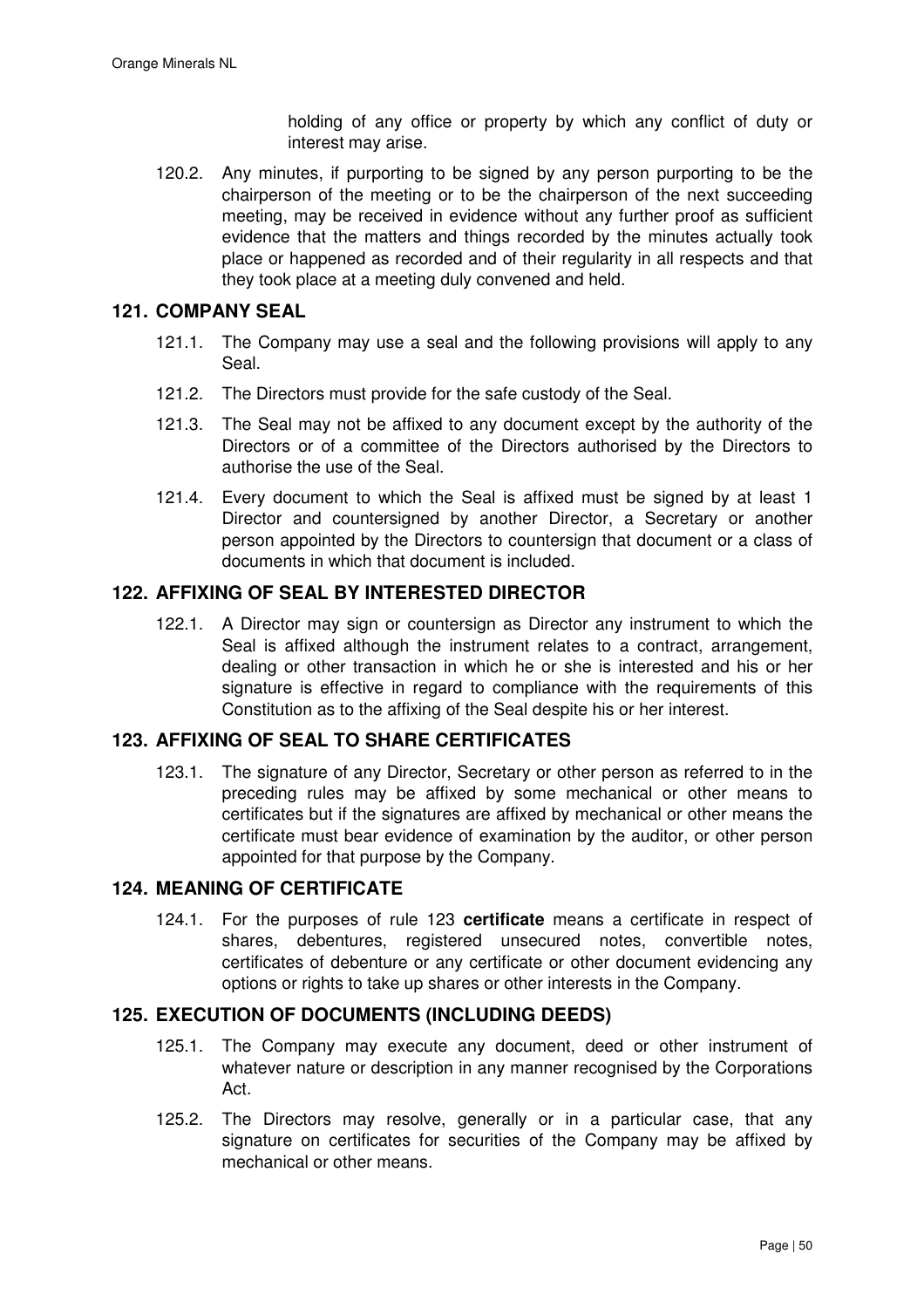holding of any office or property by which any conflict of duty or interest may arise.

120.2. Any minutes, if purporting to be signed by any person purporting to be the chairperson of the meeting or to be the chairperson of the next succeeding meeting, may be received in evidence without any further proof as sufficient evidence that the matters and things recorded by the minutes actually took place or happened as recorded and of their regularity in all respects and that they took place at a meeting duly convened and held.

## 121. COMPANY SEAL

121.1. The Company may use a seal and the following provisions will apply to any Seal.

121.2. The Directors must provide for the safe custody of the Seal.

121.3. The Seal may not be affixed to any document except by the authority of the Directors or of a committee of the Directors authorised by the Directors to authorise the use of the Seal.

121.4. Every document to which the Seal is affixed must be signed by at least 1 Director and countersigned by another Director, a Secretary or another person appointed by the Directors to countersign that document or a class of documents in which that document is included.

## 122. AFFIXING OF SEAL BY INTERESTED DIRECTOR

122.1. A Director may sign or countersign as Director any instrument to which the Seal is affixed although the instrument relates to a contract, arrangement, dealing or other transaction in which he or she is interested and his or her signature is effective in regard to compliance with the requirements of this Constitution as to the affixing of the Seal despite his or her interest.

## 123. AFFIXING OF SEAL TO SHARE CERTIFICATES

123.1. The signature of any Director, Secretary or other person as referred to in the preceding rules may be affixed by some mechanical or other means to certificates but if the signatures are affixed by mechanical or other means the certificate must bear evidence of examination by the auditor, or other person appointed for that purpose by the Company.

## 124. MEANING OF CERTIFICATE

124.1. For the purposes of rule 123 **certificate** means a certificate in respect of shares, debentures, registered unsecured notes, convertible notes, certificates of debenture or any certificate or other document evidencing any options or rights to take up shares or other interests in the Company.

## 125. EXECUTION OF DOCUMENTS (INCLUDING DEEDS)

125.1. The Company may execute any document, deed or other instrument of whatever nature or description in any manner recognised by the Corporations Act.

125.2. The Directors may resolve, generally or in a particular case, that any signature on certificates for securities of the Company may be affixed by mechanical or other means.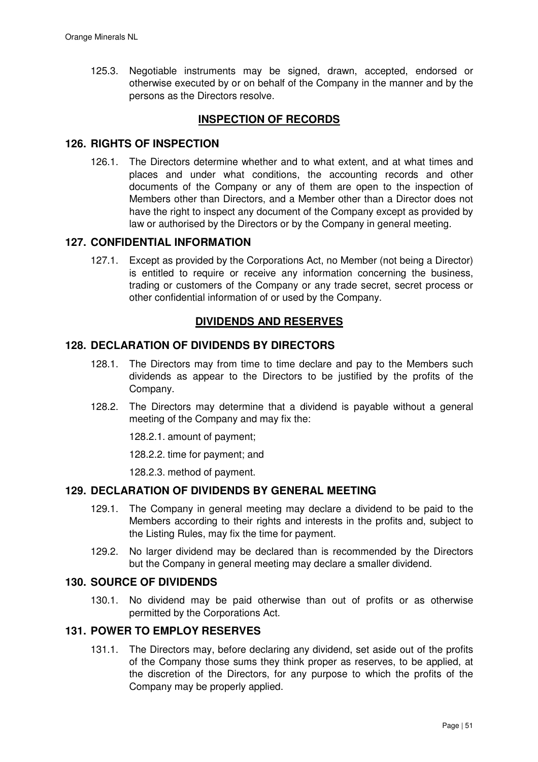125.3. Negotiable instruments may be signed, drawn, accepted, endorsed or otherwise executed by or on behalf of the Company in the manner and by the persons as the Directors resolve.

## INSPECTION OF RECORDS

### 126. RIGHTS OF INSPECTION

126.1. The Directors determine whether and to what extent, and at what times and places and under what conditions, the accounting records and other documents of the Company or any of them are open to the inspection of Members other than Directors, and a Member other than a Director does not have the right to inspect any document of the Company except as provided by law or authorised by the Directors or by the Company in general meeting.

### 127. CONFIDENTIAL INFORMATION

127.1. Except as provided by the Corporations Act, no Member (not being a Director) is entitled to require or receive any information concerning the business, trading or customers of the Company or any trade secret, secret process or other confidential information of or used by the Company.

## DIVIDENDS AND RESERVES

### 128. DECLARATION OF DIVIDENDS BY DIRECTORS

128.1. The Directors may from time to time declare and pay to the Members such dividends as appear to the Directors to be justified by the profits of the Company.

128.2. The Directors may determine that a dividend is payable without a general meeting of the Company and may fix the:

128.2.1. amount of payment;

128.2.2. time for payment; and

128.2.3. method of payment.

### 129. DECLARATION OF DIVIDENDS BY GENERAL MEETING

129.1. The Company in general meeting may declare a dividend to be paid to the Members according to their rights and interests in the profits and, subject to the Listing Rules, may fix the time for payment.

129.2. No larger dividend may be declared than is recommended by the Directors but the Company in general meeting may declare a smaller dividend.

### 130. SOURCE OF DIVIDENDS

130.1. No dividend may be paid otherwise than out of profits or as otherwise permitted by the Corporations Act.

### 131. POWER TO EMPLOY RESERVES

131.1. The Directors may, before declaring any dividend, set aside out of the profits of the Company those sums they think proper as reserves, to be applied, at the discretion of the Directors, for any purpose to which the profits of the Company may be properly applied.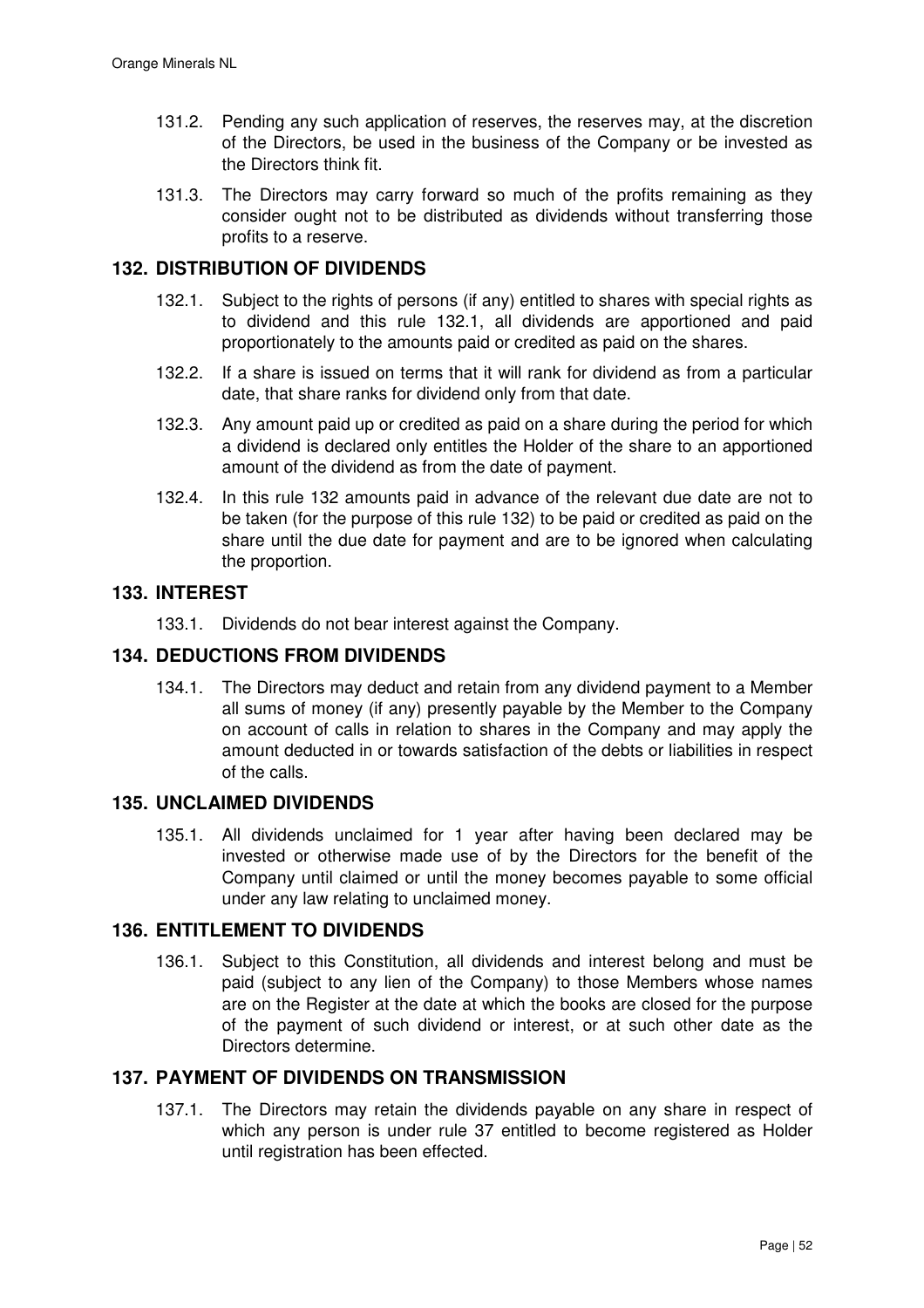131.2. Pending any such application of reserves, the reserves may, at the discretion of the Directors, be used in the business of the Company or be invested as the Directors think fit.

131.3. The Directors may carry forward so much of the profits remaining as they consider ought not to be distributed as dividends without transferring those profits to a reserve.

## 132. DISTRIBUTION OF DIVIDENDS

132.1. Subject to the rights of persons (if any) entitled to shares with special rights as to dividend and this rule 132.1, all dividends are apportioned and paid proportionately to the amounts paid or credited as paid on the shares.

132.2. If a share is issued on terms that it will rank for dividend as from a particular date, that share ranks for dividend only from that date.

132.3. Any amount paid up or credited as paid on a share during the period for which a dividend is declared only entitles the Holder of the share to an apportioned amount of the dividend as from the date of payment.

132.4. In this rule 132 amounts paid in advance of the relevant due date are not to be taken (for the purpose of this rule 132) to be paid or credited as paid on the share until the due date for payment and are to be ignored when calculating the proportion.

## 133. INTEREST

133.1. Dividends do not bear interest against the Company.

## 134. DEDUCTIONS FROM DIVIDENDS

134.1. The Directors may deduct and retain from any dividend payment to a Member all sums of money (if any) presently payable by the Member to the Company on account of calls in relation to shares in the Company and may apply the amount deducted in or towards satisfaction of the debts or liabilities in respect of the calls.

## 135. UNCLAIMED DIVIDENDS

135.1. All dividends unclaimed for 1 year after having been declared may be invested or otherwise made use of by the Directors for the benefit of the Company until claimed or until the money becomes payable to some official under any law relating to unclaimed money.

## 136. ENTITLEMENT TO DIVIDENDS

136.1. Subject to this Constitution, all dividends and interest belong and must be paid (subject to any lien of the Company) to those Members whose names are on the Register at the date at which the books are closed for the purpose of the payment of such dividend or interest, or at such other date as the Directors determine.

## 137. PAYMENT OF DIVIDENDS ON TRANSMISSION

137.1. The Directors may retain the dividends payable on any share in respect of which any person is under rule 37 entitled to become registered as Holder until registration has been effected.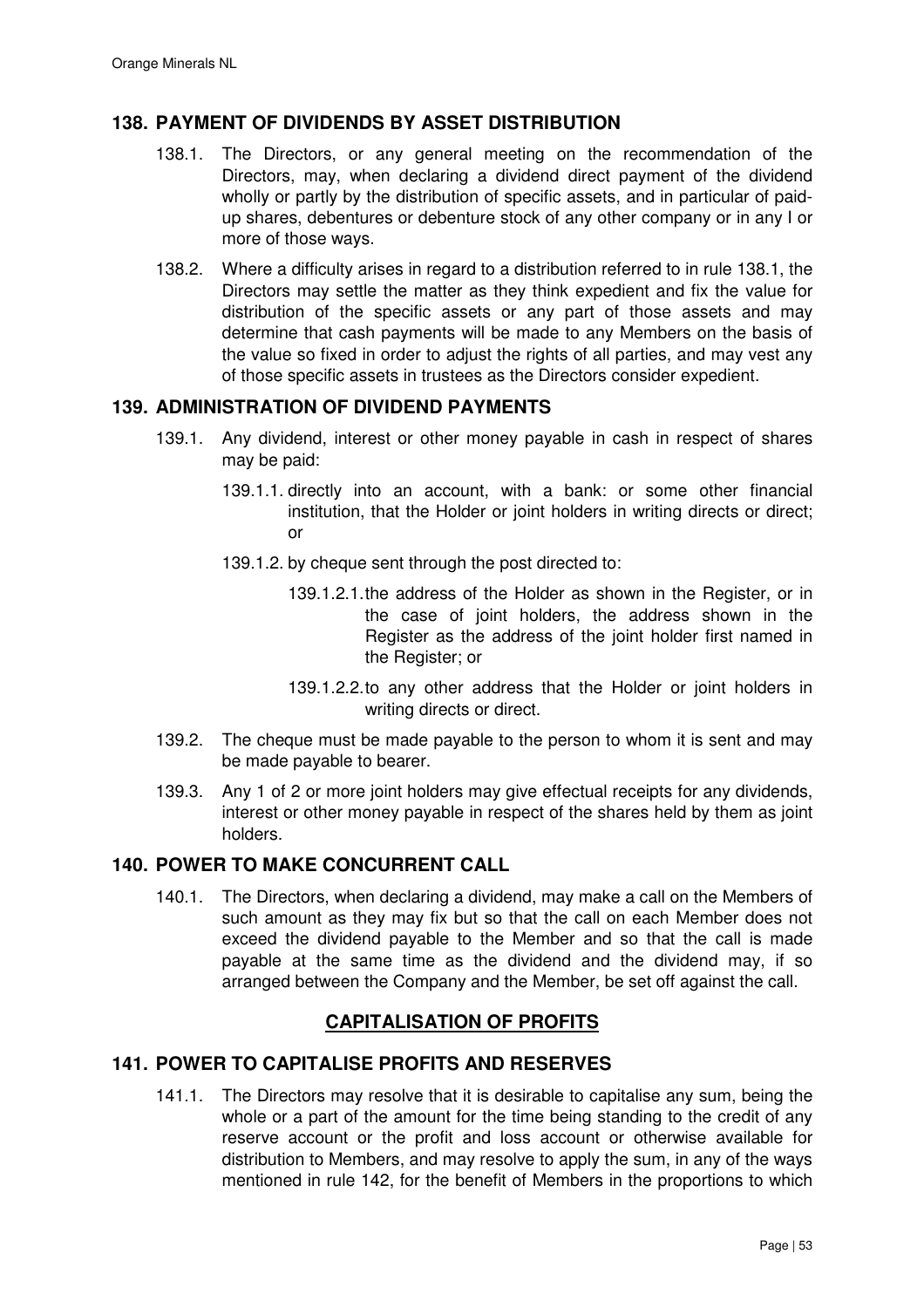## 138. PAYMENT OF DIVIDENDS BY ASSET DISTRIBUTION

138.1. The Directors, or any general meeting on the recommendation of the Directors, may, when declaring a dividend direct payment of the dividend wholly or partly by the distribution of specific assets, and in particular of paid-up shares, debentures or debenture stock of any other company or in any I or more of those ways.

138.2. Where a difficulty arises in regard to a distribution referred to in rule 138.1, the Directors may settle the matter as they think expedient and fix the value for distribution of the specific assets or any part of those assets and may determine that cash payments will be made to any Members on the basis of the value so fixed in order to adjust the rights of all parties, and may vest any of those specific assets in trustees as the Directors consider expedient.

## 139. ADMINISTRATION OF DIVIDEND PAYMENTS

139.1. Any dividend, interest or other money payable in cash in respect of shares may be paid:

139.1.1. directly into an account, with a bank: or some other financial institution, that the Holder or joint holders in writing directs or direct; or

139.1.2. by cheque sent through the post directed to:

139.1.2.1. the address of the Holder as shown in the Register, or in the case of joint holders, the address shown in the Register as the address of the joint holder first named in the Register; or

139.1.2.2. to any other address that the Holder or joint holders in writing directs or direct.

139.2. The cheque must be made payable to the person to whom it is sent and may be made payable to bearer.

139.3. Any 1 of 2 or more joint holders may give effectual receipts for any dividends, interest or other money payable in respect of the shares held by them as joint holders.

## 140. POWER TO MAKE CONCURRENT CALL

140.1. The Directors, when declaring a dividend, may make a call on the Members of such amount as they may fix but so that the call on each Member does not exceed the dividend payable to the Member and so that the call is made payable at the same time as the dividend and the dividend may, if so arranged between the Company and the Member, be set off against the call.

# CAPITALISATION OF PROFITS

## 141. POWER TO CAPITALISE PROFITS AND RESERVES

141.1. The Directors may resolve that it is desirable to capitalise any sum, being the whole or a part of the amount for the time being standing to the credit of any reserve account or the profit and loss account or otherwise available for distribution to Members, and may resolve to apply the sum, in any of the ways mentioned in rule 142, for the benefit of Members in the proportions to which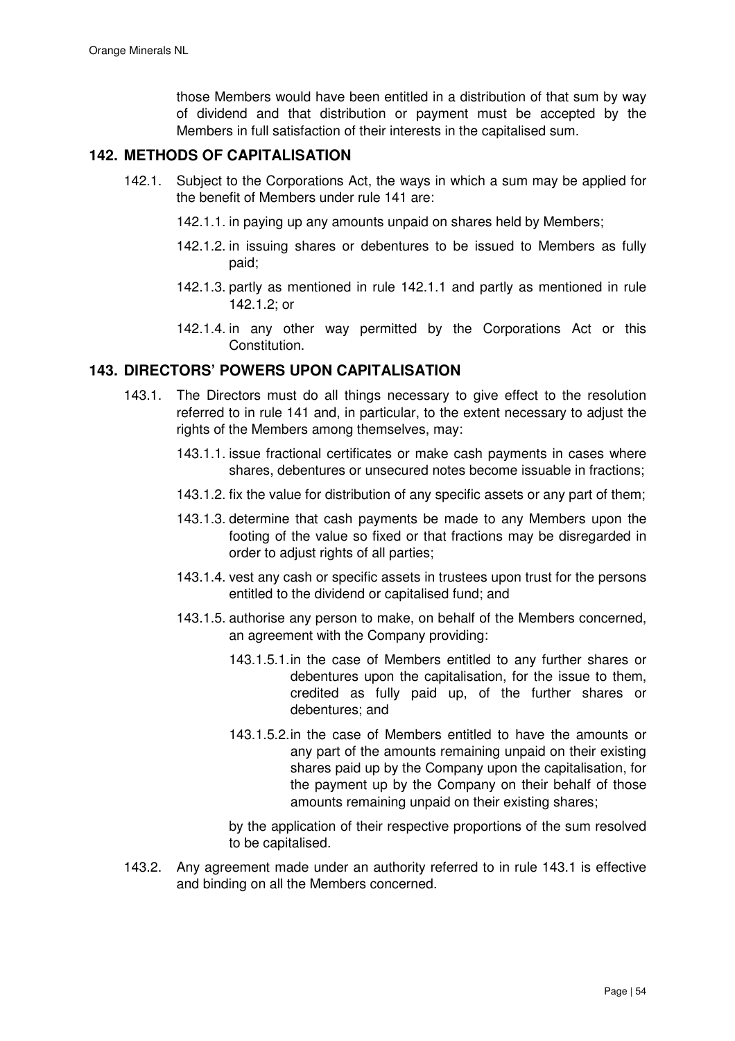those Members would have been entitled in a distribution of that sum by way of dividend and that distribution or payment must be accepted by the Members in full satisfaction of their interests in the capitalised sum.

## 142. METHODS OF CAPITALISATION

142.1. Subject to the Corporations Act, the ways in which a sum may be applied for the benefit of Members under rule 141 are:

142.1.1. in paying up any amounts unpaid on shares held by Members;

142.1.2. in issuing shares or debentures to be issued to Members as fully paid;

142.1.3. partly as mentioned in rule 142.1.1 and partly as mentioned in rule 142.1.2; or

142.1.4. in any other way permitted by the Corporations Act or this Constitution.

## 143. DIRECTORS' POWERS UPON CAPITALISATION

143.1. The Directors must do all things necessary to give effect to the resolution referred to in rule 141 and, in particular, to the extent necessary to adjust the rights of the Members among themselves, may:

143.1.1. issue fractional certificates or make cash payments in cases where shares, debentures or unsecured notes become issuable in fractions;

143.1.2. fix the value for distribution of any specific assets or any part of them;

143.1.3. determine that cash payments be made to any Members upon the footing of the value so fixed or that fractions may be disregarded in order to adjust rights of all parties;

143.1.4. vest any cash or specific assets in trustees upon trust for the persons entitled to the dividend or capitalised fund; and

143.1.5. authorise any person to make, on behalf of the Members concerned, an agreement with the Company providing:

143.1.5.1. in the case of Members entitled to any further shares or debentures upon the capitalisation, for the issue to them, credited as fully paid up, of the further shares or debentures; and

143.1.5.2. in the case of Members entitled to have the amounts or any part of the amounts remaining unpaid on their existing shares paid up by the Company upon the capitalisation, for the payment up by the Company on their behalf of those amounts remaining unpaid on their existing shares;

by the application of their respective proportions of the sum resolved to be capitalised.

143.2. Any agreement made under an authority referred to in rule 143.1 is effective and binding on all the Members concerned.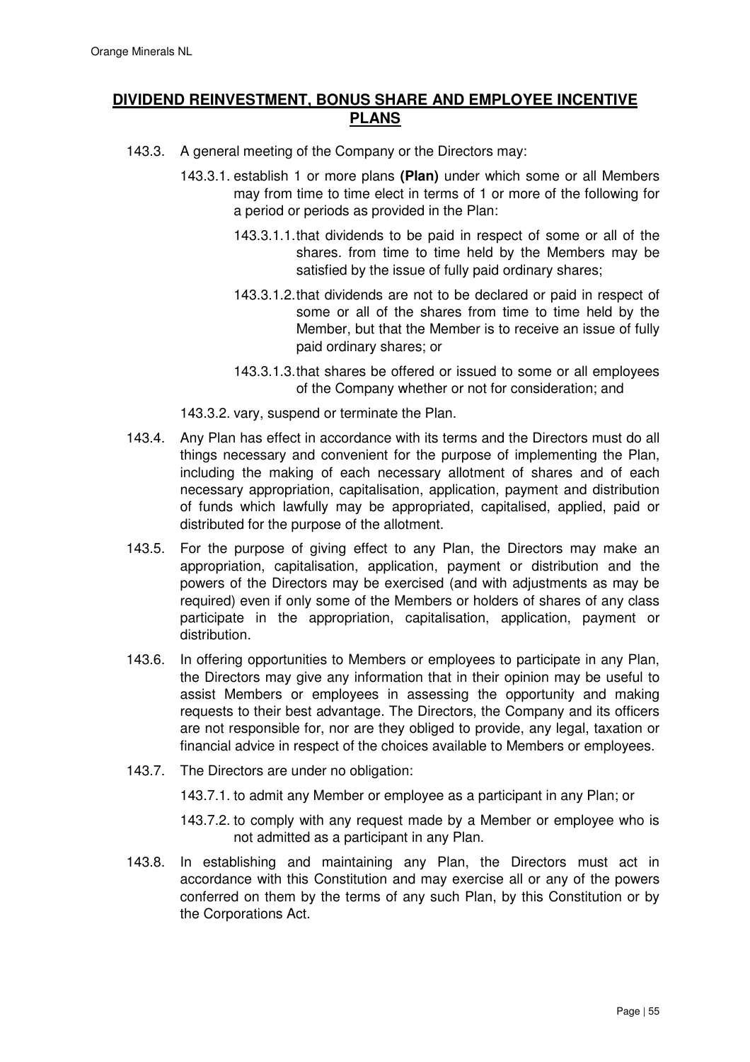## DIVIDEND REINVESTMENT, BONUS SHARE AND EMPLOYEE INCENTIVE PLANS

143.3. A general meeting of the Company or the Directors may:

143.3.1. establish 1 or more plans **(Plan)** under which some or all Members may from time to time elect in terms of 1 or more of the following for a period or periods as provided in the Plan:

143.3.1.1. that dividends to be paid in respect of some or all of the shares. from time to time held by the Members may be satisfied by the issue of fully paid ordinary shares;

143.3.1.2. that dividends are not to be declared or paid in respect of some or all of the shares from time to time held by the Member, but that the Member is to receive an issue of fully paid ordinary shares; or

143.3.1.3. that shares be offered or issued to some or all employees of the Company whether or not for consideration; and

143.3.2. vary, suspend or terminate the Plan.

143.4. Any Plan has effect in accordance with its terms and the Directors must do all things necessary and convenient for the purpose of implementing the Plan, including the making of each necessary allotment of shares and of each necessary appropriation, capitalisation, application, payment and distribution of funds which lawfully may be appropriated, capitalised, applied, paid or distributed for the purpose of the allotment.

143.5. For the purpose of giving effect to any Plan, the Directors may make an appropriation, capitalisation, application, payment or distribution and the powers of the Directors may be exercised (and with adjustments as may be required) even if only some of the Members or holders of shares of any class participate in the appropriation, capitalisation, application, payment or distribution.

143.6. In offering opportunities to Members or employees to participate in any Plan, the Directors may give any information that in their opinion may be useful to assist Members or employees in assessing the opportunity and making requests to their best advantage. The Directors, the Company and its officers are not responsible for, nor are they obliged to provide, any legal, taxation or financial advice in respect of the choices available to Members or employees.

143.7. The Directors are under no obligation:

143.7.1. to admit any Member or employee as a participant in any Plan; or

143.7.2. to comply with any request made by a Member or employee who is not admitted as a participant in any Plan.

143.8. In establishing and maintaining any Plan, the Directors must act in accordance with this Constitution and may exercise all or any of the powers conferred on them by the terms of any such Plan, by this Constitution or by the Corporations Act.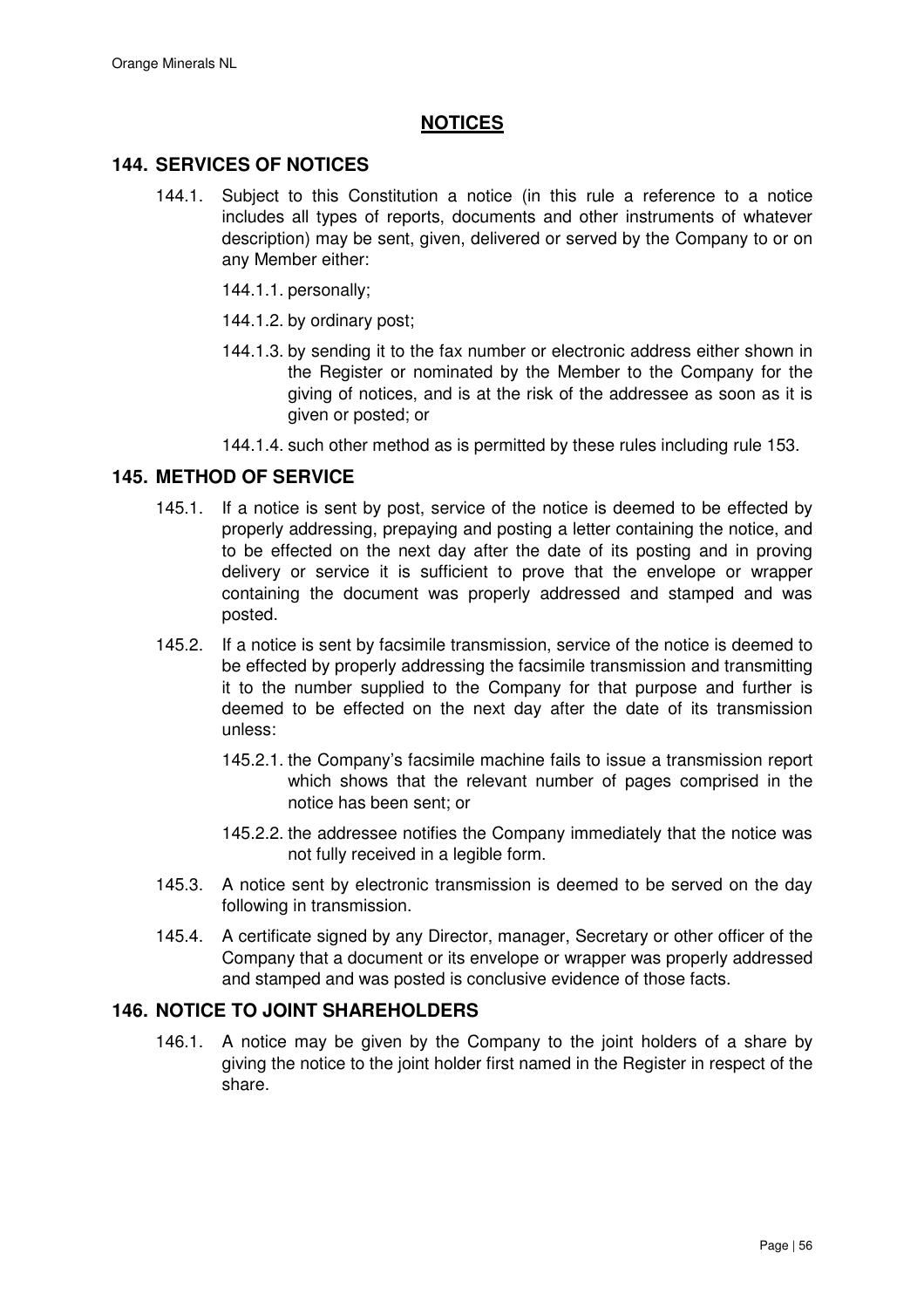## NOTICES

### 144. SERVICES OF NOTICES

144.1. Subject to this Constitution a notice (in this rule a reference to a notice includes all types of reports, documents and other instruments of whatever description) may be sent, given, delivered or served by the Company to or on any Member either:

144.1.1. personally;

144.1.2. by ordinary post;

144.1.3. by sending it to the fax number or electronic address either shown in the Register or nominated by the Member to the Company for the giving of notices, and is at the risk of the addressee as soon as it is given or posted; or

144.1.4. such other method as is permitted by these rules including rule 153.

### 145. METHOD OF SERVICE

145.1. If a notice is sent by post, service of the notice is deemed to be effected by properly addressing, prepaying and posting a letter containing the notice, and to be effected on the next day after the date of its posting and in proving delivery or service it is sufficient to prove that the envelope or wrapper containing the document was properly addressed and stamped and was posted.

145.2. If a notice is sent by facsimile transmission, service of the notice is deemed to be effected by properly addressing the facsimile transmission and transmitting it to the number supplied to the Company for that purpose and further is deemed to be effected on the next day after the date of its transmission unless:

145.2.1. the Company's facsimile machine fails to issue a transmission report which shows that the relevant number of pages comprised in the notice has been sent; or

145.2.2. the addressee notifies the Company immediately that the notice was not fully received in a legible form.

145.3. A notice sent by electronic transmission is deemed to be served on the day following in transmission.

145.4. A certificate signed by any Director, manager, Secretary or other officer of the Company that a document or its envelope or wrapper was properly addressed and stamped and was posted is conclusive evidence of those facts.

### 146. NOTICE TO JOINT SHAREHOLDERS

146.1. A notice may be given by the Company to the joint holders of a share by giving the notice to the joint holder first named in the Register in respect of the share.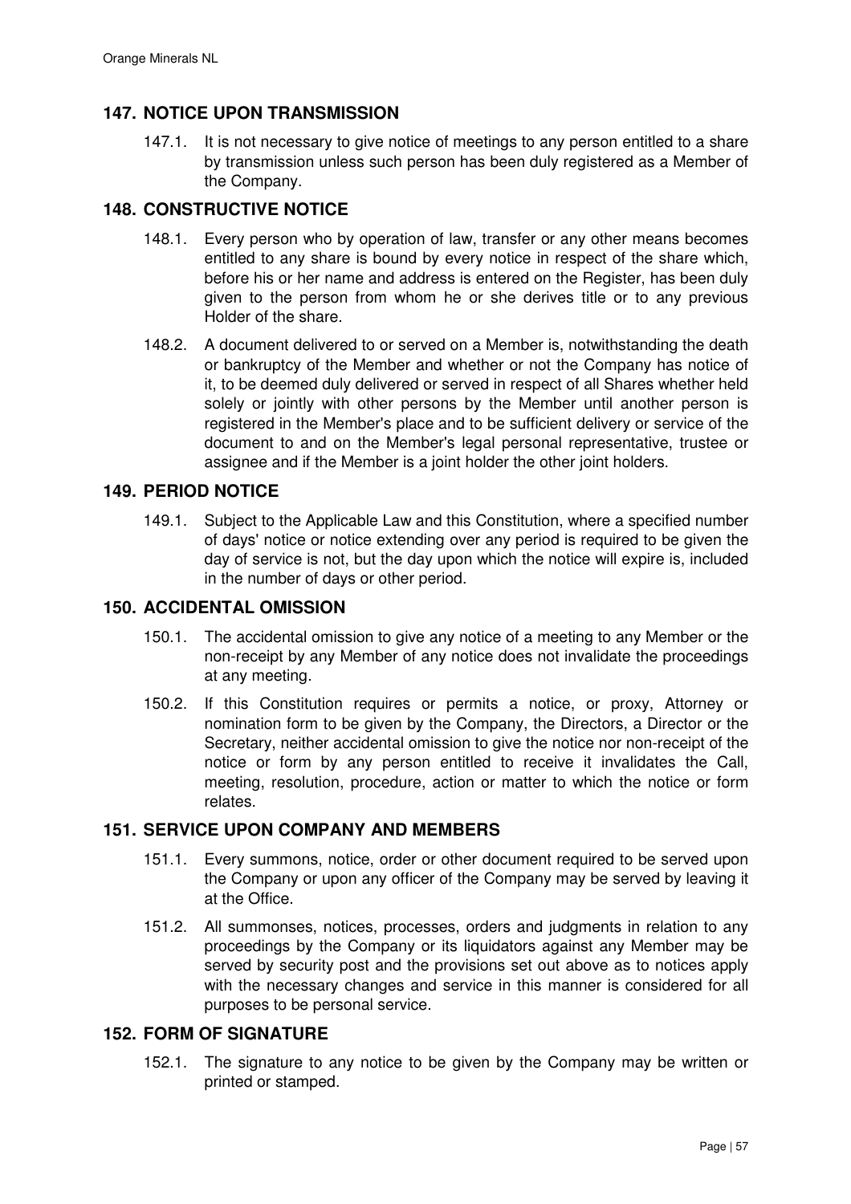## 147. NOTICE UPON TRANSMISSION

147.1. It is not necessary to give notice of meetings to any person entitled to a share by transmission unless such person has been duly registered as a Member of the Company.

## 148. CONSTRUCTIVE NOTICE

148.1. Every person who by operation of law, transfer or any other means becomes entitled to any share is bound by every notice in respect of the share which, before his or her name and address is entered on the Register, has been duly given to the person from whom he or she derives title or to any previous Holder of the share.

148.2. A document delivered to or served on a Member is, notwithstanding the death or bankruptcy of the Member and whether or not the Company has notice of it, to be deemed duly delivered or served in respect of all Shares whether held solely or jointly with other persons by the Member until another person is registered in the Member's place and to be sufficient delivery or service of the document to and on the Member's legal personal representative, trustee or assignee and if the Member is a joint holder the other joint holders.

## 149. PERIOD NOTICE

149.1. Subject to the Applicable Law and this Constitution, where a specified number of days' notice or notice extending over any period is required to be given the day of service is not, but the day upon which the notice will expire is, included in the number of days or other period.

## 150. ACCIDENTAL OMISSION

150.1. The accidental omission to give any notice of a meeting to any Member or the non-receipt by any Member of any notice does not invalidate the proceedings at any meeting.

150.2. If this Constitution requires or permits a notice, or proxy, Attorney or nomination form to be given by the Company, the Directors, a Director or the Secretary, neither accidental omission to give the notice nor non-receipt of the notice or form by any person entitled to receive it invalidates the Call, meeting, resolution, procedure, action or matter to which the notice or form relates.

## 151. SERVICE UPON COMPANY AND MEMBERS

151.1. Every summons, notice, order or other document required to be served upon the Company or upon any officer of the Company may be served by leaving it at the Office.

151.2. All summonses, notices, processes, orders and judgments in relation to any proceedings by the Company or its liquidators against any Member may be served by security post and the provisions set out above as to notices apply with the necessary changes and service in this manner is considered for all purposes to be personal service.

## 152. FORM OF SIGNATURE

152.1. The signature to any notice to be given by the Company may be written or printed or stamped.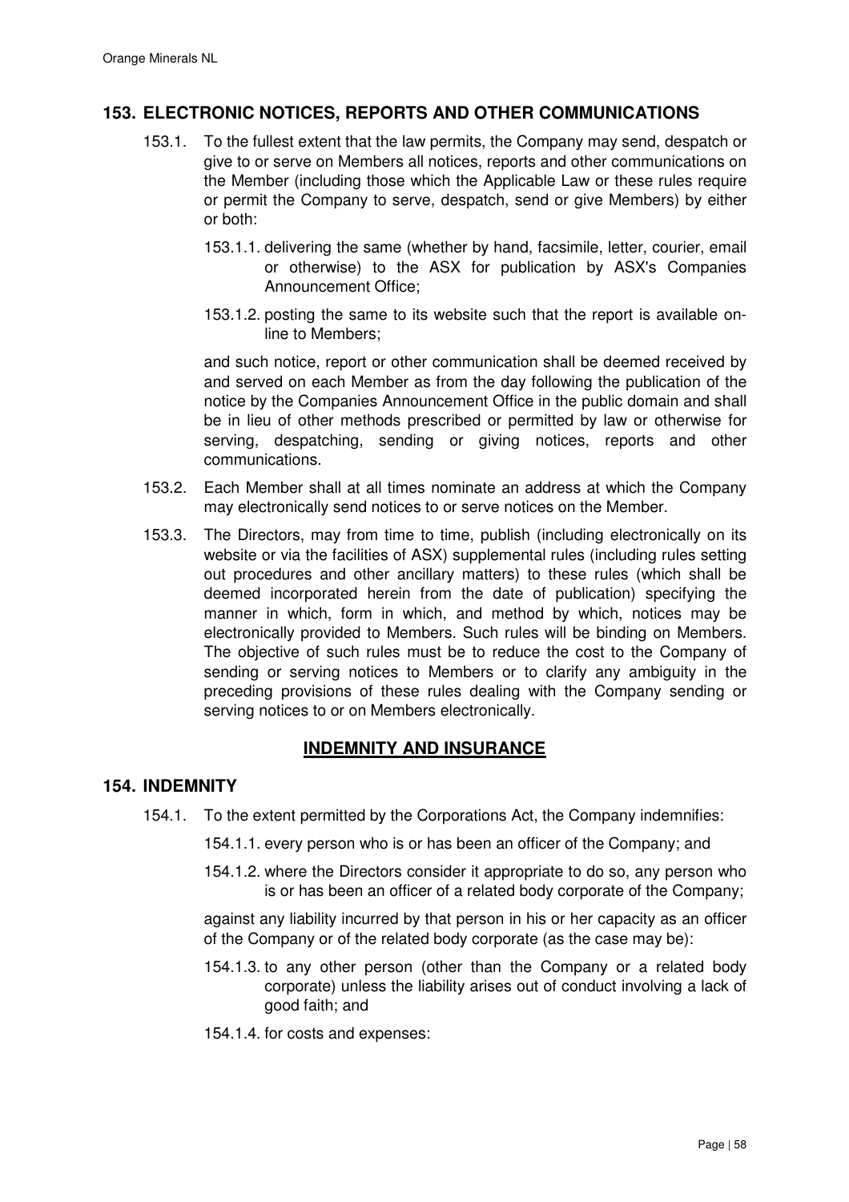## 153. ELECTRONIC NOTICES, REPORTS AND OTHER COMMUNICATIONS

153.1. To the fullest extent that the law permits, the Company may send, despatch or give to or serve on Members all notices, reports and other communications on the Member (including those which the Applicable Law or these rules require or permit the Company to serve, despatch, send or give Members) by either or both:

153.1.1. delivering the same (whether by hand, facsimile, letter, courier, email or otherwise) to the ASX for publication by ASX's Companies Announcement Office;

153.1.2. posting the same to its website such that the report is available on-line to Members;

and such notice, report or other communication shall be deemed received by and served on each Member as from the day following the publication of the notice by the Companies Announcement Office in the public domain and shall be in lieu of other methods prescribed or permitted by law or otherwise for serving, despatching, sending or giving notices, reports and other communications.

153.2. Each Member shall at all times nominate an address at which the Company may electronically send notices to or serve notices on the Member.

153.3. The Directors, may from time to time, publish (including electronically on its website or via the facilities of ASX) supplemental rules (including rules setting out procedures and other ancillary matters) to these rules (which shall be deemed incorporated herein from the date of publication) specifying the manner in which, form in which, and method by which, notices may be electronically provided to Members. Such rules will be binding on Members. The objective of such rules must be to reduce the cost to the Company of sending or serving notices to Members or to clarify any ambiguity in the preceding provisions of these rules dealing with the Company sending or serving notices to or on Members electronically.

# INDEMNITY AND INSURANCE

## 154. INDEMNITY

154.1. To the extent permitted by the Corporations Act, the Company indemnifies:

154.1.1. every person who is or has been an officer of the Company; and

154.1.2. where the Directors consider it appropriate to do so, any person who is or has been an officer of a related body corporate of the Company;

against any liability incurred by that person in his or her capacity as an officer of the Company or of the related body corporate (as the case may be):

154.1.3. to any other person (other than the Company or a related body corporate) unless the liability arises out of conduct involving a lack of good faith; and

154.1.4. for costs and expenses: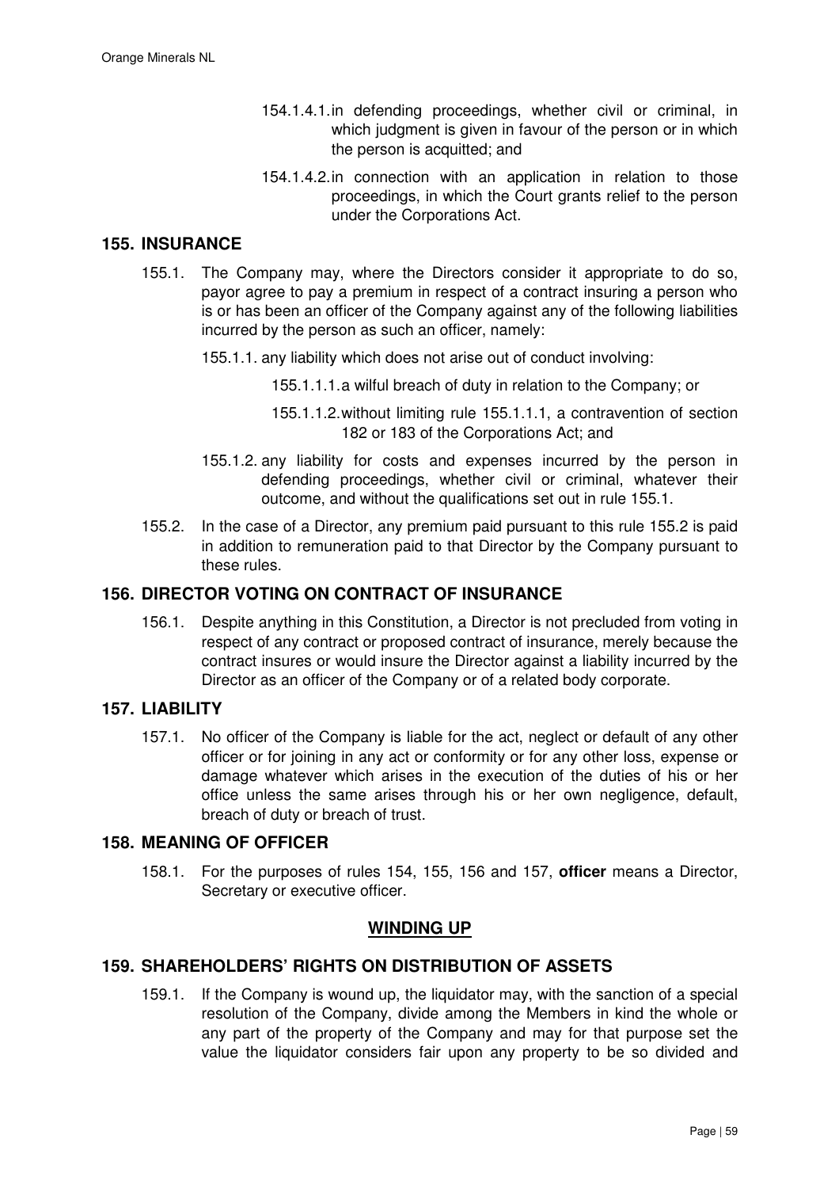154.1.4.1. in defending proceedings, whether civil or criminal, in which judgment is given in favour of the person or in which the person is acquitted; and

154.1.4.2. in connection with an application in relation to those proceedings, in which the Court grants relief to the person under the Corporations Act.

## 155. INSURANCE

155.1. The Company may, where the Directors consider it appropriate to do so, payor agree to pay a premium in respect of a contract insuring a person who is or has been an officer of the Company against any of the following liabilities incurred by the person as such an officer, namely:

155.1.1. any liability which does not arise out of conduct involving:

155.1.1.1. a wilful breach of duty in relation to the Company; or

155.1.1.2. without limiting rule 155.1.1.1, a contravention of section 182 or 183 of the Corporations Act; and

155.1.2. any liability for costs and expenses incurred by the person in defending proceedings, whether civil or criminal, whatever their outcome, and without the qualifications set out in rule 155.1.

155.2. In the case of a Director, any premium paid pursuant to this rule 155.2 is paid in addition to remuneration paid to that Director by the Company pursuant to these rules.

## 156. DIRECTOR VOTING ON CONTRACT OF INSURANCE

156.1. Despite anything in this Constitution, a Director is not precluded from voting in respect of any contract or proposed contract of insurance, merely because the contract insures or would insure the Director against a liability incurred by the Director as an officer of the Company or of a related body corporate.

## 157. LIABILITY

157.1. No officer of the Company is liable for the act, neglect or default of any other officer or for joining in any act or conformity or for any other loss, expense or damage whatever which arises in the execution of the duties of his or her office unless the same arises through his or her own negligence, default, breach of duty or breach of trust.

## 158. MEANING OF OFFICER

158.1. For the purposes of rules 154, 155, 156 and 157, **officer** means a Director, Secretary or executive officer.

## WINDING UP

## 159. SHAREHOLDERS' RIGHTS ON DISTRIBUTION OF ASSETS

159.1. If the Company is wound up, the liquidator may, with the sanction of a special resolution of the Company, divide among the Members in kind the whole or any part of the property of the Company and may for that purpose set the value the liquidator considers fair upon any property to be so divided and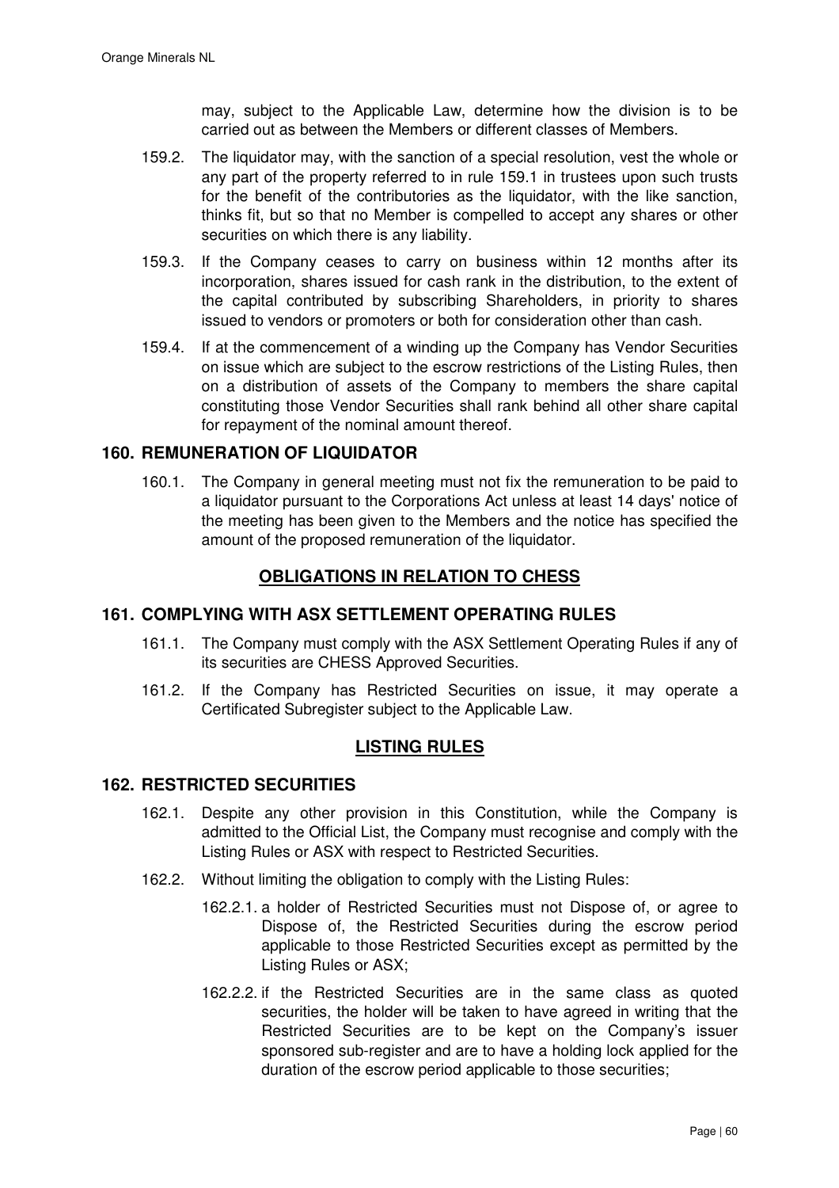may, subject to the Applicable Law, determine how the division is to be carried out as between the Members or different classes of Members.

159.2. The liquidator may, with the sanction of a special resolution, vest the whole or any part of the property referred to in rule 159.1 in trustees upon such trusts for the benefit of the contributories as the liquidator, with the like sanction, thinks fit, but so that no Member is compelled to accept any shares or other securities on which there is any liability.

159.3. If the Company ceases to carry on business within 12 months after its incorporation, shares issued for cash rank in the distribution, to the extent of the capital contributed by subscribing Shareholders, in priority to shares issued to vendors or promoters or both for consideration other than cash.

159.4. If at the commencement of a winding up the Company has Vendor Securities on issue which are subject to the escrow restrictions of the Listing Rules, then on a distribution of assets of the Company to members the share capital constituting those Vendor Securities shall rank behind all other share capital for repayment of the nominal amount thereof.

### 160. REMUNERATION OF LIQUIDATOR

160.1. The Company in general meeting must not fix the remuneration to be paid to a liquidator pursuant to the Corporations Act unless at least 14 days' notice of the meeting has been given to the Members and the notice has specified the amount of the proposed remuneration of the liquidator.

## OBLIGATIONS IN RELATION TO CHESS

### 161. COMPLYING WITH ASX SETTLEMENT OPERATING RULES

161.1. The Company must comply with the ASX Settlement Operating Rules if any of its securities are CHESS Approved Securities.

161.2. If the Company has Restricted Securities on issue, it may operate a Certificated Subregister subject to the Applicable Law.

## LISTING RULES

### 162. RESTRICTED SECURITIES

162.1. Despite any other provision in this Constitution, while the Company is admitted to the Official List, the Company must recognise and comply with the Listing Rules or ASX with respect to Restricted Securities.

162.2. Without limiting the obligation to comply with the Listing Rules:

162.2.1. a holder of Restricted Securities must not Dispose of, or agree to Dispose of, the Restricted Securities during the escrow period applicable to those Restricted Securities except as permitted by the Listing Rules or ASX;

162.2.2. if the Restricted Securities are in the same class as quoted securities, the holder will be taken to have agreed in writing that the Restricted Securities are to be kept on the Company's issuer sponsored sub-register and are to have a holding lock applied for the duration of the escrow period applicable to those securities;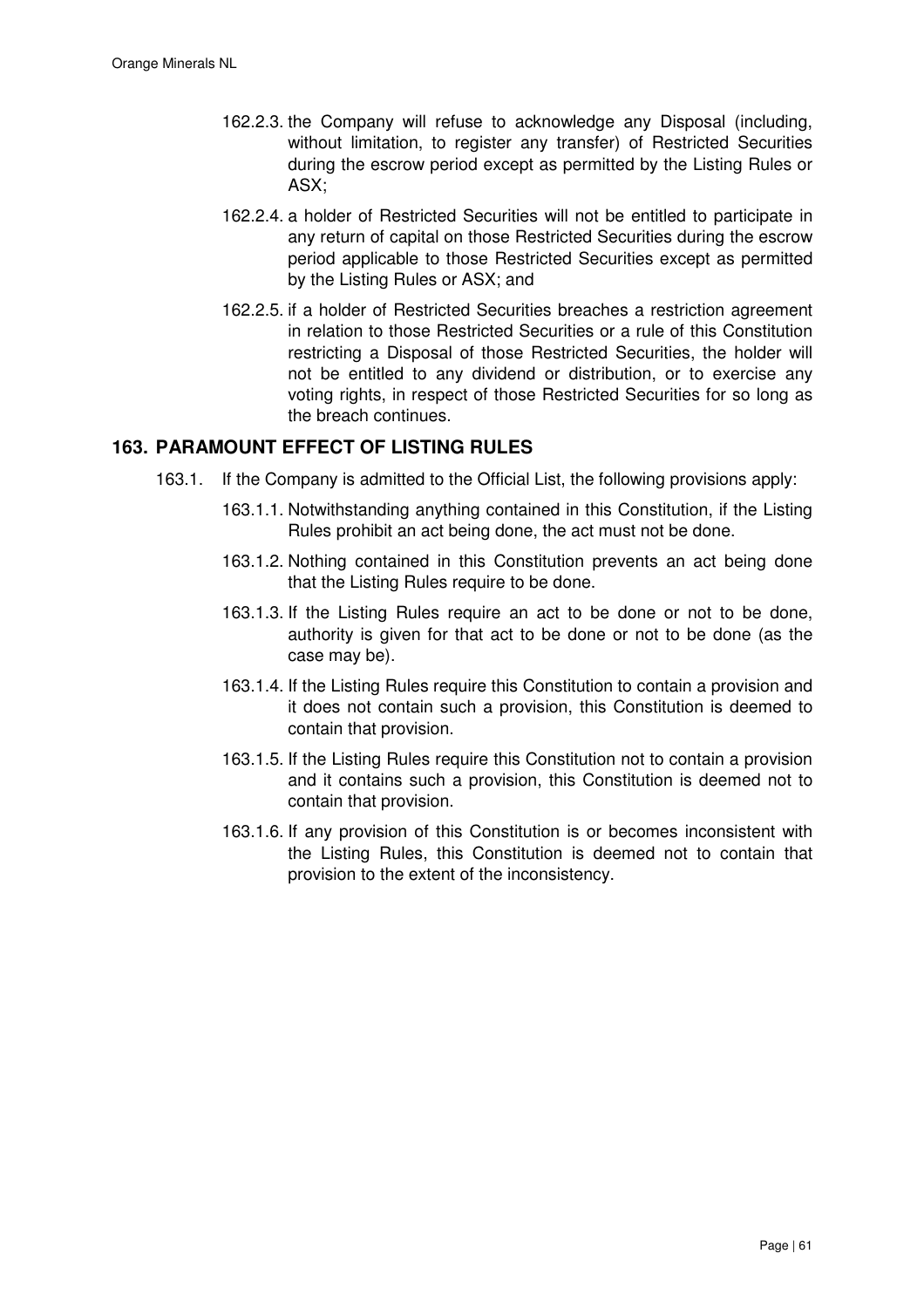162.2.3. the Company will refuse to acknowledge any Disposal (including, without limitation, to register any transfer) of Restricted Securities during the escrow period except as permitted by the Listing Rules or ASX;

162.2.4. a holder of Restricted Securities will not be entitled to participate in any return of capital on those Restricted Securities during the escrow period applicable to those Restricted Securities except as permitted by the Listing Rules or ASX; and

162.2.5. if a holder of Restricted Securities breaches a restriction agreement in relation to those Restricted Securities or a rule of this Constitution restricting a Disposal of those Restricted Securities, the holder will not be entitled to any dividend or distribution, or to exercise any voting rights, in respect of those Restricted Securities for so long as the breach continues.

## 163. PARAMOUNT EFFECT OF LISTING RULES

163.1. If the Company is admitted to the Official List, the following provisions apply:

163.1.1. Notwithstanding anything contained in this Constitution, if the Listing Rules prohibit an act being done, the act must not be done.

163.1.2. Nothing contained in this Constitution prevents an act being done that the Listing Rules require to be done.

163.1.3. If the Listing Rules require an act to be done or not to be done, authority is given for that act to be done or not to be done (as the case may be).

163.1.4. If the Listing Rules require this Constitution to contain a provision and it does not contain such a provision, this Constitution is deemed to contain that provision.

163.1.5. If the Listing Rules require this Constitution not to contain a provision and it contains such a provision, this Constitution is deemed not to contain that provision.

163.1.6. If any provision of this Constitution is or becomes inconsistent with the Listing Rules, this Constitution is deemed not to contain that provision to the extent of the inconsistency.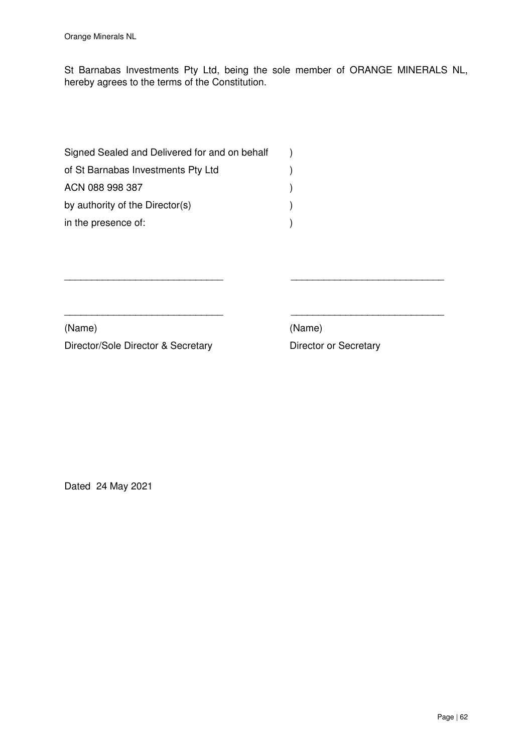St Barnabas Investments Pty Ltd, being the sole member of ORANGE MINERALS NL, hereby agrees to the terms of the Constitution.

Signed Sealed and Delivered for and on behalf )
of St Barnabas Investments Pty Ltd )
ACN 088 998 387 )
by authority of the Director(s) )
in the presence of: )

| | |
|---|---|
| ______________________________ | ______________________________ |
| ______________________________ | ______________________________ |
| (Name) | (Name) |
| Director/Sole Director & Secretary | Director or Secretary |

Dated 24 May 2021